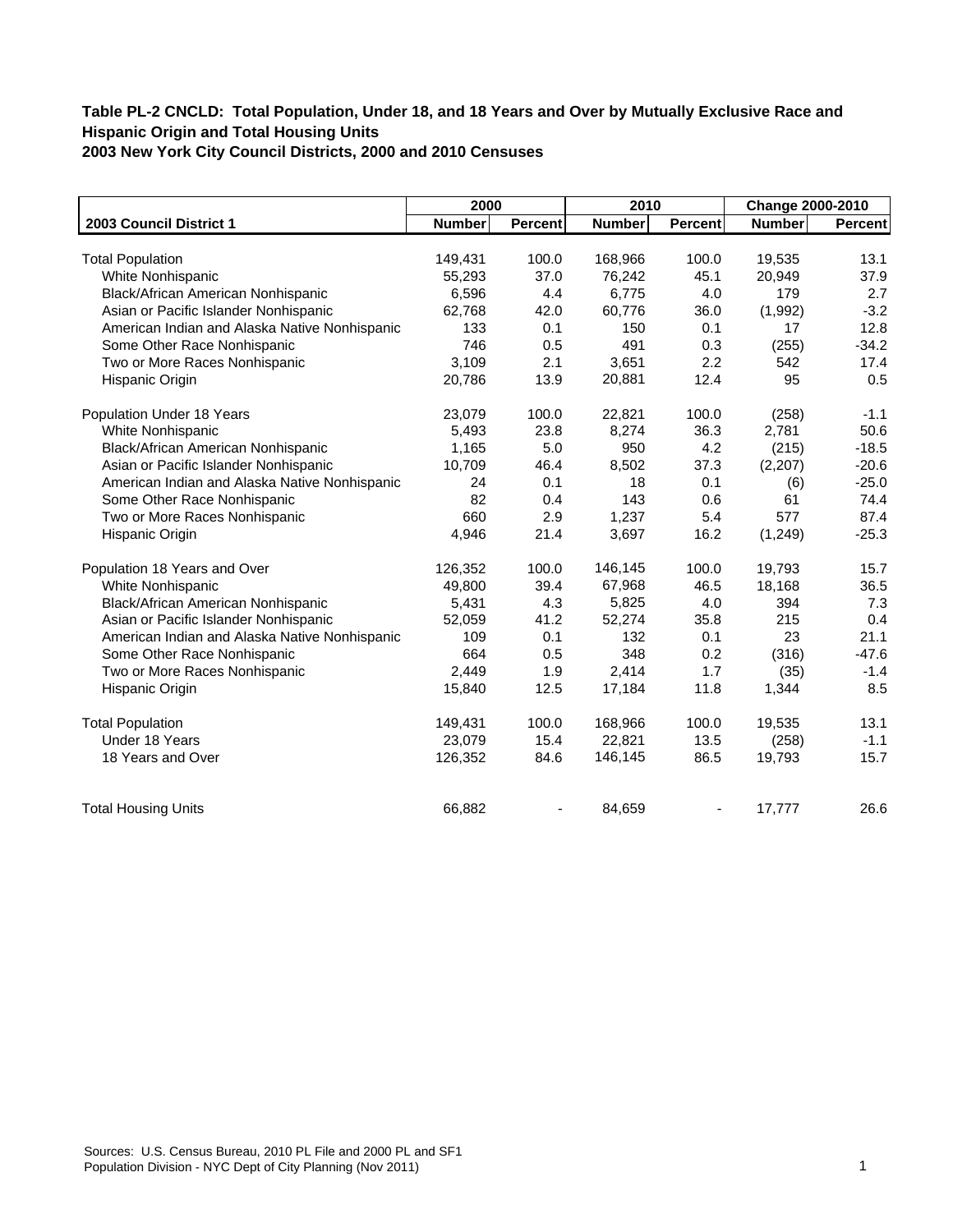# Table PL-2 CNCLD: Total Population, Under 18, and 18 Years and Over by Mutually Exclusive Race and Hispanic Origin and Total Housing Units

## 2003 New York City Council Districts, 2000 and 2010 Censuses

| | 2000 | | 2010 | | Change 2000-2010 | |
|---|---|---|---|---|---|---|
| **2003 Council District 1** | **Number** | **Percent** | **Number** | **Percent** | **Number** | **Percent** |
| Total Population | 149,431 | 100.0 | 168,966 | 100.0 | 19,535 | 13.1 |
| White Nonhispanic | 55,293 | 37.0 | 76,242 | 45.1 | 20,949 | 37.9 |
| Black/African American Nonhispanic | 6,596 | 4.4 | 6,775 | 4.0 | 179 | 2.7 |
| Asian or Pacific Islander Nonhispanic | 62,768 | 42.0 | 60,776 | 36.0 | (1,992) | -3.2 |
| American Indian and Alaska Native Nonhispanic | 133 | 0.1 | 150 | 0.1 | 17 | 12.8 |
| Some Other Race Nonhispanic | 746 | 0.5 | 491 | 0.3 | (255) | -34.2 |
| Two or More Races Nonhispanic | 3,109 | 2.1 | 3,651 | 2.2 | 542 | 17.4 |
| Hispanic Origin | 20,786 | 13.9 | 20,881 | 12.4 | 95 | 0.5 |
| Population Under 18 Years | 23,079 | 100.0 | 22,821 | 100.0 | (258) | -1.1 |
| White Nonhispanic | 5,493 | 23.8 | 8,274 | 36.3 | 2,781 | 50.6 |
| Black/African American Nonhispanic | 1,165 | 5.0 | 950 | 4.2 | (215) | -18.5 |
| Asian or Pacific Islander Nonhispanic | 10,709 | 46.4 | 8,502 | 37.3 | (2,207) | -20.6 |
| American Indian and Alaska Native Nonhispanic | 24 | 0.1 | 18 | 0.1 | (6) | -25.0 |
| Some Other Race Nonhispanic | 82 | 0.4 | 143 | 0.6 | 61 | 74.4 |
| Two or More Races Nonhispanic | 660 | 2.9 | 1,237 | 5.4 | 577 | 87.4 |
| Hispanic Origin | 4,946 | 21.4 | 3,697 | 16.2 | (1,249) | -25.3 |
| Population 18 Years and Over | 126,352 | 100.0 | 146,145 | 100.0 | 19,793 | 15.7 |
| White Nonhispanic | 49,800 | 39.4 | 67,968 | 46.5 | 18,168 | 36.5 |
| Black/African American Nonhispanic | 5,431 | 4.3 | 5,825 | 4.0 | 394 | 7.3 |
| Asian or Pacific Islander Nonhispanic | 52,059 | 41.2 | 52,274 | 35.8 | 215 | 0.4 |
| American Indian and Alaska Native Nonhispanic | 109 | 0.1 | 132 | 0.1 | 23 | 21.1 |
| Some Other Race Nonhispanic | 664 | 0.5 | 348 | 0.2 | (316) | -47.6 |
| Two or More Races Nonhispanic | 2,449 | 1.9 | 2,414 | 1.7 | (35) | -1.4 |
| Hispanic Origin | 15,840 | 12.5 | 17,184 | 11.8 | 1,344 | 8.5 |
| Total Population | 149,431 | 100.0 | 168,966 | 100.0 | 19,535 | 13.1 |
| Under 18 Years | 23,079 | 15.4 | 22,821 | 13.5 | (258) | -1.1 |
| 18 Years and Over | 126,352 | 84.6 | 146,145 | 86.5 | 19,793 | 15.7 |
| Total Housing Units | 66,882 | - | 84,659 | - | 17,777 | 26.6 |

Sources: U.S. Census Bureau, 2010 PL File and 2000 PL and SF1
Population Division - NYC Dept of City Planning (Nov 2011)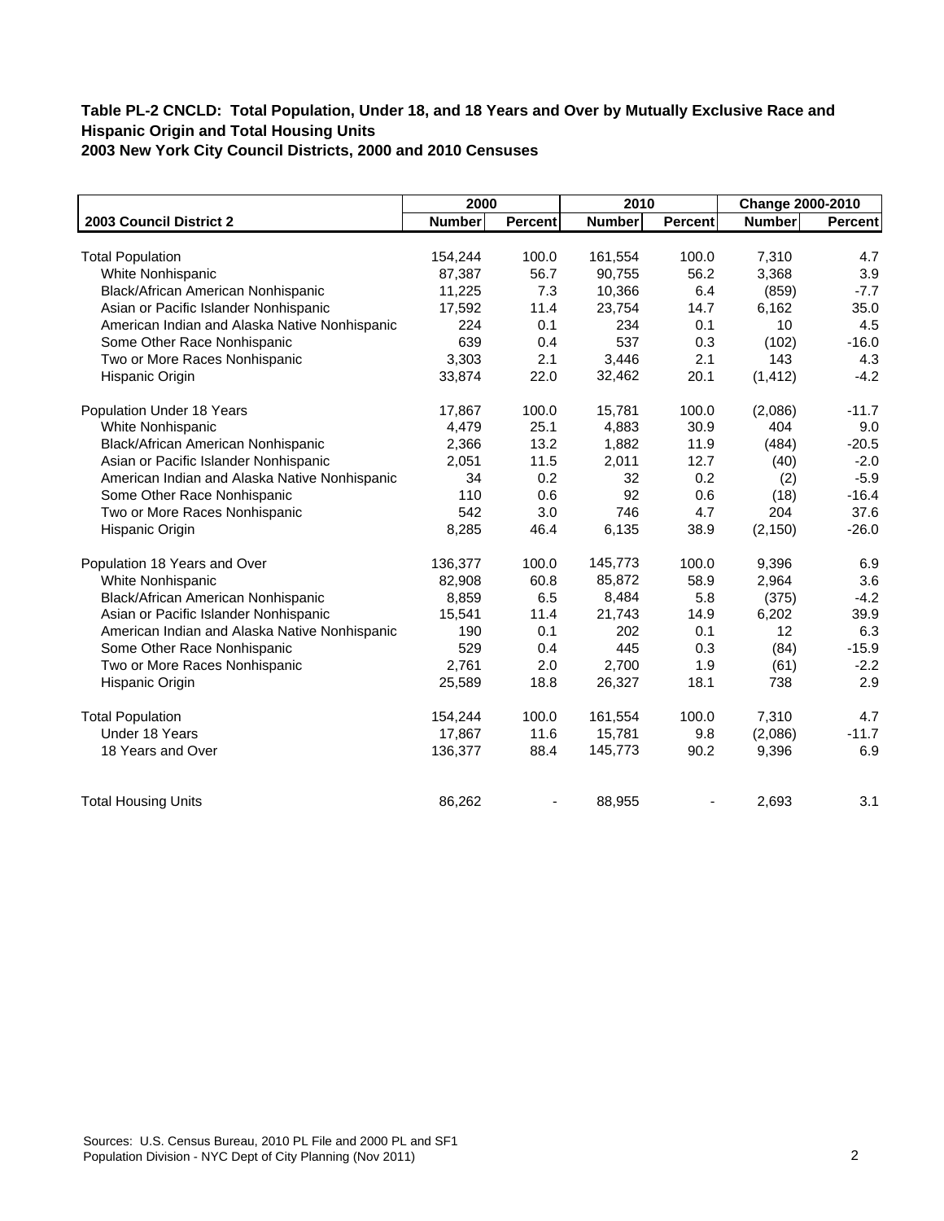**Table PL-2 CNCLD: Total Population, Under 18, and 18 Years and Over by Mutually Exclusive Race and Hispanic Origin and Total Housing Units**
**2003 New York City Council Districts, 2000 and 2010 Censuses**

| | 2000 | | 2010 | | Change 2000-2010 | |
|---|---|---|---|---|---|---|
| **2003 Council District 2** | **Number** | **Percent** | **Number** | **Percent** | **Number** | **Percent** |
| Total Population | 154,244 | 100.0 | 161,554 | 100.0 | 7,310 | 4.7 |
| White Nonhispanic | 87,387 | 56.7 | 90,755 | 56.2 | 3,368 | 3.9 |
| Black/African American Nonhispanic | 11,225 | 7.3 | 10,366 | 6.4 | (859) | -7.7 |
| Asian or Pacific Islander Nonhispanic | 17,592 | 11.4 | 23,754 | 14.7 | 6,162 | 35.0 |
| American Indian and Alaska Native Nonhispanic | 224 | 0.1 | 234 | 0.1 | 10 | 4.5 |
| Some Other Race Nonhispanic | 639 | 0.4 | 537 | 0.3 | (102) | -16.0 |
| Two or More Races Nonhispanic | 3,303 | 2.1 | 3,446 | 2.1 | 143 | 4.3 |
| Hispanic Origin | 33,874 | 22.0 | 32,462 | 20.1 | (1,412) | -4.2 |
| Population Under 18 Years | 17,867 | 100.0 | 15,781 | 100.0 | (2,086) | -11.7 |
| White Nonhispanic | 4,479 | 25.1 | 4,883 | 30.9 | 404 | 9.0 |
| Black/African American Nonhispanic | 2,366 | 13.2 | 1,882 | 11.9 | (484) | -20.5 |
| Asian or Pacific Islander Nonhispanic | 2,051 | 11.5 | 2,011 | 12.7 | (40) | -2.0 |
| American Indian and Alaska Native Nonhispanic | 34 | 0.2 | 32 | 0.2 | (2) | -5.9 |
| Some Other Race Nonhispanic | 110 | 0.6 | 92 | 0.6 | (18) | -16.4 |
| Two or More Races Nonhispanic | 542 | 3.0 | 746 | 4.7 | 204 | 37.6 |
| Hispanic Origin | 8,285 | 46.4 | 6,135 | 38.9 | (2,150) | -26.0 |
| Population 18 Years and Over | 136,377 | 100.0 | 145,773 | 100.0 | 9,396 | 6.9 |
| White Nonhispanic | 82,908 | 60.8 | 85,872 | 58.9 | 2,964 | 3.6 |
| Black/African American Nonhispanic | 8,859 | 6.5 | 8,484 | 5.8 | (375) | -4.2 |
| Asian or Pacific Islander Nonhispanic | 15,541 | 11.4 | 21,743 | 14.9 | 6,202 | 39.9 |
| American Indian and Alaska Native Nonhispanic | 190 | 0.1 | 202 | 0.1 | 12 | 6.3 |
| Some Other Race Nonhispanic | 529 | 0.4 | 445 | 0.3 | (84) | -15.9 |
| Two or More Races Nonhispanic | 2,761 | 2.0 | 2,700 | 1.9 | (61) | -2.2 |
| Hispanic Origin | 25,589 | 18.8 | 26,327 | 18.1 | 738 | 2.9 |
| Total Population | 154,244 | 100.0 | 161,554 | 100.0 | 7,310 | 4.7 |
| Under 18 Years | 17,867 | 11.6 | 15,781 | 9.8 | (2,086) | -11.7 |
| 18 Years and Over | 136,377 | 88.4 | 145,773 | 90.2 | 9,396 | 6.9 |
| Total Housing Units | 86,262 | - | 88,955 | - | 2,693 | 3.1 |

Sources: U.S. Census Bureau, 2010 PL File and 2000 PL and SF1
Population Division - NYC Dept of City Planning (Nov 2011)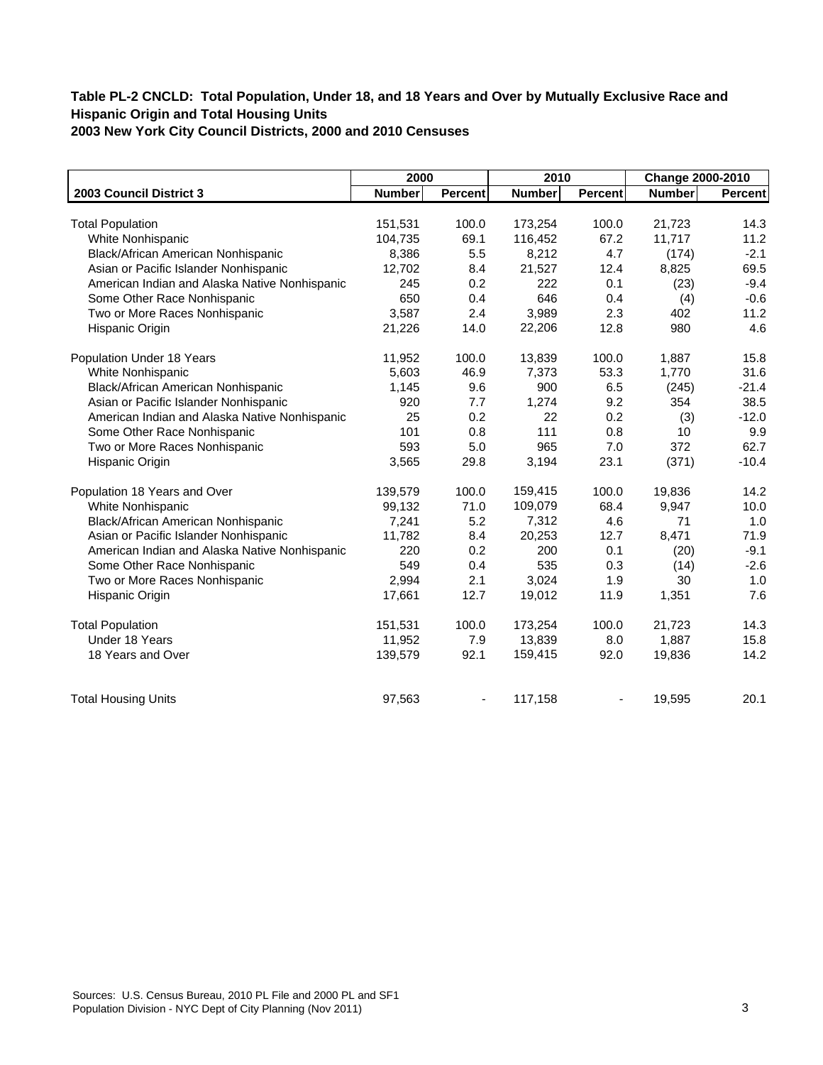**Table PL-2 CNCLD: Total Population, Under 18, and 18 Years and Over by Mutually Exclusive Race and Hispanic Origin and Total Housing Units**
**2003 New York City Council Districts, 2000 and 2010 Censuses**

| | 2000 | | 2010 | | Change 2000-2010 | |
|---|---|---|---|---|---|---|
| **2003 Council District 3** | **Number** | **Percent** | **Number** | **Percent** | **Number** | **Percent** |
| Total Population | 151,531 | 100.0 | 173,254 | 100.0 | 21,723 | 14.3 |
| White Nonhispanic | 104,735 | 69.1 | 116,452 | 67.2 | 11,717 | 11.2 |
| Black/African American Nonhispanic | 8,386 | 5.5 | 8,212 | 4.7 | (174) | -2.1 |
| Asian or Pacific Islander Nonhispanic | 12,702 | 8.4 | 21,527 | 12.4 | 8,825 | 69.5 |
| American Indian and Alaska Native Nonhispanic | 245 | 0.2 | 222 | 0.1 | (23) | -9.4 |
| Some Other Race Nonhispanic | 650 | 0.4 | 646 | 0.4 | (4) | -0.6 |
| Two or More Races Nonhispanic | 3,587 | 2.4 | 3,989 | 2.3 | 402 | 11.2 |
| Hispanic Origin | 21,226 | 14.0 | 22,206 | 12.8 | 980 | 4.6 |
| Population Under 18 Years | 11,952 | 100.0 | 13,839 | 100.0 | 1,887 | 15.8 |
| White Nonhispanic | 5,603 | 46.9 | 7,373 | 53.3 | 1,770 | 31.6 |
| Black/African American Nonhispanic | 1,145 | 9.6 | 900 | 6.5 | (245) | -21.4 |
| Asian or Pacific Islander Nonhispanic | 920 | 7.7 | 1,274 | 9.2 | 354 | 38.5 |
| American Indian and Alaska Native Nonhispanic | 25 | 0.2 | 22 | 0.2 | (3) | -12.0 |
| Some Other Race Nonhispanic | 101 | 0.8 | 111 | 0.8 | 10 | 9.9 |
| Two or More Races Nonhispanic | 593 | 5.0 | 965 | 7.0 | 372 | 62.7 |
| Hispanic Origin | 3,565 | 29.8 | 3,194 | 23.1 | (371) | -10.4 |
| Population 18 Years and Over | 139,579 | 100.0 | 159,415 | 100.0 | 19,836 | 14.2 |
| White Nonhispanic | 99,132 | 71.0 | 109,079 | 68.4 | 9,947 | 10.0 |
| Black/African American Nonhispanic | 7,241 | 5.2 | 7,312 | 4.6 | 71 | 1.0 |
| Asian or Pacific Islander Nonhispanic | 11,782 | 8.4 | 20,253 | 12.7 | 8,471 | 71.9 |
| American Indian and Alaska Native Nonhispanic | 220 | 0.2 | 200 | 0.1 | (20) | -9.1 |
| Some Other Race Nonhispanic | 549 | 0.4 | 535 | 0.3 | (14) | -2.6 |
| Two or More Races Nonhispanic | 2,994 | 2.1 | 3,024 | 1.9 | 30 | 1.0 |
| Hispanic Origin | 17,661 | 12.7 | 19,012 | 11.9 | 1,351 | 7.6 |
| Total Population | 151,531 | 100.0 | 173,254 | 100.0 | 21,723 | 14.3 |
| Under 18 Years | 11,952 | 7.9 | 13,839 | 8.0 | 1,887 | 15.8 |
| 18 Years and Over | 139,579 | 92.1 | 159,415 | 92.0 | 19,836 | 14.2 |
| Total Housing Units | 97,563 | - | 117,158 | - | 19,595 | 20.1 |

Sources: U.S. Census Bureau, 2010 PL File and 2000 PL and SF1
Population Division - NYC Dept of City Planning (Nov 2011)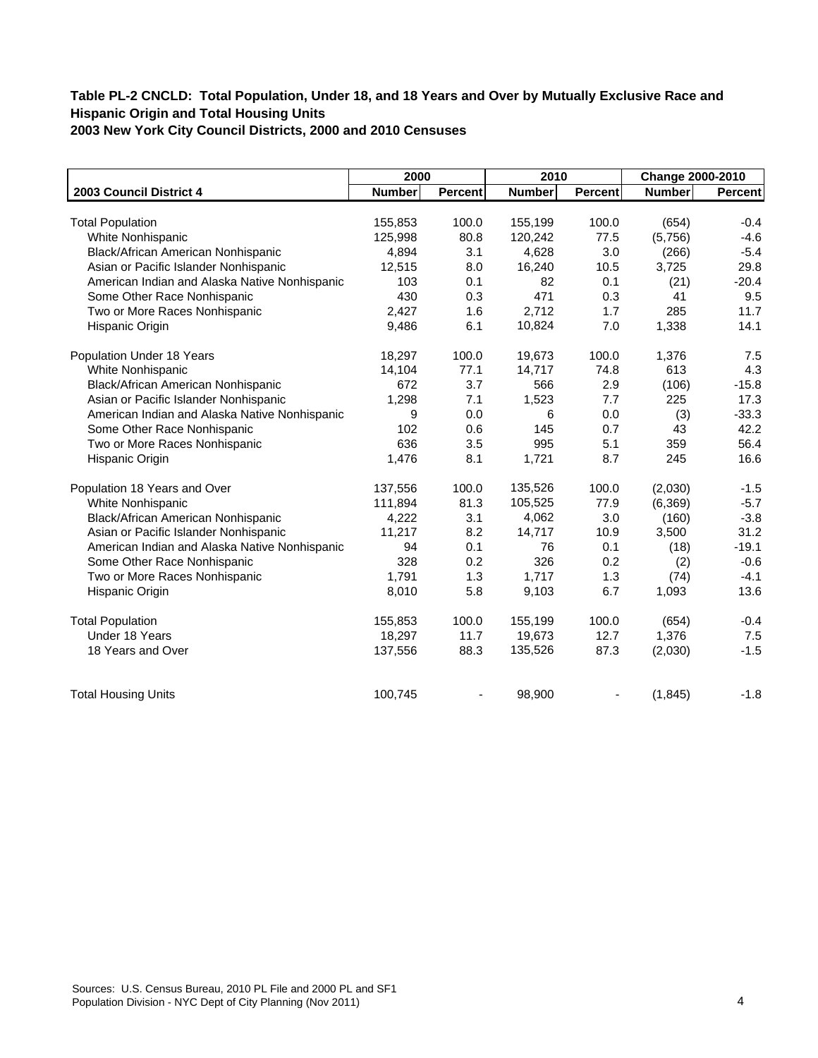**Table PL-2 CNCLD: Total Population, Under 18, and 18 Years and Over by Mutually Exclusive Race and Hispanic Origin and Total Housing Units**
**2003 New York City Council Districts, 2000 and 2010 Censuses**

| | 2000 | | 2010 | | Change 2000-2010 | |
|---|---|---|---|---|---|---|
| **2003 Council District 4** | **Number** | **Percent** | **Number** | **Percent** | **Number** | **Percent** |
| Total Population | 155,853 | 100.0 | 155,199 | 100.0 | (654) | -0.4 |
| White Nonhispanic | 125,998 | 80.8 | 120,242 | 77.5 | (5,756) | -4.6 |
| Black/African American Nonhispanic | 4,894 | 3.1 | 4,628 | 3.0 | (266) | -5.4 |
| Asian or Pacific Islander Nonhispanic | 12,515 | 8.0 | 16,240 | 10.5 | 3,725 | 29.8 |
| American Indian and Alaska Native Nonhispanic | 103 | 0.1 | 82 | 0.1 | (21) | -20.4 |
| Some Other Race Nonhispanic | 430 | 0.3 | 471 | 0.3 | 41 | 9.5 |
| Two or More Races Nonhispanic | 2,427 | 1.6 | 2,712 | 1.7 | 285 | 11.7 |
| Hispanic Origin | 9,486 | 6.1 | 10,824 | 7.0 | 1,338 | 14.1 |
| Population Under 18 Years | 18,297 | 100.0 | 19,673 | 100.0 | 1,376 | 7.5 |
| White Nonhispanic | 14,104 | 77.1 | 14,717 | 74.8 | 613 | 4.3 |
| Black/African American Nonhispanic | 672 | 3.7 | 566 | 2.9 | (106) | -15.8 |
| Asian or Pacific Islander Nonhispanic | 1,298 | 7.1 | 1,523 | 7.7 | 225 | 17.3 |
| American Indian and Alaska Native Nonhispanic | 9 | 0.0 | 6 | 0.0 | (3) | -33.3 |
| Some Other Race Nonhispanic | 102 | 0.6 | 145 | 0.7 | 43 | 42.2 |
| Two or More Races Nonhispanic | 636 | 3.5 | 995 | 5.1 | 359 | 56.4 |
| Hispanic Origin | 1,476 | 8.1 | 1,721 | 8.7 | 245 | 16.6 |
| Population 18 Years and Over | 137,556 | 100.0 | 135,526 | 100.0 | (2,030) | -1.5 |
| White Nonhispanic | 111,894 | 81.3 | 105,525 | 77.9 | (6,369) | -5.7 |
| Black/African American Nonhispanic | 4,222 | 3.1 | 4,062 | 3.0 | (160) | -3.8 |
| Asian or Pacific Islander Nonhispanic | 11,217 | 8.2 | 14,717 | 10.9 | 3,500 | 31.2 |
| American Indian and Alaska Native Nonhispanic | 94 | 0.1 | 76 | 0.1 | (18) | -19.1 |
| Some Other Race Nonhispanic | 328 | 0.2 | 326 | 0.2 | (2) | -0.6 |
| Two or More Races Nonhispanic | 1,791 | 1.3 | 1,717 | 1.3 | (74) | -4.1 |
| Hispanic Origin | 8,010 | 5.8 | 9,103 | 6.7 | 1,093 | 13.6 |
| Total Population | 155,853 | 100.0 | 155,199 | 100.0 | (654) | -0.4 |
| Under 18 Years | 18,297 | 11.7 | 19,673 | 12.7 | 1,376 | 7.5 |
| 18 Years and Over | 137,556 | 88.3 | 135,526 | 87.3 | (2,030) | -1.5 |
| Total Housing Units | 100,745 | - | 98,900 | - | (1,845) | -1.8 |

Sources: U.S. Census Bureau, 2010 PL File and 2000 PL and SF1
Population Division - NYC Dept of City Planning (Nov 2011)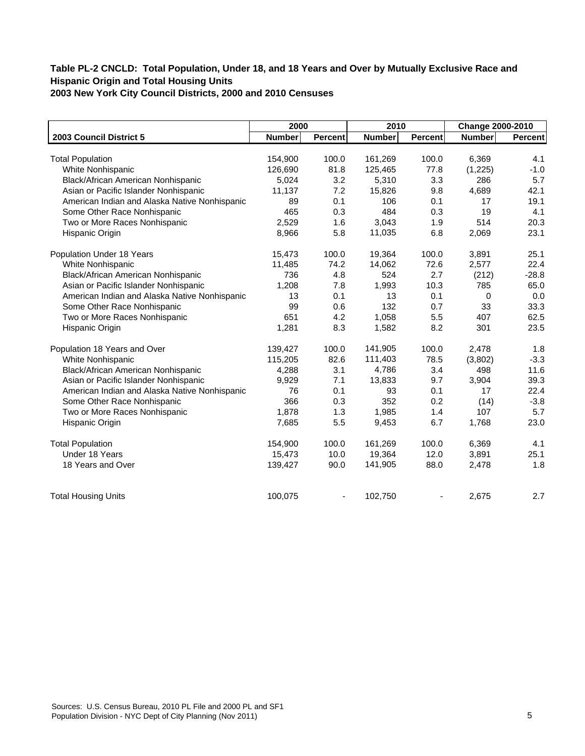**Table PL-2 CNCLD: Total Population, Under 18, and 18 Years and Over by Mutually Exclusive Race and Hispanic Origin and Total Housing Units**
**2003 New York City Council Districts, 2000 and 2010 Censuses**

| | 2000 | | 2010 | | Change 2000-2010 | |
|---|---|---|---|---|---|---|
| **2003 Council District 5** | **Number** | **Percent** | **Number** | **Percent** | **Number** | **Percent** |
| Total Population | 154,900 | 100.0 | 161,269 | 100.0 | 6,369 | 4.1 |
| White Nonhispanic | 126,690 | 81.8 | 125,465 | 77.8 | (1,225) | -1.0 |
| Black/African American Nonhispanic | 5,024 | 3.2 | 5,310 | 3.3 | 286 | 5.7 |
| Asian or Pacific Islander Nonhispanic | 11,137 | 7.2 | 15,826 | 9.8 | 4,689 | 42.1 |
| American Indian and Alaska Native Nonhispanic | 89 | 0.1 | 106 | 0.1 | 17 | 19.1 |
| Some Other Race Nonhispanic | 465 | 0.3 | 484 | 0.3 | 19 | 4.1 |
| Two or More Races Nonhispanic | 2,529 | 1.6 | 3,043 | 1.9 | 514 | 20.3 |
| Hispanic Origin | 8,966 | 5.8 | 11,035 | 6.8 | 2,069 | 23.1 |
| Population Under 18 Years | 15,473 | 100.0 | 19,364 | 100.0 | 3,891 | 25.1 |
| White Nonhispanic | 11,485 | 74.2 | 14,062 | 72.6 | 2,577 | 22.4 |
| Black/African American Nonhispanic | 736 | 4.8 | 524 | 2.7 | (212) | -28.8 |
| Asian or Pacific Islander Nonhispanic | 1,208 | 7.8 | 1,993 | 10.3 | 785 | 65.0 |
| American Indian and Alaska Native Nonhispanic | 13 | 0.1 | 13 | 0.1 | 0 | 0.0 |
| Some Other Race Nonhispanic | 99 | 0.6 | 132 | 0.7 | 33 | 33.3 |
| Two or More Races Nonhispanic | 651 | 4.2 | 1,058 | 5.5 | 407 | 62.5 |
| Hispanic Origin | 1,281 | 8.3 | 1,582 | 8.2 | 301 | 23.5 |
| Population 18 Years and Over | 139,427 | 100.0 | 141,905 | 100.0 | 2,478 | 1.8 |
| White Nonhispanic | 115,205 | 82.6 | 111,403 | 78.5 | (3,802) | -3.3 |
| Black/African American Nonhispanic | 4,288 | 3.1 | 4,786 | 3.4 | 498 | 11.6 |
| Asian or Pacific Islander Nonhispanic | 9,929 | 7.1 | 13,833 | 9.7 | 3,904 | 39.3 |
| American Indian and Alaska Native Nonhispanic | 76 | 0.1 | 93 | 0.1 | 17 | 22.4 |
| Some Other Race Nonhispanic | 366 | 0.3 | 352 | 0.2 | (14) | -3.8 |
| Two or More Races Nonhispanic | 1,878 | 1.3 | 1,985 | 1.4 | 107 | 5.7 |
| Hispanic Origin | 7,685 | 5.5 | 9,453 | 6.7 | 1,768 | 23.0 |
| Total Population | 154,900 | 100.0 | 161,269 | 100.0 | 6,369 | 4.1 |
| Under 18 Years | 15,473 | 10.0 | 19,364 | 12.0 | 3,891 | 25.1 |
| 18 Years and Over | 139,427 | 90.0 | 141,905 | 88.0 | 2,478 | 1.8 |
| Total Housing Units | 100,075 | - | 102,750 | - | 2,675 | 2.7 |

Sources: U.S. Census Bureau, 2010 PL File and 2000 PL and SF1
Population Division - NYC Dept of City Planning (Nov 2011)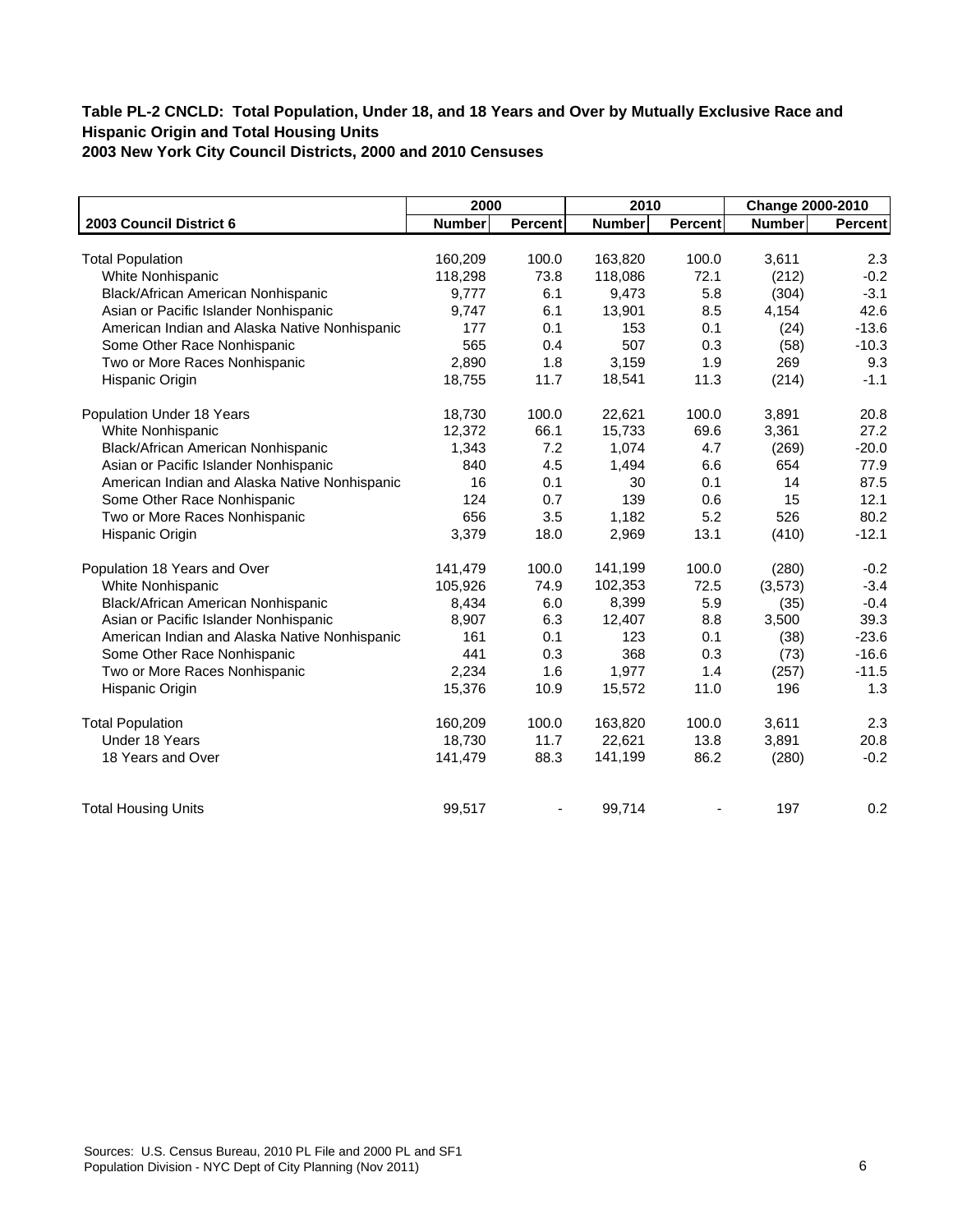**Table PL-2 CNCLD: Total Population, Under 18, and 18 Years and Over by Mutually Exclusive Race and Hispanic Origin and Total Housing Units**
**2003 New York City Council Districts, 2000 and 2010 Censuses**

| | 2000 | | 2010 | | Change 2000-2010 | |
|---|---|---|---|---|---|---|
| **2003 Council District 6** | **Number** | **Percent** | **Number** | **Percent** | **Number** | **Percent** |
| Total Population | 160,209 | 100.0 | 163,820 | 100.0 | 3,611 | 2.3 |
| White Nonhispanic | 118,298 | 73.8 | 118,086 | 72.1 | (212) | -0.2 |
| Black/African American Nonhispanic | 9,777 | 6.1 | 9,473 | 5.8 | (304) | -3.1 |
| Asian or Pacific Islander Nonhispanic | 9,747 | 6.1 | 13,901 | 8.5 | 4,154 | 42.6 |
| American Indian and Alaska Native Nonhispanic | 177 | 0.1 | 153 | 0.1 | (24) | -13.6 |
| Some Other Race Nonhispanic | 565 | 0.4 | 507 | 0.3 | (58) | -10.3 |
| Two or More Races Nonhispanic | 2,890 | 1.8 | 3,159 | 1.9 | 269 | 9.3 |
| Hispanic Origin | 18,755 | 11.7 | 18,541 | 11.3 | (214) | -1.1 |
| Population Under 18 Years | 18,730 | 100.0 | 22,621 | 100.0 | 3,891 | 20.8 |
| White Nonhispanic | 12,372 | 66.1 | 15,733 | 69.6 | 3,361 | 27.2 |
| Black/African American Nonhispanic | 1,343 | 7.2 | 1,074 | 4.7 | (269) | -20.0 |
| Asian or Pacific Islander Nonhispanic | 840 | 4.5 | 1,494 | 6.6 | 654 | 77.9 |
| American Indian and Alaska Native Nonhispanic | 16 | 0.1 | 30 | 0.1 | 14 | 87.5 |
| Some Other Race Nonhispanic | 124 | 0.7 | 139 | 0.6 | 15 | 12.1 |
| Two or More Races Nonhispanic | 656 | 3.5 | 1,182 | 5.2 | 526 | 80.2 |
| Hispanic Origin | 3,379 | 18.0 | 2,969 | 13.1 | (410) | -12.1 |
| Population 18 Years and Over | 141,479 | 100.0 | 141,199 | 100.0 | (280) | -0.2 |
| White Nonhispanic | 105,926 | 74.9 | 102,353 | 72.5 | (3,573) | -3.4 |
| Black/African American Nonhispanic | 8,434 | 6.0 | 8,399 | 5.9 | (35) | -0.4 |
| Asian or Pacific Islander Nonhispanic | 8,907 | 6.3 | 12,407 | 8.8 | 3,500 | 39.3 |
| American Indian and Alaska Native Nonhispanic | 161 | 0.1 | 123 | 0.1 | (38) | -23.6 |
| Some Other Race Nonhispanic | 441 | 0.3 | 368 | 0.3 | (73) | -16.6 |
| Two or More Races Nonhispanic | 2,234 | 1.6 | 1,977 | 1.4 | (257) | -11.5 |
| Hispanic Origin | 15,376 | 10.9 | 15,572 | 11.0 | 196 | 1.3 |
| Total Population | 160,209 | 100.0 | 163,820 | 100.0 | 3,611 | 2.3 |
| Under 18 Years | 18,730 | 11.7 | 22,621 | 13.8 | 3,891 | 20.8 |
| 18 Years and Over | 141,479 | 88.3 | 141,199 | 86.2 | (280) | -0.2 |
| Total Housing Units | 99,517 | - | 99,714 | - | 197 | 0.2 |

Sources: U.S. Census Bureau, 2010 PL File and 2000 PL and SF1
Population Division - NYC Dept of City Planning (Nov 2011)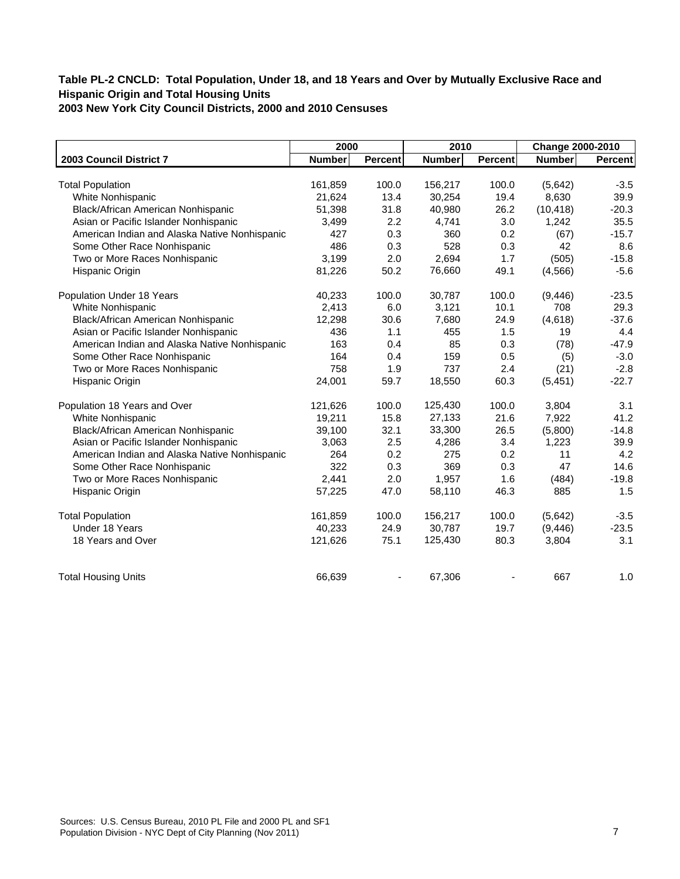**Table PL-2 CNCLD: Total Population, Under 18, and 18 Years and Over by Mutually Exclusive Race and Hispanic Origin and Total Housing Units**
**2003 New York City Council Districts, 2000 and 2010 Censuses**

| | 2000 | | 2010 | | Change 2000-2010 | |
|---|---|---|---|---|---|---|
| **2003 Council District 7** | **Number** | **Percent** | **Number** | **Percent** | **Number** | **Percent** |
| Total Population | 161,859 | 100.0 | 156,217 | 100.0 | (5,642) | -3.5 |
| White Nonhispanic | 21,624 | 13.4 | 30,254 | 19.4 | 8,630 | 39.9 |
| Black/African American Nonhispanic | 51,398 | 31.8 | 40,980 | 26.2 | (10,418) | -20.3 |
| Asian or Pacific Islander Nonhispanic | 3,499 | 2.2 | 4,741 | 3.0 | 1,242 | 35.5 |
| American Indian and Alaska Native Nonhispanic | 427 | 0.3 | 360 | 0.2 | (67) | -15.7 |
| Some Other Race Nonhispanic | 486 | 0.3 | 528 | 0.3 | 42 | 8.6 |
| Two or More Races Nonhispanic | 3,199 | 2.0 | 2,694 | 1.7 | (505) | -15.8 |
| Hispanic Origin | 81,226 | 50.2 | 76,660 | 49.1 | (4,566) | -5.6 |
| Population Under 18 Years | 40,233 | 100.0 | 30,787 | 100.0 | (9,446) | -23.5 |
| White Nonhispanic | 2,413 | 6.0 | 3,121 | 10.1 | 708 | 29.3 |
| Black/African American Nonhispanic | 12,298 | 30.6 | 7,680 | 24.9 | (4,618) | -37.6 |
| Asian or Pacific Islander Nonhispanic | 436 | 1.1 | 455 | 1.5 | 19 | 4.4 |
| American Indian and Alaska Native Nonhispanic | 163 | 0.4 | 85 | 0.3 | (78) | -47.9 |
| Some Other Race Nonhispanic | 164 | 0.4 | 159 | 0.5 | (5) | -3.0 |
| Two or More Races Nonhispanic | 758 | 1.9 | 737 | 2.4 | (21) | -2.8 |
| Hispanic Origin | 24,001 | 59.7 | 18,550 | 60.3 | (5,451) | -22.7 |
| Population 18 Years and Over | 121,626 | 100.0 | 125,430 | 100.0 | 3,804 | 3.1 |
| White Nonhispanic | 19,211 | 15.8 | 27,133 | 21.6 | 7,922 | 41.2 |
| Black/African American Nonhispanic | 39,100 | 32.1 | 33,300 | 26.5 | (5,800) | -14.8 |
| Asian or Pacific Islander Nonhispanic | 3,063 | 2.5 | 4,286 | 3.4 | 1,223 | 39.9 |
| American Indian and Alaska Native Nonhispanic | 264 | 0.2 | 275 | 0.2 | 11 | 4.2 |
| Some Other Race Nonhispanic | 322 | 0.3 | 369 | 0.3 | 47 | 14.6 |
| Two or More Races Nonhispanic | 2,441 | 2.0 | 1,957 | 1.6 | (484) | -19.8 |
| Hispanic Origin | 57,225 | 47.0 | 58,110 | 46.3 | 885 | 1.5 |
| Total Population | 161,859 | 100.0 | 156,217 | 100.0 | (5,642) | -3.5 |
| Under 18 Years | 40,233 | 24.9 | 30,787 | 19.7 | (9,446) | -23.5 |
| 18 Years and Over | 121,626 | 75.1 | 125,430 | 80.3 | 3,804 | 3.1 |
| Total Housing Units | 66,639 | - | 67,306 | - | 667 | 1.0 |

Sources: U.S. Census Bureau, 2010 PL File and 2000 PL and SF1
Population Division - NYC Dept of City Planning (Nov 2011)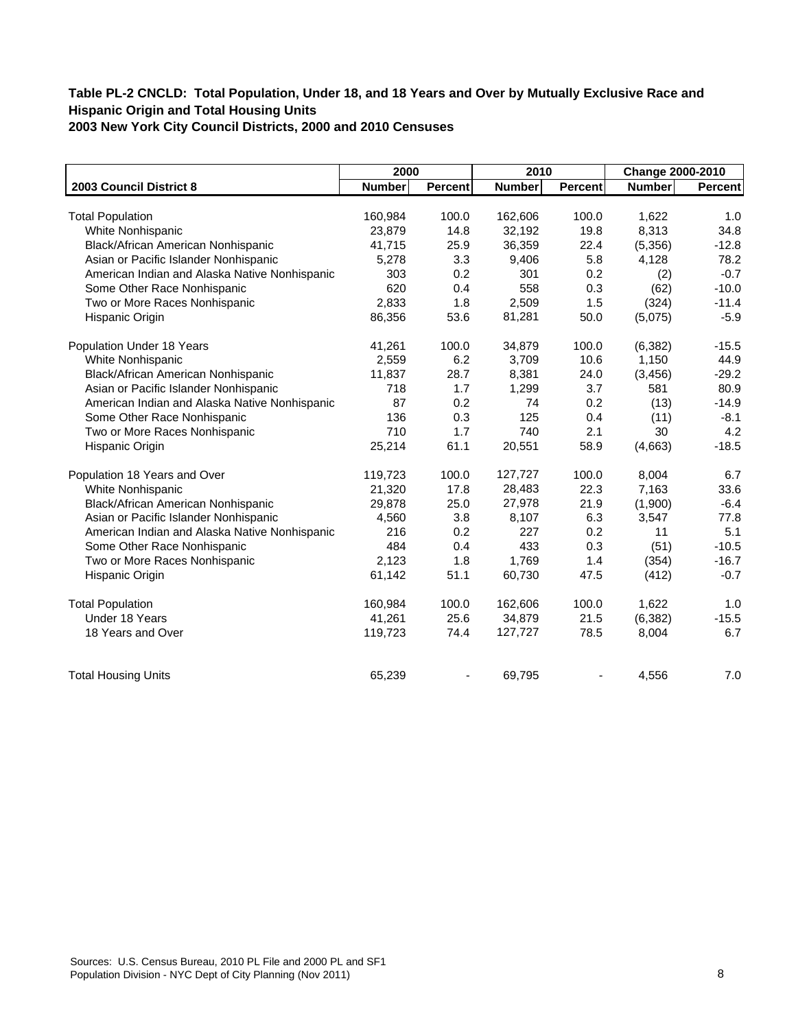**Table PL-2 CNCLD: Total Population, Under 18, and 18 Years and Over by Mutually Exclusive Race and Hispanic Origin and Total Housing Units**
**2003 New York City Council Districts, 2000 and 2010 Censuses**

| | 2000 | | 2010 | | Change 2000-2010 | |
|---|---|---|---|---|---|---|
| **2003 Council District 8** | **Number** | **Percent** | **Number** | **Percent** | **Number** | **Percent** |
| Total Population | 160,984 | 100.0 | 162,606 | 100.0 | 1,622 | 1.0 |
| White Nonhispanic | 23,879 | 14.8 | 32,192 | 19.8 | 8,313 | 34.8 |
| Black/African American Nonhispanic | 41,715 | 25.9 | 36,359 | 22.4 | (5,356) | -12.8 |
| Asian or Pacific Islander Nonhispanic | 5,278 | 3.3 | 9,406 | 5.8 | 4,128 | 78.2 |
| American Indian and Alaska Native Nonhispanic | 303 | 0.2 | 301 | 0.2 | (2) | -0.7 |
| Some Other Race Nonhispanic | 620 | 0.4 | 558 | 0.3 | (62) | -10.0 |
| Two or More Races Nonhispanic | 2,833 | 1.8 | 2,509 | 1.5 | (324) | -11.4 |
| Hispanic Origin | 86,356 | 53.6 | 81,281 | 50.0 | (5,075) | -5.9 |
| Population Under 18 Years | 41,261 | 100.0 | 34,879 | 100.0 | (6,382) | -15.5 |
| White Nonhispanic | 2,559 | 6.2 | 3,709 | 10.6 | 1,150 | 44.9 |
| Black/African American Nonhispanic | 11,837 | 28.7 | 8,381 | 24.0 | (3,456) | -29.2 |
| Asian or Pacific Islander Nonhispanic | 718 | 1.7 | 1,299 | 3.7 | 581 | 80.9 |
| American Indian and Alaska Native Nonhispanic | 87 | 0.2 | 74 | 0.2 | (13) | -14.9 |
| Some Other Race Nonhispanic | 136 | 0.3 | 125 | 0.4 | (11) | -8.1 |
| Two or More Races Nonhispanic | 710 | 1.7 | 740 | 2.1 | 30 | 4.2 |
| Hispanic Origin | 25,214 | 61.1 | 20,551 | 58.9 | (4,663) | -18.5 |
| Population 18 Years and Over | 119,723 | 100.0 | 127,727 | 100.0 | 8,004 | 6.7 |
| White Nonhispanic | 21,320 | 17.8 | 28,483 | 22.3 | 7,163 | 33.6 |
| Black/African American Nonhispanic | 29,878 | 25.0 | 27,978 | 21.9 | (1,900) | -6.4 |
| Asian or Pacific Islander Nonhispanic | 4,560 | 3.8 | 8,107 | 6.3 | 3,547 | 77.8 |
| American Indian and Alaska Native Nonhispanic | 216 | 0.2 | 227 | 0.2 | 11 | 5.1 |
| Some Other Race Nonhispanic | 484 | 0.4 | 433 | 0.3 | (51) | -10.5 |
| Two or More Races Nonhispanic | 2,123 | 1.8 | 1,769 | 1.4 | (354) | -16.7 |
| Hispanic Origin | 61,142 | 51.1 | 60,730 | 47.5 | (412) | -0.7 |
| Total Population | 160,984 | 100.0 | 162,606 | 100.0 | 1,622 | 1.0 |
| Under 18 Years | 41,261 | 25.6 | 34,879 | 21.5 | (6,382) | -15.5 |
| 18 Years and Over | 119,723 | 74.4 | 127,727 | 78.5 | 8,004 | 6.7 |
| Total Housing Units | 65,239 | - | 69,795 | - | 4,556 | 7.0 |

Sources: U.S. Census Bureau, 2010 PL File and 2000 PL and SF1
Population Division - NYC Dept of City Planning (Nov 2011)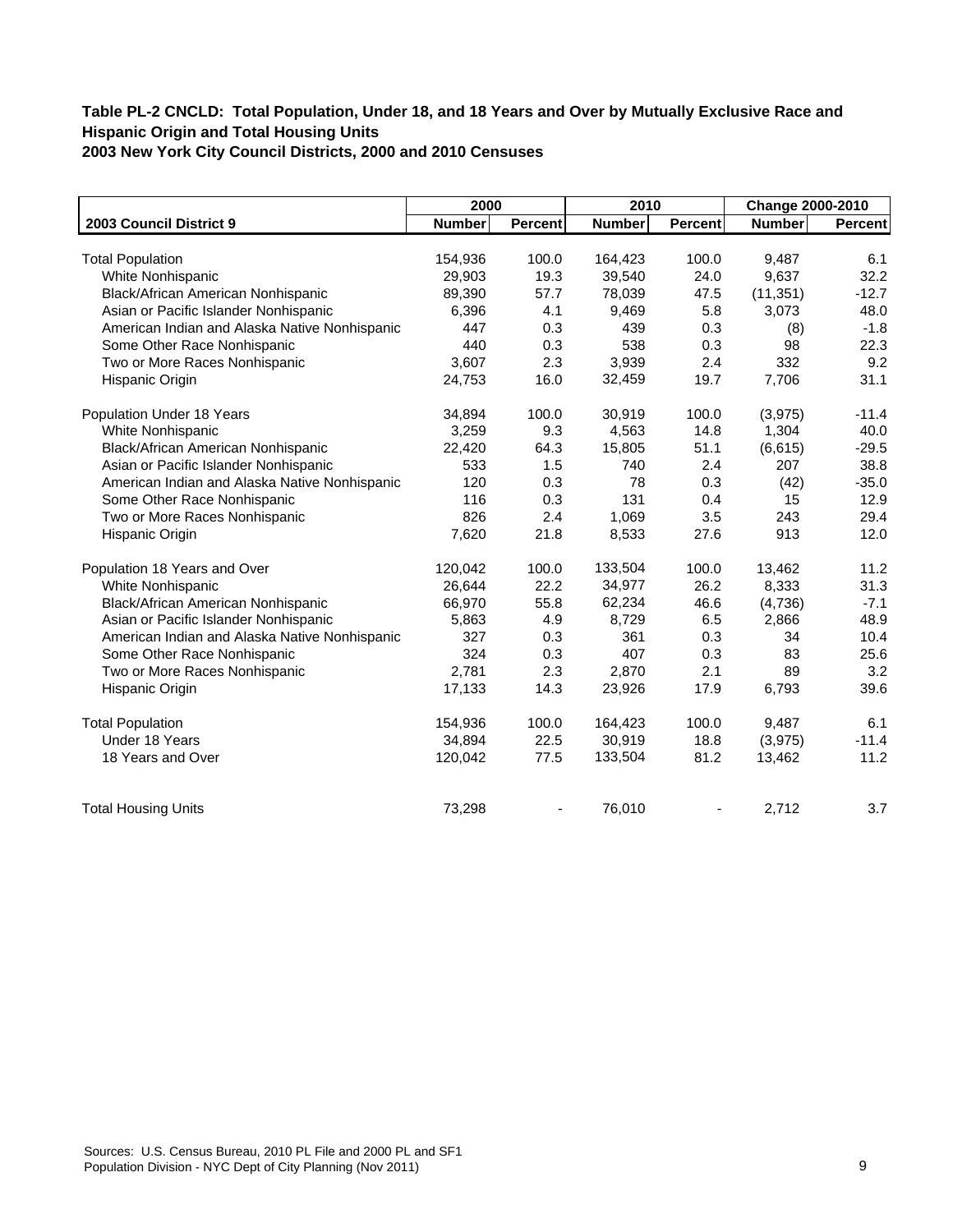**Table PL-2 CNCLD: Total Population, Under 18, and 18 Years and Over by Mutually Exclusive Race and Hispanic Origin and Total Housing Units**
**2003 New York City Council Districts, 2000 and 2010 Censuses**

| | 2000 | | 2010 | | Change 2000-2010 | |
|---|---|---|---|---|---|---|
| **2003 Council District 9** | **Number** | **Percent** | **Number** | **Percent** | **Number** | **Percent** |
| Total Population | 154,936 | 100.0 | 164,423 | 100.0 | 9,487 | 6.1 |
| White Nonhispanic | 29,903 | 19.3 | 39,540 | 24.0 | 9,637 | 32.2 |
| Black/African American Nonhispanic | 89,390 | 57.7 | 78,039 | 47.5 | (11,351) | -12.7 |
| Asian or Pacific Islander Nonhispanic | 6,396 | 4.1 | 9,469 | 5.8 | 3,073 | 48.0 |
| American Indian and Alaska Native Nonhispanic | 447 | 0.3 | 439 | 0.3 | (8) | -1.8 |
| Some Other Race Nonhispanic | 440 | 0.3 | 538 | 0.3 | 98 | 22.3 |
| Two or More Races Nonhispanic | 3,607 | 2.3 | 3,939 | 2.4 | 332 | 9.2 |
| Hispanic Origin | 24,753 | 16.0 | 32,459 | 19.7 | 7,706 | 31.1 |
| Population Under 18 Years | 34,894 | 100.0 | 30,919 | 100.0 | (3,975) | -11.4 |
| White Nonhispanic | 3,259 | 9.3 | 4,563 | 14.8 | 1,304 | 40.0 |
| Black/African American Nonhispanic | 22,420 | 64.3 | 15,805 | 51.1 | (6,615) | -29.5 |
| Asian or Pacific Islander Nonhispanic | 533 | 1.5 | 740 | 2.4 | 207 | 38.8 |
| American Indian and Alaska Native Nonhispanic | 120 | 0.3 | 78 | 0.3 | (42) | -35.0 |
| Some Other Race Nonhispanic | 116 | 0.3 | 131 | 0.4 | 15 | 12.9 |
| Two or More Races Nonhispanic | 826 | 2.4 | 1,069 | 3.5 | 243 | 29.4 |
| Hispanic Origin | 7,620 | 21.8 | 8,533 | 27.6 | 913 | 12.0 |
| Population 18 Years and Over | 120,042 | 100.0 | 133,504 | 100.0 | 13,462 | 11.2 |
| White Nonhispanic | 26,644 | 22.2 | 34,977 | 26.2 | 8,333 | 31.3 |
| Black/African American Nonhispanic | 66,970 | 55.8 | 62,234 | 46.6 | (4,736) | -7.1 |
| Asian or Pacific Islander Nonhispanic | 5,863 | 4.9 | 8,729 | 6.5 | 2,866 | 48.9 |
| American Indian and Alaska Native Nonhispanic | 327 | 0.3 | 361 | 0.3 | 34 | 10.4 |
| Some Other Race Nonhispanic | 324 | 0.3 | 407 | 0.3 | 83 | 25.6 |
| Two or More Races Nonhispanic | 2,781 | 2.3 | 2,870 | 2.1 | 89 | 3.2 |
| Hispanic Origin | 17,133 | 14.3 | 23,926 | 17.9 | 6,793 | 39.6 |
| Total Population | 154,936 | 100.0 | 164,423 | 100.0 | 9,487 | 6.1 |
| Under 18 Years | 34,894 | 22.5 | 30,919 | 18.8 | (3,975) | -11.4 |
| 18 Years and Over | 120,042 | 77.5 | 133,504 | 81.2 | 13,462 | 11.2 |
| Total Housing Units | 73,298 | - | 76,010 | - | 2,712 | 3.7 |

Sources: U.S. Census Bureau, 2010 PL File and 2000 PL and SF1
Population Division - NYC Dept of City Planning (Nov 2011)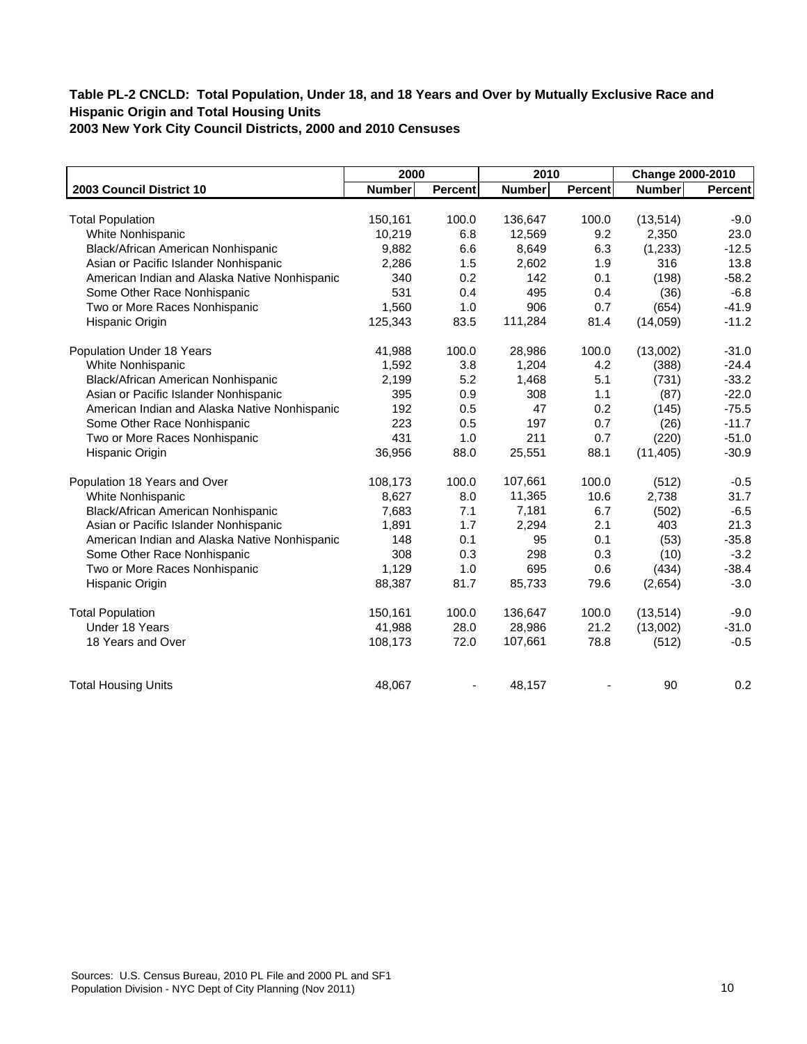**Table PL-2 CNCLD: Total Population, Under 18, and 18 Years and Over by Mutually Exclusive Race and Hispanic Origin and Total Housing Units**
**2003 New York City Council Districts, 2000 and 2010 Censuses**

| | 2000 | | 2010 | | Change 2000-2010 | |
|---|---|---|---|---|---|---|
| **2003 Council District 10** | **Number** | **Percent** | **Number** | **Percent** | **Number** | **Percent** |
| Total Population | 150,161 | 100.0 | 136,647 | 100.0 | (13,514) | -9.0 |
| White Nonhispanic | 10,219 | 6.8 | 12,569 | 9.2 | 2,350 | 23.0 |
| Black/African American Nonhispanic | 9,882 | 6.6 | 8,649 | 6.3 | (1,233) | -12.5 |
| Asian or Pacific Islander Nonhispanic | 2,286 | 1.5 | 2,602 | 1.9 | 316 | 13.8 |
| American Indian and Alaska Native Nonhispanic | 340 | 0.2 | 142 | 0.1 | (198) | -58.2 |
| Some Other Race Nonhispanic | 531 | 0.4 | 495 | 0.4 | (36) | -6.8 |
| Two or More Races Nonhispanic | 1,560 | 1.0 | 906 | 0.7 | (654) | -41.9 |
| Hispanic Origin | 125,343 | 83.5 | 111,284 | 81.4 | (14,059) | -11.2 |
| Population Under 18 Years | 41,988 | 100.0 | 28,986 | 100.0 | (13,002) | -31.0 |
| White Nonhispanic | 1,592 | 3.8 | 1,204 | 4.2 | (388) | -24.4 |
| Black/African American Nonhispanic | 2,199 | 5.2 | 1,468 | 5.1 | (731) | -33.2 |
| Asian or Pacific Islander Nonhispanic | 395 | 0.9 | 308 | 1.1 | (87) | -22.0 |
| American Indian and Alaska Native Nonhispanic | 192 | 0.5 | 47 | 0.2 | (145) | -75.5 |
| Some Other Race Nonhispanic | 223 | 0.5 | 197 | 0.7 | (26) | -11.7 |
| Two or More Races Nonhispanic | 431 | 1.0 | 211 | 0.7 | (220) | -51.0 |
| Hispanic Origin | 36,956 | 88.0 | 25,551 | 88.1 | (11,405) | -30.9 |
| Population 18 Years and Over | 108,173 | 100.0 | 107,661 | 100.0 | (512) | -0.5 |
| White Nonhispanic | 8,627 | 8.0 | 11,365 | 10.6 | 2,738 | 31.7 |
| Black/African American Nonhispanic | 7,683 | 7.1 | 7,181 | 6.7 | (502) | -6.5 |
| Asian or Pacific Islander Nonhispanic | 1,891 | 1.7 | 2,294 | 2.1 | 403 | 21.3 |
| American Indian and Alaska Native Nonhispanic | 148 | 0.1 | 95 | 0.1 | (53) | -35.8 |
| Some Other Race Nonhispanic | 308 | 0.3 | 298 | 0.3 | (10) | -3.2 |
| Two or More Races Nonhispanic | 1,129 | 1.0 | 695 | 0.6 | (434) | -38.4 |
| Hispanic Origin | 88,387 | 81.7 | 85,733 | 79.6 | (2,654) | -3.0 |
| Total Population | 150,161 | 100.0 | 136,647 | 100.0 | (13,514) | -9.0 |
| Under 18 Years | 41,988 | 28.0 | 28,986 | 21.2 | (13,002) | -31.0 |
| 18 Years and Over | 108,173 | 72.0 | 107,661 | 78.8 | (512) | -0.5 |
| Total Housing Units | 48,067 | - | 48,157 | - | 90 | 0.2 |

Sources: U.S. Census Bureau, 2010 PL File and 2000 PL and SF1
Population Division - NYC Dept of City Planning (Nov 2011)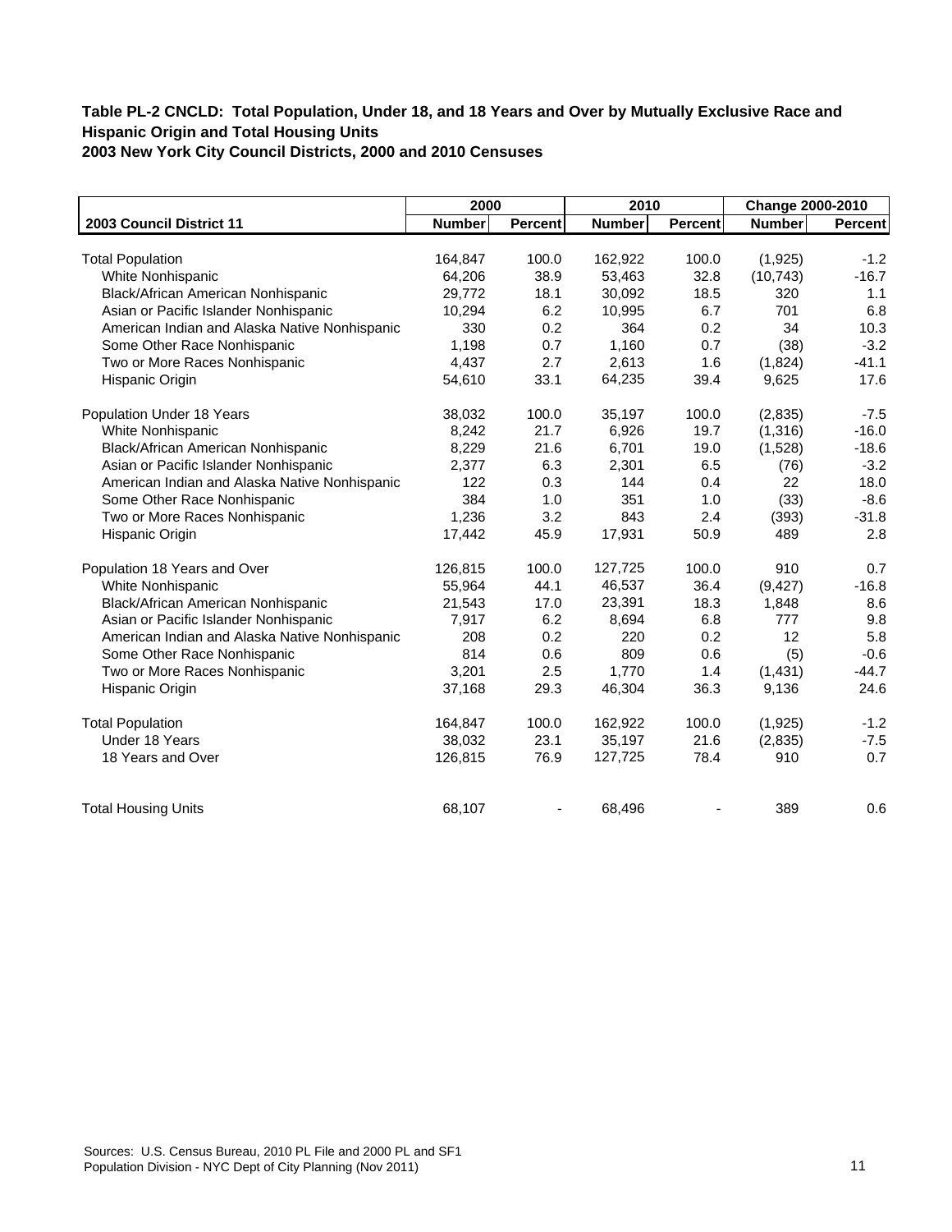**Table PL-2 CNCLD: Total Population, Under 18, and 18 Years and Over by Mutually Exclusive Race and Hispanic Origin and Total Housing Units**
**2003 New York City Council Districts, 2000 and 2010 Censuses**

| | 2000 | | 2010 | | Change 2000-2010 | |
|---|---|---|---|---|---|---|
| **2003 Council District 11** | **Number** | **Percent** | **Number** | **Percent** | **Number** | **Percent** |
| Total Population | 164,847 | 100.0 | 162,922 | 100.0 | (1,925) | -1.2 |
| White Nonhispanic | 64,206 | 38.9 | 53,463 | 32.8 | (10,743) | -16.7 |
| Black/African American Nonhispanic | 29,772 | 18.1 | 30,092 | 18.5 | 320 | 1.1 |
| Asian or Pacific Islander Nonhispanic | 10,294 | 6.2 | 10,995 | 6.7 | 701 | 6.8 |
| American Indian and Alaska Native Nonhispanic | 330 | 0.2 | 364 | 0.2 | 34 | 10.3 |
| Some Other Race Nonhispanic | 1,198 | 0.7 | 1,160 | 0.7 | (38) | -3.2 |
| Two or More Races Nonhispanic | 4,437 | 2.7 | 2,613 | 1.6 | (1,824) | -41.1 |
| Hispanic Origin | 54,610 | 33.1 | 64,235 | 39.4 | 9,625 | 17.6 |
| Population Under 18 Years | 38,032 | 100.0 | 35,197 | 100.0 | (2,835) | -7.5 |
| White Nonhispanic | 8,242 | 21.7 | 6,926 | 19.7 | (1,316) | -16.0 |
| Black/African American Nonhispanic | 8,229 | 21.6 | 6,701 | 19.0 | (1,528) | -18.6 |
| Asian or Pacific Islander Nonhispanic | 2,377 | 6.3 | 2,301 | 6.5 | (76) | -3.2 |
| American Indian and Alaska Native Nonhispanic | 122 | 0.3 | 144 | 0.4 | 22 | 18.0 |
| Some Other Race Nonhispanic | 384 | 1.0 | 351 | 1.0 | (33) | -8.6 |
| Two or More Races Nonhispanic | 1,236 | 3.2 | 843 | 2.4 | (393) | -31.8 |
| Hispanic Origin | 17,442 | 45.9 | 17,931 | 50.9 | 489 | 2.8 |
| Population 18 Years and Over | 126,815 | 100.0 | 127,725 | 100.0 | 910 | 0.7 |
| White Nonhispanic | 55,964 | 44.1 | 46,537 | 36.4 | (9,427) | -16.8 |
| Black/African American Nonhispanic | 21,543 | 17.0 | 23,391 | 18.3 | 1,848 | 8.6 |
| Asian or Pacific Islander Nonhispanic | 7,917 | 6.2 | 8,694 | 6.8 | 777 | 9.8 |
| American Indian and Alaska Native Nonhispanic | 208 | 0.2 | 220 | 0.2 | 12 | 5.8 |
| Some Other Race Nonhispanic | 814 | 0.6 | 809 | 0.6 | (5) | -0.6 |
| Two or More Races Nonhispanic | 3,201 | 2.5 | 1,770 | 1.4 | (1,431) | -44.7 |
| Hispanic Origin | 37,168 | 29.3 | 46,304 | 36.3 | 9,136 | 24.6 |
| Total Population | 164,847 | 100.0 | 162,922 | 100.0 | (1,925) | -1.2 |
| Under 18 Years | 38,032 | 23.1 | 35,197 | 21.6 | (2,835) | -7.5 |
| 18 Years and Over | 126,815 | 76.9 | 127,725 | 78.4 | 910 | 0.7 |
| Total Housing Units | 68,107 | - | 68,496 | - | 389 | 0.6 |

Sources: U.S. Census Bureau, 2010 PL File and 2000 PL and SF1
Population Division - NYC Dept of City Planning (Nov 2011)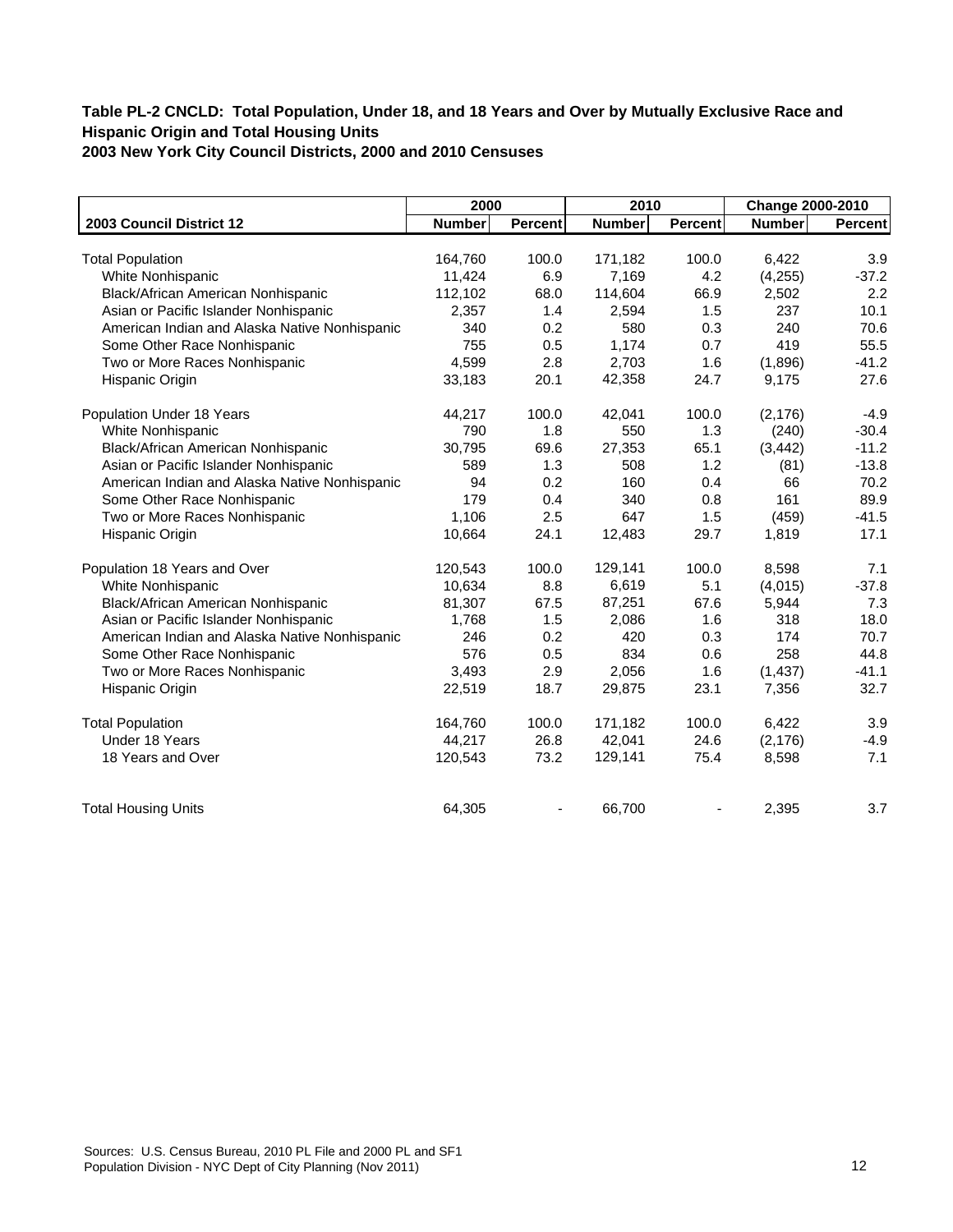**Table PL-2 CNCLD: Total Population, Under 18, and 18 Years and Over by Mutually Exclusive Race and Hispanic Origin and Total Housing Units**
**2003 New York City Council Districts, 2000 and 2010 Censuses**

| | 2000 | | 2010 | | Change 2000-2010 | |
|---|---|---|---|---|---|---|
| **2003 Council District 12** | **Number** | **Percent** | **Number** | **Percent** | **Number** | **Percent** |
| Total Population | 164,760 | 100.0 | 171,182 | 100.0 | 6,422 | 3.9 |
| White Nonhispanic | 11,424 | 6.9 | 7,169 | 4.2 | (4,255) | -37.2 |
| Black/African American Nonhispanic | 112,102 | 68.0 | 114,604 | 66.9 | 2,502 | 2.2 |
| Asian or Pacific Islander Nonhispanic | 2,357 | 1.4 | 2,594 | 1.5 | 237 | 10.1 |
| American Indian and Alaska Native Nonhispanic | 340 | 0.2 | 580 | 0.3 | 240 | 70.6 |
| Some Other Race Nonhispanic | 755 | 0.5 | 1,174 | 0.7 | 419 | 55.5 |
| Two or More Races Nonhispanic | 4,599 | 2.8 | 2,703 | 1.6 | (1,896) | -41.2 |
| Hispanic Origin | 33,183 | 20.1 | 42,358 | 24.7 | 9,175 | 27.6 |
| Population Under 18 Years | 44,217 | 100.0 | 42,041 | 100.0 | (2,176) | -4.9 |
| White Nonhispanic | 790 | 1.8 | 550 | 1.3 | (240) | -30.4 |
| Black/African American Nonhispanic | 30,795 | 69.6 | 27,353 | 65.1 | (3,442) | -11.2 |
| Asian or Pacific Islander Nonhispanic | 589 | 1.3 | 508 | 1.2 | (81) | -13.8 |
| American Indian and Alaska Native Nonhispanic | 94 | 0.2 | 160 | 0.4 | 66 | 70.2 |
| Some Other Race Nonhispanic | 179 | 0.4 | 340 | 0.8 | 161 | 89.9 |
| Two or More Races Nonhispanic | 1,106 | 2.5 | 647 | 1.5 | (459) | -41.5 |
| Hispanic Origin | 10,664 | 24.1 | 12,483 | 29.7 | 1,819 | 17.1 |
| Population 18 Years and Over | 120,543 | 100.0 | 129,141 | 100.0 | 8,598 | 7.1 |
| White Nonhispanic | 10,634 | 8.8 | 6,619 | 5.1 | (4,015) | -37.8 |
| Black/African American Nonhispanic | 81,307 | 67.5 | 87,251 | 67.6 | 5,944 | 7.3 |
| Asian or Pacific Islander Nonhispanic | 1,768 | 1.5 | 2,086 | 1.6 | 318 | 18.0 |
| American Indian and Alaska Native Nonhispanic | 246 | 0.2 | 420 | 0.3 | 174 | 70.7 |
| Some Other Race Nonhispanic | 576 | 0.5 | 834 | 0.6 | 258 | 44.8 |
| Two or More Races Nonhispanic | 3,493 | 2.9 | 2,056 | 1.6 | (1,437) | -41.1 |
| Hispanic Origin | 22,519 | 18.7 | 29,875 | 23.1 | 7,356 | 32.7 |
| Total Population | 164,760 | 100.0 | 171,182 | 100.0 | 6,422 | 3.9 |
| Under 18 Years | 44,217 | 26.8 | 42,041 | 24.6 | (2,176) | -4.9 |
| 18 Years and Over | 120,543 | 73.2 | 129,141 | 75.4 | 8,598 | 7.1 |
| Total Housing Units | 64,305 | - | 66,700 | - | 2,395 | 3.7 |

Sources: U.S. Census Bureau, 2010 PL File and 2000 PL and SF1
Population Division - NYC Dept of City Planning (Nov 2011)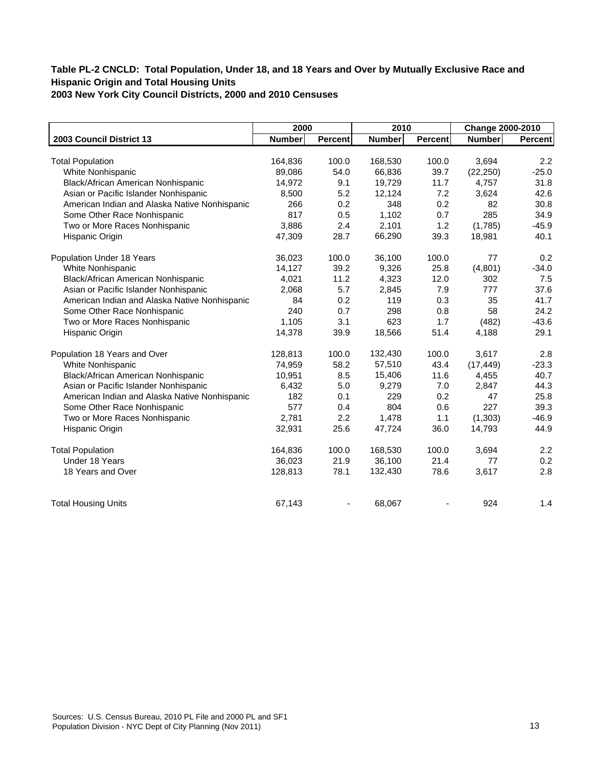**Table PL-2 CNCLD: Total Population, Under 18, and 18 Years and Over by Mutually Exclusive Race and Hispanic Origin and Total Housing Units**
**2003 New York City Council Districts, 2000 and 2010 Censuses**

| | 2000 | | 2010 | | Change 2000-2010 | |
|---|---|---|---|---|---|---|
| **2003 Council District 13** | **Number** | **Percent** | **Number** | **Percent** | **Number** | **Percent** |
| Total Population | 164,836 | 100.0 | 168,530 | 100.0 | 3,694 | 2.2 |
| White Nonhispanic | 89,086 | 54.0 | 66,836 | 39.7 | (22,250) | -25.0 |
| Black/African American Nonhispanic | 14,972 | 9.1 | 19,729 | 11.7 | 4,757 | 31.8 |
| Asian or Pacific Islander Nonhispanic | 8,500 | 5.2 | 12,124 | 7.2 | 3,624 | 42.6 |
| American Indian and Alaska Native Nonhispanic | 266 | 0.2 | 348 | 0.2 | 82 | 30.8 |
| Some Other Race Nonhispanic | 817 | 0.5 | 1,102 | 0.7 | 285 | 34.9 |
| Two or More Races Nonhispanic | 3,886 | 2.4 | 2,101 | 1.2 | (1,785) | -45.9 |
| Hispanic Origin | 47,309 | 28.7 | 66,290 | 39.3 | 18,981 | 40.1 |
| Population Under 18 Years | 36,023 | 100.0 | 36,100 | 100.0 | 77 | 0.2 |
| White Nonhispanic | 14,127 | 39.2 | 9,326 | 25.8 | (4,801) | -34.0 |
| Black/African American Nonhispanic | 4,021 | 11.2 | 4,323 | 12.0 | 302 | 7.5 |
| Asian or Pacific Islander Nonhispanic | 2,068 | 5.7 | 2,845 | 7.9 | 777 | 37.6 |
| American Indian and Alaska Native Nonhispanic | 84 | 0.2 | 119 | 0.3 | 35 | 41.7 |
| Some Other Race Nonhispanic | 240 | 0.7 | 298 | 0.8 | 58 | 24.2 |
| Two or More Races Nonhispanic | 1,105 | 3.1 | 623 | 1.7 | (482) | -43.6 |
| Hispanic Origin | 14,378 | 39.9 | 18,566 | 51.4 | 4,188 | 29.1 |
| Population 18 Years and Over | 128,813 | 100.0 | 132,430 | 100.0 | 3,617 | 2.8 |
| White Nonhispanic | 74,959 | 58.2 | 57,510 | 43.4 | (17,449) | -23.3 |
| Black/African American Nonhispanic | 10,951 | 8.5 | 15,406 | 11.6 | 4,455 | 40.7 |
| Asian or Pacific Islander Nonhispanic | 6,432 | 5.0 | 9,279 | 7.0 | 2,847 | 44.3 |
| American Indian and Alaska Native Nonhispanic | 182 | 0.1 | 229 | 0.2 | 47 | 25.8 |
| Some Other Race Nonhispanic | 577 | 0.4 | 804 | 0.6 | 227 | 39.3 |
| Two or More Races Nonhispanic | 2,781 | 2.2 | 1,478 | 1.1 | (1,303) | -46.9 |
| Hispanic Origin | 32,931 | 25.6 | 47,724 | 36.0 | 14,793 | 44.9 |
| Total Population | 164,836 | 100.0 | 168,530 | 100.0 | 3,694 | 2.2 |
| Under 18 Years | 36,023 | 21.9 | 36,100 | 21.4 | 77 | 0.2 |
| 18 Years and Over | 128,813 | 78.1 | 132,430 | 78.6 | 3,617 | 2.8 |
| Total Housing Units | 67,143 | - | 68,067 | - | 924 | 1.4 |

Sources: U.S. Census Bureau, 2010 PL File and 2000 PL and SF1
Population Division - NYC Dept of City Planning (Nov 2011)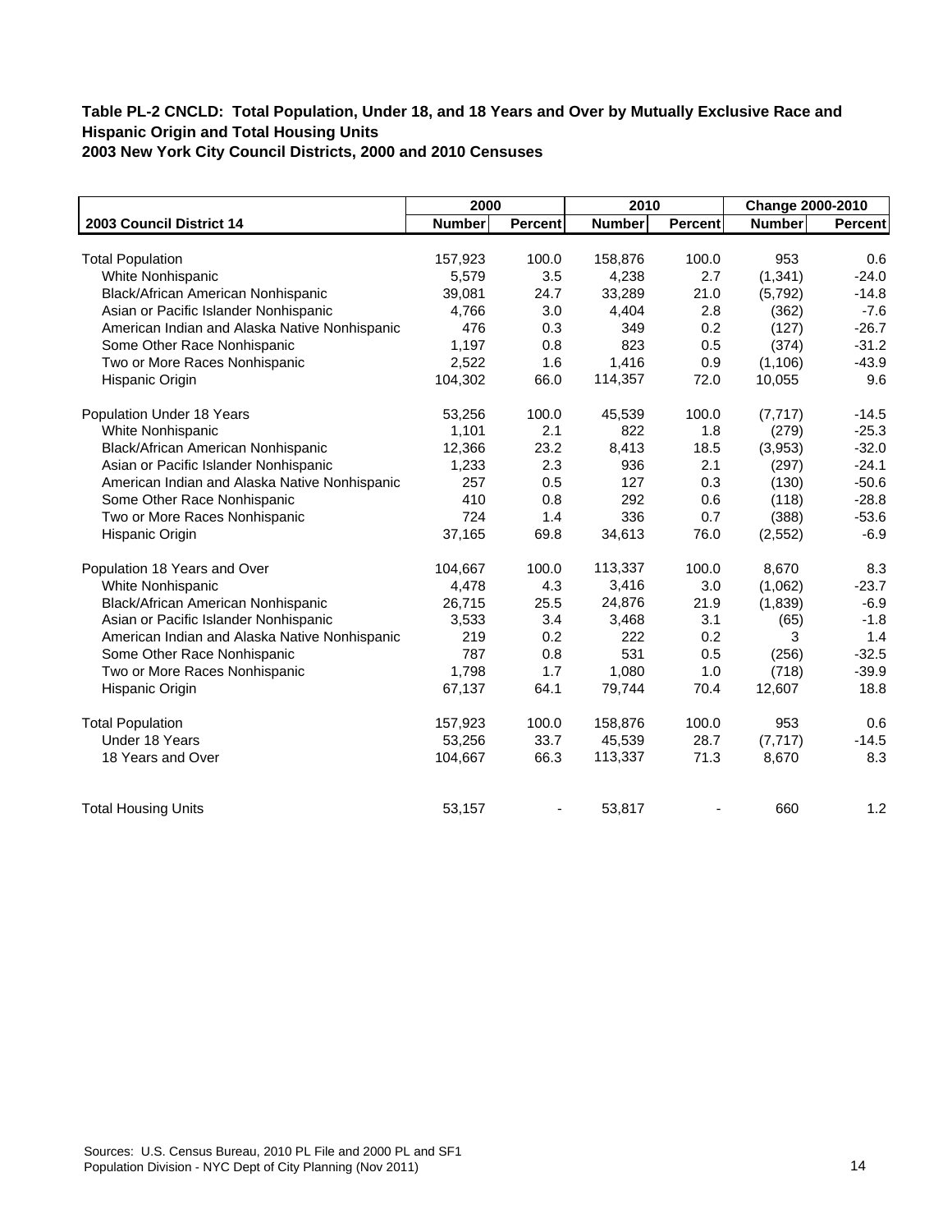**Table PL-2 CNCLD: Total Population, Under 18, and 18 Years and Over by Mutually Exclusive Race and Hispanic Origin and Total Housing Units**
**2003 New York City Council Districts, 2000 and 2010 Censuses**

| | 2000 | | 2010 | | Change 2000-2010 | |
|---|---|---|---|---|---|---|
| **2003 Council District 14** | **Number** | **Percent** | **Number** | **Percent** | **Number** | **Percent** |
| Total Population | 157,923 | 100.0 | 158,876 | 100.0 | 953 | 0.6 |
| White Nonhispanic | 5,579 | 3.5 | 4,238 | 2.7 | (1,341) | -24.0 |
| Black/African American Nonhispanic | 39,081 | 24.7 | 33,289 | 21.0 | (5,792) | -14.8 |
| Asian or Pacific Islander Nonhispanic | 4,766 | 3.0 | 4,404 | 2.8 | (362) | -7.6 |
| American Indian and Alaska Native Nonhispanic | 476 | 0.3 | 349 | 0.2 | (127) | -26.7 |
| Some Other Race Nonhispanic | 1,197 | 0.8 | 823 | 0.5 | (374) | -31.2 |
| Two or More Races Nonhispanic | 2,522 | 1.6 | 1,416 | 0.9 | (1,106) | -43.9 |
| Hispanic Origin | 104,302 | 66.0 | 114,357 | 72.0 | 10,055 | 9.6 |
| Population Under 18 Years | 53,256 | 100.0 | 45,539 | 100.0 | (7,717) | -14.5 |
| White Nonhispanic | 1,101 | 2.1 | 822 | 1.8 | (279) | -25.3 |
| Black/African American Nonhispanic | 12,366 | 23.2 | 8,413 | 18.5 | (3,953) | -32.0 |
| Asian or Pacific Islander Nonhispanic | 1,233 | 2.3 | 936 | 2.1 | (297) | -24.1 |
| American Indian and Alaska Native Nonhispanic | 257 | 0.5 | 127 | 0.3 | (130) | -50.6 |
| Some Other Race Nonhispanic | 410 | 0.8 | 292 | 0.6 | (118) | -28.8 |
| Two or More Races Nonhispanic | 724 | 1.4 | 336 | 0.7 | (388) | -53.6 |
| Hispanic Origin | 37,165 | 69.8 | 34,613 | 76.0 | (2,552) | -6.9 |
| Population 18 Years and Over | 104,667 | 100.0 | 113,337 | 100.0 | 8,670 | 8.3 |
| White Nonhispanic | 4,478 | 4.3 | 3,416 | 3.0 | (1,062) | -23.7 |
| Black/African American Nonhispanic | 26,715 | 25.5 | 24,876 | 21.9 | (1,839) | -6.9 |
| Asian or Pacific Islander Nonhispanic | 3,533 | 3.4 | 3,468 | 3.1 | (65) | -1.8 |
| American Indian and Alaska Native Nonhispanic | 219 | 0.2 | 222 | 0.2 | 3 | 1.4 |
| Some Other Race Nonhispanic | 787 | 0.8 | 531 | 0.5 | (256) | -32.5 |
| Two or More Races Nonhispanic | 1,798 | 1.7 | 1,080 | 1.0 | (718) | -39.9 |
| Hispanic Origin | 67,137 | 64.1 | 79,744 | 70.4 | 12,607 | 18.8 |
| Total Population | 157,923 | 100.0 | 158,876 | 100.0 | 953 | 0.6 |
| Under 18 Years | 53,256 | 33.7 | 45,539 | 28.7 | (7,717) | -14.5 |
| 18 Years and Over | 104,667 | 66.3 | 113,337 | 71.3 | 8,670 | 8.3 |
| Total Housing Units | 53,157 | - | 53,817 | - | 660 | 1.2 |

Sources: U.S. Census Bureau, 2010 PL File and 2000 PL and SF1
Population Division - NYC Dept of City Planning (Nov 2011)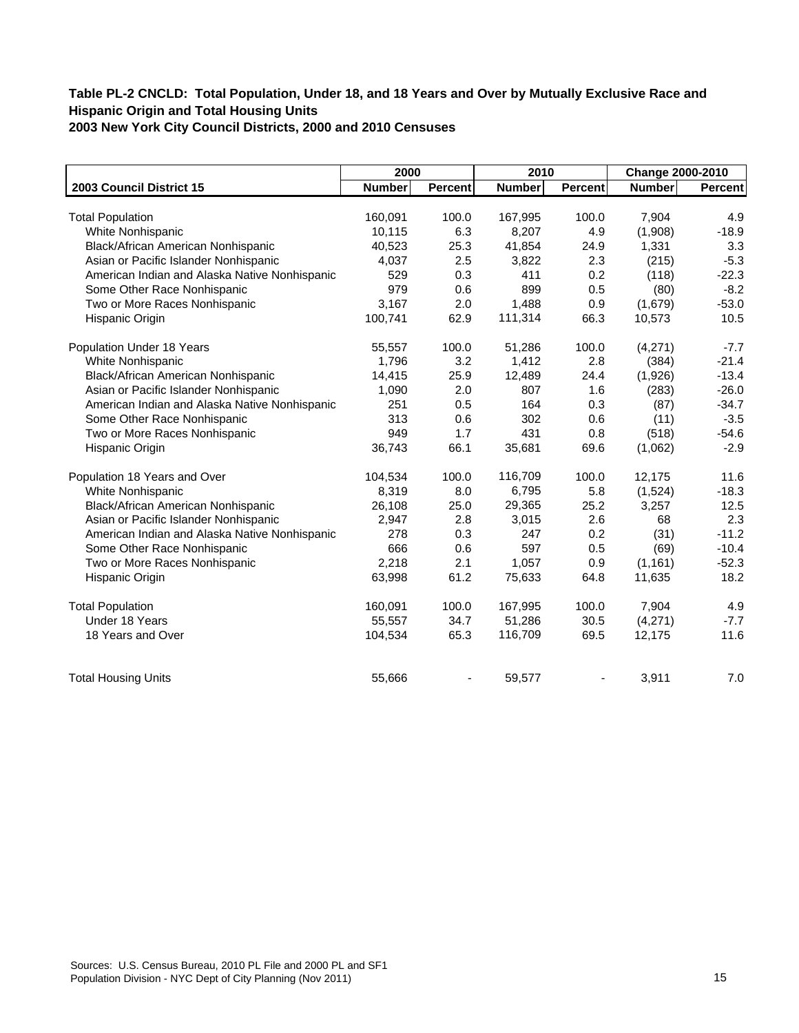**Table PL-2 CNCLD: Total Population, Under 18, and 18 Years and Over by Mutually Exclusive Race and Hispanic Origin and Total Housing Units**
**2003 New York City Council Districts, 2000 and 2010 Censuses**

| | 2000 | | 2010 | | Change 2000-2010 | |
|---|---|---|---|---|---|---|
| **2003 Council District 15** | **Number** | **Percent** | **Number** | **Percent** | **Number** | **Percent** |
| Total Population | 160,091 | 100.0 | 167,995 | 100.0 | 7,904 | 4.9 |
| White Nonhispanic | 10,115 | 6.3 | 8,207 | 4.9 | (1,908) | -18.9 |
| Black/African American Nonhispanic | 40,523 | 25.3 | 41,854 | 24.9 | 1,331 | 3.3 |
| Asian or Pacific Islander Nonhispanic | 4,037 | 2.5 | 3,822 | 2.3 | (215) | -5.3 |
| American Indian and Alaska Native Nonhispanic | 529 | 0.3 | 411 | 0.2 | (118) | -22.3 |
| Some Other Race Nonhispanic | 979 | 0.6 | 899 | 0.5 | (80) | -8.2 |
| Two or More Races Nonhispanic | 3,167 | 2.0 | 1,488 | 0.9 | (1,679) | -53.0 |
| Hispanic Origin | 100,741 | 62.9 | 111,314 | 66.3 | 10,573 | 10.5 |
| Population Under 18 Years | 55,557 | 100.0 | 51,286 | 100.0 | (4,271) | -7.7 |
| White Nonhispanic | 1,796 | 3.2 | 1,412 | 2.8 | (384) | -21.4 |
| Black/African American Nonhispanic | 14,415 | 25.9 | 12,489 | 24.4 | (1,926) | -13.4 |
| Asian or Pacific Islander Nonhispanic | 1,090 | 2.0 | 807 | 1.6 | (283) | -26.0 |
| American Indian and Alaska Native Nonhispanic | 251 | 0.5 | 164 | 0.3 | (87) | -34.7 |
| Some Other Race Nonhispanic | 313 | 0.6 | 302 | 0.6 | (11) | -3.5 |
| Two or More Races Nonhispanic | 949 | 1.7 | 431 | 0.8 | (518) | -54.6 |
| Hispanic Origin | 36,743 | 66.1 | 35,681 | 69.6 | (1,062) | -2.9 |
| Population 18 Years and Over | 104,534 | 100.0 | 116,709 | 100.0 | 12,175 | 11.6 |
| White Nonhispanic | 8,319 | 8.0 | 6,795 | 5.8 | (1,524) | -18.3 |
| Black/African American Nonhispanic | 26,108 | 25.0 | 29,365 | 25.2 | 3,257 | 12.5 |
| Asian or Pacific Islander Nonhispanic | 2,947 | 2.8 | 3,015 | 2.6 | 68 | 2.3 |
| American Indian and Alaska Native Nonhispanic | 278 | 0.3 | 247 | 0.2 | (31) | -11.2 |
| Some Other Race Nonhispanic | 666 | 0.6 | 597 | 0.5 | (69) | -10.4 |
| Two or More Races Nonhispanic | 2,218 | 2.1 | 1,057 | 0.9 | (1,161) | -52.3 |
| Hispanic Origin | 63,998 | 61.2 | 75,633 | 64.8 | 11,635 | 18.2 |
| Total Population | 160,091 | 100.0 | 167,995 | 100.0 | 7,904 | 4.9 |
| Under 18 Years | 55,557 | 34.7 | 51,286 | 30.5 | (4,271) | -7.7 |
| 18 Years and Over | 104,534 | 65.3 | 116,709 | 69.5 | 12,175 | 11.6 |
| Total Housing Units | 55,666 | - | 59,577 | - | 3,911 | 7.0 |

Sources: U.S. Census Bureau, 2010 PL File and 2000 PL and SF1
Population Division - NYC Dept of City Planning (Nov 2011)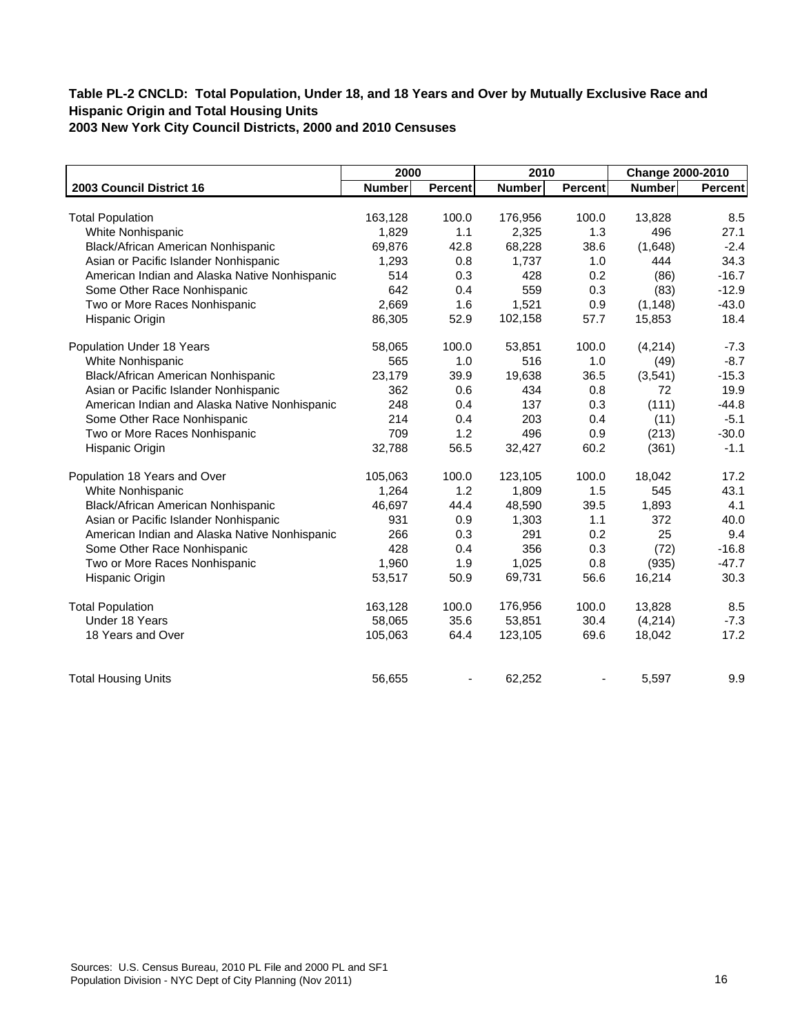**Table PL-2 CNCLD: Total Population, Under 18, and 18 Years and Over by Mutually Exclusive Race and Hispanic Origin and Total Housing Units**
**2003 New York City Council Districts, 2000 and 2010 Censuses**

| | 2000 | | 2010 | | Change 2000-2010 | |
|---|---|---|---|---|---|---|
| **2003 Council District 16** | **Number** | **Percent** | **Number** | **Percent** | **Number** | **Percent** |
| Total Population | 163,128 | 100.0 | 176,956 | 100.0 | 13,828 | 8.5 |
| White Nonhispanic | 1,829 | 1.1 | 2,325 | 1.3 | 496 | 27.1 |
| Black/African American Nonhispanic | 69,876 | 42.8 | 68,228 | 38.6 | (1,648) | -2.4 |
| Asian or Pacific Islander Nonhispanic | 1,293 | 0.8 | 1,737 | 1.0 | 444 | 34.3 |
| American Indian and Alaska Native Nonhispanic | 514 | 0.3 | 428 | 0.2 | (86) | -16.7 |
| Some Other Race Nonhispanic | 642 | 0.4 | 559 | 0.3 | (83) | -12.9 |
| Two or More Races Nonhispanic | 2,669 | 1.6 | 1,521 | 0.9 | (1,148) | -43.0 |
| Hispanic Origin | 86,305 | 52.9 | 102,158 | 57.7 | 15,853 | 18.4 |
| Population Under 18 Years | 58,065 | 100.0 | 53,851 | 100.0 | (4,214) | -7.3 |
| White Nonhispanic | 565 | 1.0 | 516 | 1.0 | (49) | -8.7 |
| Black/African American Nonhispanic | 23,179 | 39.9 | 19,638 | 36.5 | (3,541) | -15.3 |
| Asian or Pacific Islander Nonhispanic | 362 | 0.6 | 434 | 0.8 | 72 | 19.9 |
| American Indian and Alaska Native Nonhispanic | 248 | 0.4 | 137 | 0.3 | (111) | -44.8 |
| Some Other Race Nonhispanic | 214 | 0.4 | 203 | 0.4 | (11) | -5.1 |
| Two or More Races Nonhispanic | 709 | 1.2 | 496 | 0.9 | (213) | -30.0 |
| Hispanic Origin | 32,788 | 56.5 | 32,427 | 60.2 | (361) | -1.1 |
| Population 18 Years and Over | 105,063 | 100.0 | 123,105 | 100.0 | 18,042 | 17.2 |
| White Nonhispanic | 1,264 | 1.2 | 1,809 | 1.5 | 545 | 43.1 |
| Black/African American Nonhispanic | 46,697 | 44.4 | 48,590 | 39.5 | 1,893 | 4.1 |
| Asian or Pacific Islander Nonhispanic | 931 | 0.9 | 1,303 | 1.1 | 372 | 40.0 |
| American Indian and Alaska Native Nonhispanic | 266 | 0.3 | 291 | 0.2 | 25 | 9.4 |
| Some Other Race Nonhispanic | 428 | 0.4 | 356 | 0.3 | (72) | -16.8 |
| Two or More Races Nonhispanic | 1,960 | 1.9 | 1,025 | 0.8 | (935) | -47.7 |
| Hispanic Origin | 53,517 | 50.9 | 69,731 | 56.6 | 16,214 | 30.3 |
| Total Population | 163,128 | 100.0 | 176,956 | 100.0 | 13,828 | 8.5 |
| Under 18 Years | 58,065 | 35.6 | 53,851 | 30.4 | (4,214) | -7.3 |
| 18 Years and Over | 105,063 | 64.4 | 123,105 | 69.6 | 18,042 | 17.2 |
| Total Housing Units | 56,655 | - | 62,252 | - | 5,597 | 9.9 |

Sources: U.S. Census Bureau, 2010 PL File and 2000 PL and SF1
Population Division - NYC Dept of City Planning (Nov 2011)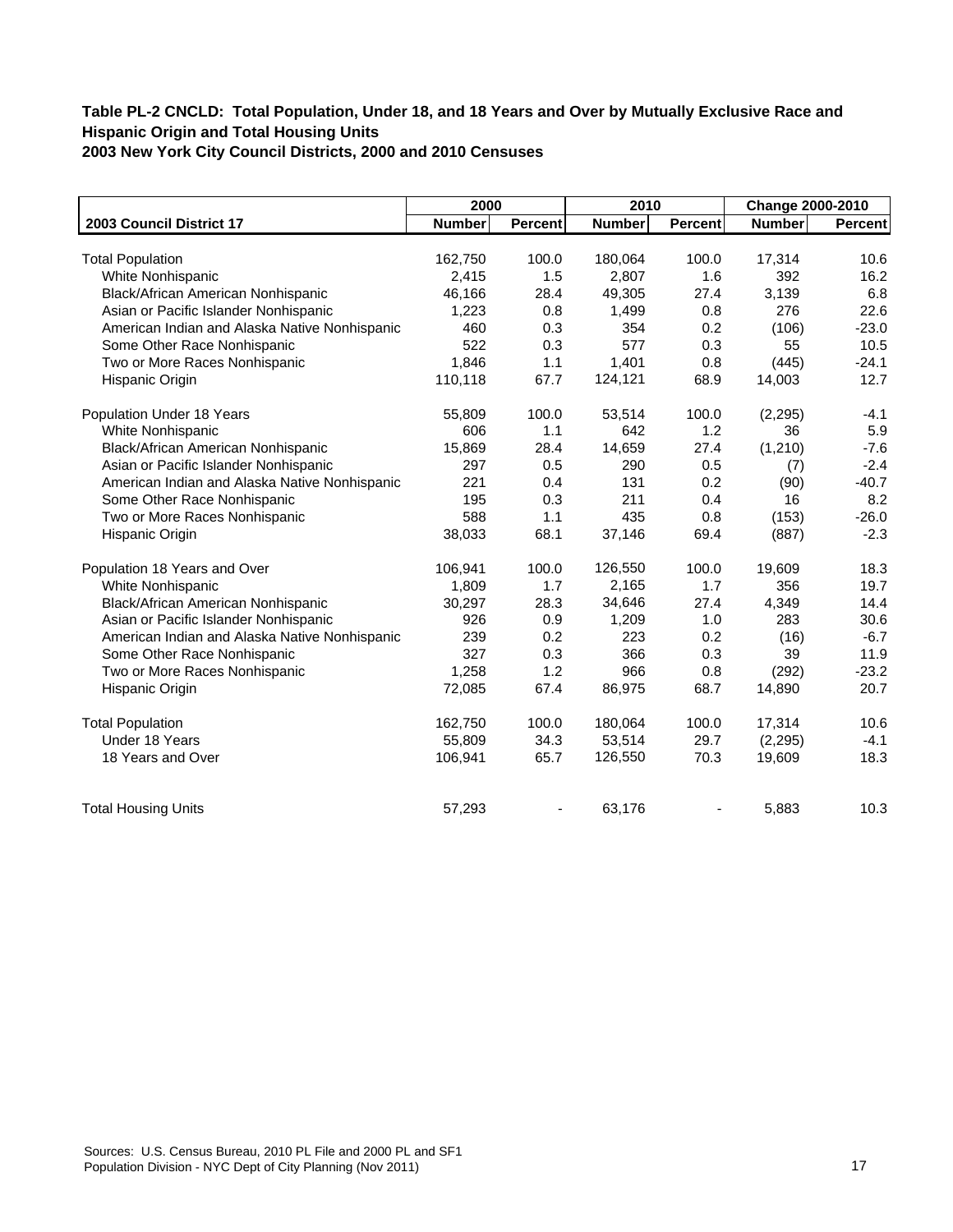**Table PL-2 CNCLD: Total Population, Under 18, and 18 Years and Over by Mutually Exclusive Race and Hispanic Origin and Total Housing Units**
**2003 New York City Council Districts, 2000 and 2010 Censuses**

| | 2000 | | 2010 | | Change 2000-2010 | |
|---|---|---|---|---|---|---|
| **2003 Council District 17** | **Number** | **Percent** | **Number** | **Percent** | **Number** | **Percent** |
| Total Population | 162,750 | 100.0 | 180,064 | 100.0 | 17,314 | 10.6 |
| White Nonhispanic | 2,415 | 1.5 | 2,807 | 1.6 | 392 | 16.2 |
| Black/African American Nonhispanic | 46,166 | 28.4 | 49,305 | 27.4 | 3,139 | 6.8 |
| Asian or Pacific Islander Nonhispanic | 1,223 | 0.8 | 1,499 | 0.8 | 276 | 22.6 |
| American Indian and Alaska Native Nonhispanic | 460 | 0.3 | 354 | 0.2 | (106) | -23.0 |
| Some Other Race Nonhispanic | 522 | 0.3 | 577 | 0.3 | 55 | 10.5 |
| Two or More Races Nonhispanic | 1,846 | 1.1 | 1,401 | 0.8 | (445) | -24.1 |
| Hispanic Origin | 110,118 | 67.7 | 124,121 | 68.9 | 14,003 | 12.7 |
| Population Under 18 Years | 55,809 | 100.0 | 53,514 | 100.0 | (2,295) | -4.1 |
| White Nonhispanic | 606 | 1.1 | 642 | 1.2 | 36 | 5.9 |
| Black/African American Nonhispanic | 15,869 | 28.4 | 14,659 | 27.4 | (1,210) | -7.6 |
| Asian or Pacific Islander Nonhispanic | 297 | 0.5 | 290 | 0.5 | (7) | -2.4 |
| American Indian and Alaska Native Nonhispanic | 221 | 0.4 | 131 | 0.2 | (90) | -40.7 |
| Some Other Race Nonhispanic | 195 | 0.3 | 211 | 0.4 | 16 | 8.2 |
| Two or More Races Nonhispanic | 588 | 1.1 | 435 | 0.8 | (153) | -26.0 |
| Hispanic Origin | 38,033 | 68.1 | 37,146 | 69.4 | (887) | -2.3 |
| Population 18 Years and Over | 106,941 | 100.0 | 126,550 | 100.0 | 19,609 | 18.3 |
| White Nonhispanic | 1,809 | 1.7 | 2,165 | 1.7 | 356 | 19.7 |
| Black/African American Nonhispanic | 30,297 | 28.3 | 34,646 | 27.4 | 4,349 | 14.4 |
| Asian or Pacific Islander Nonhispanic | 926 | 0.9 | 1,209 | 1.0 | 283 | 30.6 |
| American Indian and Alaska Native Nonhispanic | 239 | 0.2 | 223 | 0.2 | (16) | -6.7 |
| Some Other Race Nonhispanic | 327 | 0.3 | 366 | 0.3 | 39 | 11.9 |
| Two or More Races Nonhispanic | 1,258 | 1.2 | 966 | 0.8 | (292) | -23.2 |
| Hispanic Origin | 72,085 | 67.4 | 86,975 | 68.7 | 14,890 | 20.7 |
| Total Population | 162,750 | 100.0 | 180,064 | 100.0 | 17,314 | 10.6 |
| Under 18 Years | 55,809 | 34.3 | 53,514 | 29.7 | (2,295) | -4.1 |
| 18 Years and Over | 106,941 | 65.7 | 126,550 | 70.3 | 19,609 | 18.3 |
| Total Housing Units | 57,293 | - | 63,176 | - | 5,883 | 10.3 |

Sources: U.S. Census Bureau, 2010 PL File and 2000 PL and SF1
Population Division - NYC Dept of City Planning (Nov 2011)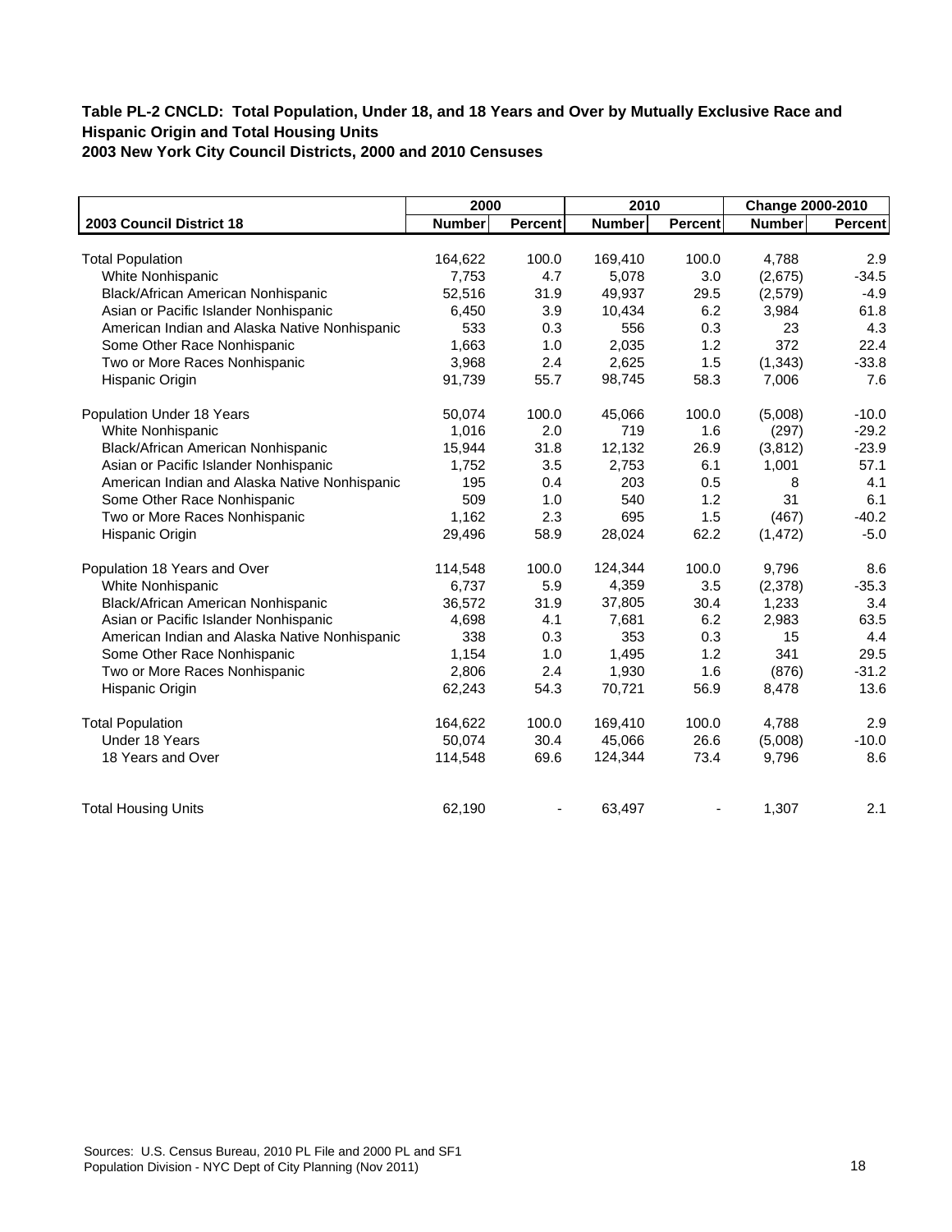**Table PL-2 CNCLD: Total Population, Under 18, and 18 Years and Over by Mutually Exclusive Race and Hispanic Origin and Total Housing Units**
**2003 New York City Council Districts, 2000 and 2010 Censuses**

| | 2000 | | 2010 | | Change 2000-2010 | |
|---|---|---|---|---|---|---|
| **2003 Council District 18** | **Number** | **Percent** | **Number** | **Percent** | **Number** | **Percent** |
| Total Population | 164,622 | 100.0 | 169,410 | 100.0 | 4,788 | 2.9 |
| White Nonhispanic | 7,753 | 4.7 | 5,078 | 3.0 | (2,675) | -34.5 |
| Black/African American Nonhispanic | 52,516 | 31.9 | 49,937 | 29.5 | (2,579) | -4.9 |
| Asian or Pacific Islander Nonhispanic | 6,450 | 3.9 | 10,434 | 6.2 | 3,984 | 61.8 |
| American Indian and Alaska Native Nonhispanic | 533 | 0.3 | 556 | 0.3 | 23 | 4.3 |
| Some Other Race Nonhispanic | 1,663 | 1.0 | 2,035 | 1.2 | 372 | 22.4 |
| Two or More Races Nonhispanic | 3,968 | 2.4 | 2,625 | 1.5 | (1,343) | -33.8 |
| Hispanic Origin | 91,739 | 55.7 | 98,745 | 58.3 | 7,006 | 7.6 |
| Population Under 18 Years | 50,074 | 100.0 | 45,066 | 100.0 | (5,008) | -10.0 |
| White Nonhispanic | 1,016 | 2.0 | 719 | 1.6 | (297) | -29.2 |
| Black/African American Nonhispanic | 15,944 | 31.8 | 12,132 | 26.9 | (3,812) | -23.9 |
| Asian or Pacific Islander Nonhispanic | 1,752 | 3.5 | 2,753 | 6.1 | 1,001 | 57.1 |
| American Indian and Alaska Native Nonhispanic | 195 | 0.4 | 203 | 0.5 | 8 | 4.1 |
| Some Other Race Nonhispanic | 509 | 1.0 | 540 | 1.2 | 31 | 6.1 |
| Two or More Races Nonhispanic | 1,162 | 2.3 | 695 | 1.5 | (467) | -40.2 |
| Hispanic Origin | 29,496 | 58.9 | 28,024 | 62.2 | (1,472) | -5.0 |
| Population 18 Years and Over | 114,548 | 100.0 | 124,344 | 100.0 | 9,796 | 8.6 |
| White Nonhispanic | 6,737 | 5.9 | 4,359 | 3.5 | (2,378) | -35.3 |
| Black/African American Nonhispanic | 36,572 | 31.9 | 37,805 | 30.4 | 1,233 | 3.4 |
| Asian or Pacific Islander Nonhispanic | 4,698 | 4.1 | 7,681 | 6.2 | 2,983 | 63.5 |
| American Indian and Alaska Native Nonhispanic | 338 | 0.3 | 353 | 0.3 | 15 | 4.4 |
| Some Other Race Nonhispanic | 1,154 | 1.0 | 1,495 | 1.2 | 341 | 29.5 |
| Two or More Races Nonhispanic | 2,806 | 2.4 | 1,930 | 1.6 | (876) | -31.2 |
| Hispanic Origin | 62,243 | 54.3 | 70,721 | 56.9 | 8,478 | 13.6 |
| Total Population | 164,622 | 100.0 | 169,410 | 100.0 | 4,788 | 2.9 |
| Under 18 Years | 50,074 | 30.4 | 45,066 | 26.6 | (5,008) | -10.0 |
| 18 Years and Over | 114,548 | 69.6 | 124,344 | 73.4 | 9,796 | 8.6 |
| Total Housing Units | 62,190 | - | 63,497 | - | 1,307 | 2.1 |

Sources: U.S. Census Bureau, 2010 PL File and 2000 PL and SF1
Population Division - NYC Dept of City Planning (Nov 2011)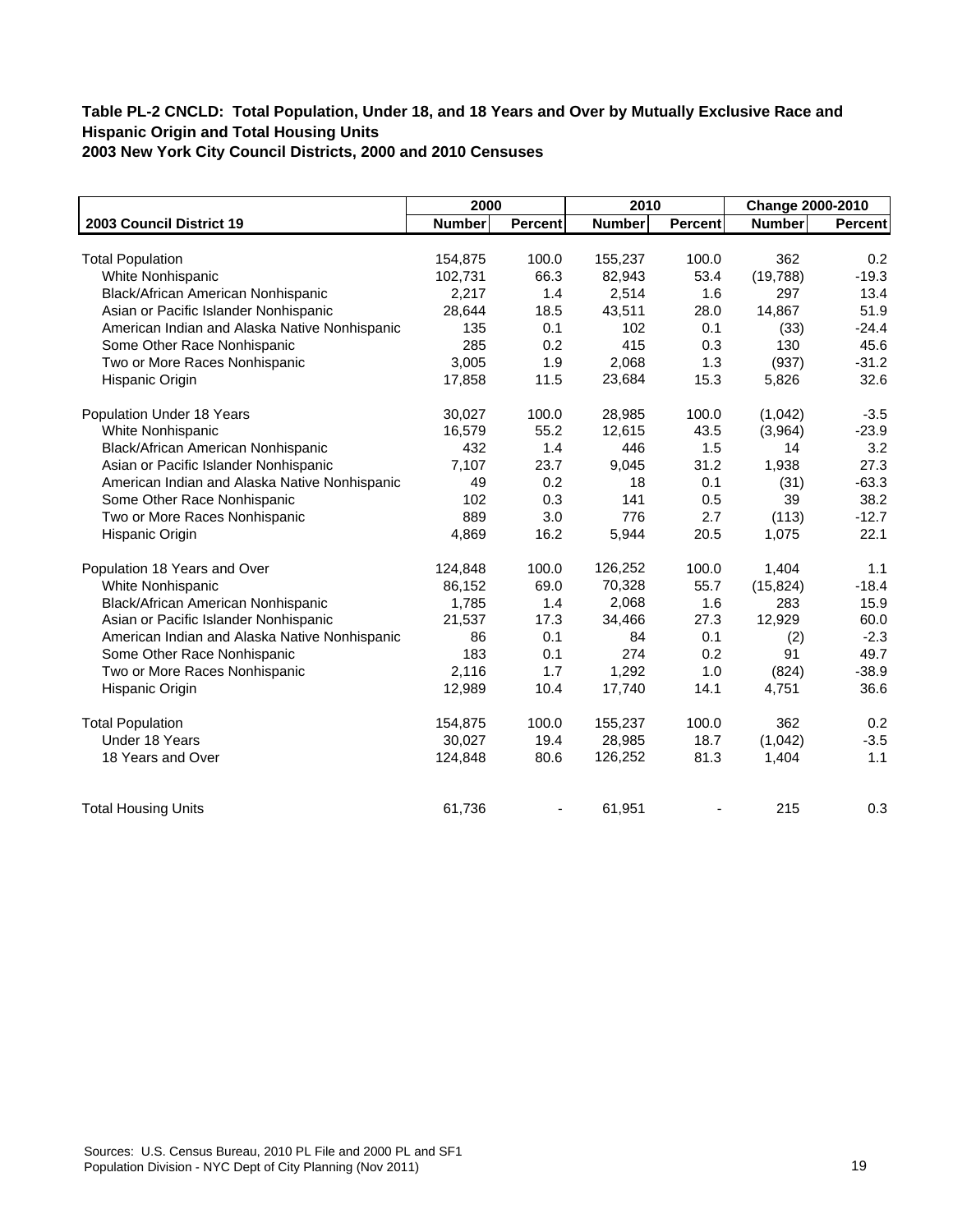**Table PL-2 CNCLD: Total Population, Under 18, and 18 Years and Over by Mutually Exclusive Race and Hispanic Origin and Total Housing Units**
**2003 New York City Council Districts, 2000 and 2010 Censuses**

| | 2000 | | 2010 | | Change 2000-2010 | |
|---|---|---|---|---|---|---|
| **2003 Council District 19** | **Number** | **Percent** | **Number** | **Percent** | **Number** | **Percent** |
| Total Population | 154,875 | 100.0 | 155,237 | 100.0 | 362 | 0.2 |
| White Nonhispanic | 102,731 | 66.3 | 82,943 | 53.4 | (19,788) | -19.3 |
| Black/African American Nonhispanic | 2,217 | 1.4 | 2,514 | 1.6 | 297 | 13.4 |
| Asian or Pacific Islander Nonhispanic | 28,644 | 18.5 | 43,511 | 28.0 | 14,867 | 51.9 |
| American Indian and Alaska Native Nonhispanic | 135 | 0.1 | 102 | 0.1 | (33) | -24.4 |
| Some Other Race Nonhispanic | 285 | 0.2 | 415 | 0.3 | 130 | 45.6 |
| Two or More Races Nonhispanic | 3,005 | 1.9 | 2,068 | 1.3 | (937) | -31.2 |
| Hispanic Origin | 17,858 | 11.5 | 23,684 | 15.3 | 5,826 | 32.6 |
| Population Under 18 Years | 30,027 | 100.0 | 28,985 | 100.0 | (1,042) | -3.5 |
| White Nonhispanic | 16,579 | 55.2 | 12,615 | 43.5 | (3,964) | -23.9 |
| Black/African American Nonhispanic | 432 | 1.4 | 446 | 1.5 | 14 | 3.2 |
| Asian or Pacific Islander Nonhispanic | 7,107 | 23.7 | 9,045 | 31.2 | 1,938 | 27.3 |
| American Indian and Alaska Native Nonhispanic | 49 | 0.2 | 18 | 0.1 | (31) | -63.3 |
| Some Other Race Nonhispanic | 102 | 0.3 | 141 | 0.5 | 39 | 38.2 |
| Two or More Races Nonhispanic | 889 | 3.0 | 776 | 2.7 | (113) | -12.7 |
| Hispanic Origin | 4,869 | 16.2 | 5,944 | 20.5 | 1,075 | 22.1 |
| Population 18 Years and Over | 124,848 | 100.0 | 126,252 | 100.0 | 1,404 | 1.1 |
| White Nonhispanic | 86,152 | 69.0 | 70,328 | 55.7 | (15,824) | -18.4 |
| Black/African American Nonhispanic | 1,785 | 1.4 | 2,068 | 1.6 | 283 | 15.9 |
| Asian or Pacific Islander Nonhispanic | 21,537 | 17.3 | 34,466 | 27.3 | 12,929 | 60.0 |
| American Indian and Alaska Native Nonhispanic | 86 | 0.1 | 84 | 0.1 | (2) | -2.3 |
| Some Other Race Nonhispanic | 183 | 0.1 | 274 | 0.2 | 91 | 49.7 |
| Two or More Races Nonhispanic | 2,116 | 1.7 | 1,292 | 1.0 | (824) | -38.9 |
| Hispanic Origin | 12,989 | 10.4 | 17,740 | 14.1 | 4,751 | 36.6 |
| Total Population | 154,875 | 100.0 | 155,237 | 100.0 | 362 | 0.2 |
| Under 18 Years | 30,027 | 19.4 | 28,985 | 18.7 | (1,042) | -3.5 |
| 18 Years and Over | 124,848 | 80.6 | 126,252 | 81.3 | 1,404 | 1.1 |
| Total Housing Units | 61,736 | - | 61,951 | - | 215 | 0.3 |

Sources: U.S. Census Bureau, 2010 PL File and 2000 PL and SF1
Population Division - NYC Dept of City Planning (Nov 2011)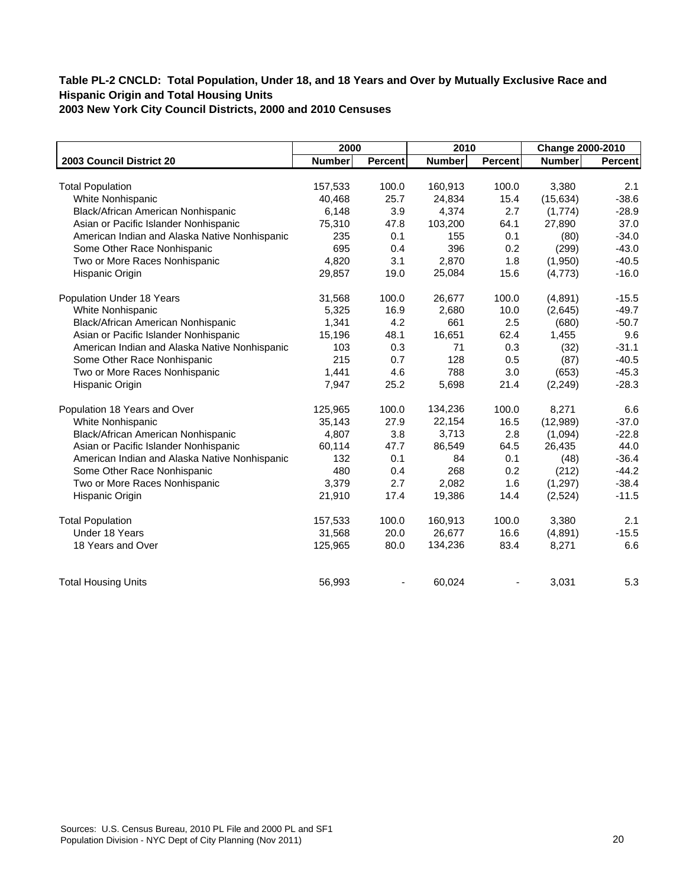**Table PL-2 CNCLD: Total Population, Under 18, and 18 Years and Over by Mutually Exclusive Race and Hispanic Origin and Total Housing Units**
**2003 New York City Council Districts, 2000 and 2010 Censuses**

| | 2000 | | 2010 | | Change 2000-2010 | |
|---|---|---|---|---|---|---|
| **2003 Council District 20** | **Number** | **Percent** | **Number** | **Percent** | **Number** | **Percent** |
| Total Population | 157,533 | 100.0 | 160,913 | 100.0 | 3,380 | 2.1 |
| White Nonhispanic | 40,468 | 25.7 | 24,834 | 15.4 | (15,634) | -38.6 |
| Black/African American Nonhispanic | 6,148 | 3.9 | 4,374 | 2.7 | (1,774) | -28.9 |
| Asian or Pacific Islander Nonhispanic | 75,310 | 47.8 | 103,200 | 64.1 | 27,890 | 37.0 |
| American Indian and Alaska Native Nonhispanic | 235 | 0.1 | 155 | 0.1 | (80) | -34.0 |
| Some Other Race Nonhispanic | 695 | 0.4 | 396 | 0.2 | (299) | -43.0 |
| Two or More Races Nonhispanic | 4,820 | 3.1 | 2,870 | 1.8 | (1,950) | -40.5 |
| Hispanic Origin | 29,857 | 19.0 | 25,084 | 15.6 | (4,773) | -16.0 |
| Population Under 18 Years | 31,568 | 100.0 | 26,677 | 100.0 | (4,891) | -15.5 |
| White Nonhispanic | 5,325 | 16.9 | 2,680 | 10.0 | (2,645) | -49.7 |
| Black/African American Nonhispanic | 1,341 | 4.2 | 661 | 2.5 | (680) | -50.7 |
| Asian or Pacific Islander Nonhispanic | 15,196 | 48.1 | 16,651 | 62.4 | 1,455 | 9.6 |
| American Indian and Alaska Native Nonhispanic | 103 | 0.3 | 71 | 0.3 | (32) | -31.1 |
| Some Other Race Nonhispanic | 215 | 0.7 | 128 | 0.5 | (87) | -40.5 |
| Two or More Races Nonhispanic | 1,441 | 4.6 | 788 | 3.0 | (653) | -45.3 |
| Hispanic Origin | 7,947 | 25.2 | 5,698 | 21.4 | (2,249) | -28.3 |
| Population 18 Years and Over | 125,965 | 100.0 | 134,236 | 100.0 | 8,271 | 6.6 |
| White Nonhispanic | 35,143 | 27.9 | 22,154 | 16.5 | (12,989) | -37.0 |
| Black/African American Nonhispanic | 4,807 | 3.8 | 3,713 | 2.8 | (1,094) | -22.8 |
| Asian or Pacific Islander Nonhispanic | 60,114 | 47.7 | 86,549 | 64.5 | 26,435 | 44.0 |
| American Indian and Alaska Native Nonhispanic | 132 | 0.1 | 84 | 0.1 | (48) | -36.4 |
| Some Other Race Nonhispanic | 480 | 0.4 | 268 | 0.2 | (212) | -44.2 |
| Two or More Races Nonhispanic | 3,379 | 2.7 | 2,082 | 1.6 | (1,297) | -38.4 |
| Hispanic Origin | 21,910 | 17.4 | 19,386 | 14.4 | (2,524) | -11.5 |
| Total Population | 157,533 | 100.0 | 160,913 | 100.0 | 3,380 | 2.1 |
| Under 18 Years | 31,568 | 20.0 | 26,677 | 16.6 | (4,891) | -15.5 |
| 18 Years and Over | 125,965 | 80.0 | 134,236 | 83.4 | 8,271 | 6.6 |
| Total Housing Units | 56,993 | - | 60,024 | - | 3,031 | 5.3 |

Sources: U.S. Census Bureau, 2010 PL File and 2000 PL and SF1
Population Division - NYC Dept of City Planning (Nov 2011)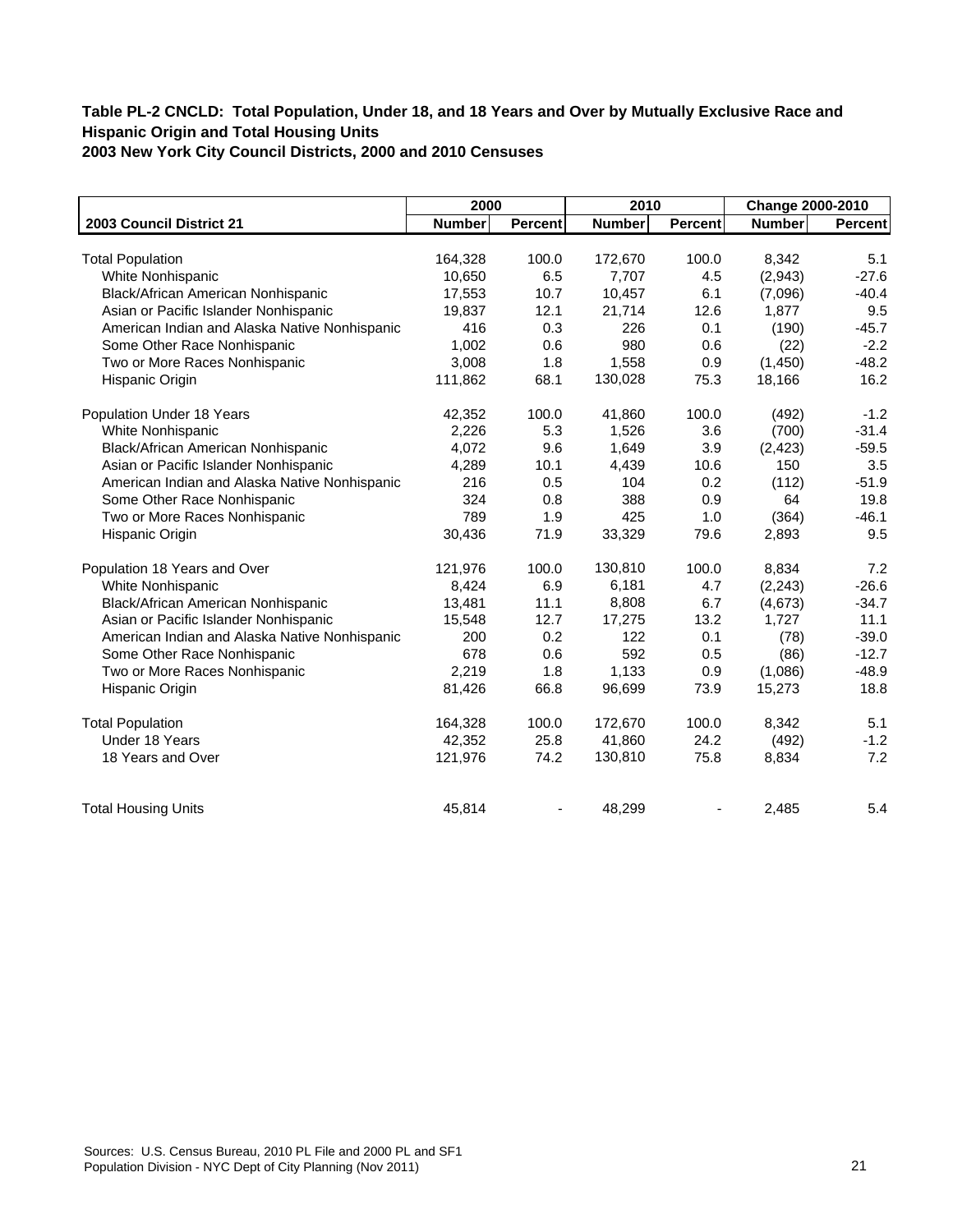**Table PL-2 CNCLD: Total Population, Under 18, and 18 Years and Over by Mutually Exclusive Race and Hispanic Origin and Total Housing Units**
**2003 New York City Council Districts, 2000 and 2010 Censuses**

| | 2000 | | 2010 | | Change 2000-2010 | |
|---|---|---|---|---|---|---|
| **2003 Council District 21** | **Number** | **Percent** | **Number** | **Percent** | **Number** | **Percent** |
| Total Population | 164,328 | 100.0 | 172,670 | 100.0 | 8,342 | 5.1 |
| White Nonhispanic | 10,650 | 6.5 | 7,707 | 4.5 | (2,943) | -27.6 |
| Black/African American Nonhispanic | 17,553 | 10.7 | 10,457 | 6.1 | (7,096) | -40.4 |
| Asian or Pacific Islander Nonhispanic | 19,837 | 12.1 | 21,714 | 12.6 | 1,877 | 9.5 |
| American Indian and Alaska Native Nonhispanic | 416 | 0.3 | 226 | 0.1 | (190) | -45.7 |
| Some Other Race Nonhispanic | 1,002 | 0.6 | 980 | 0.6 | (22) | -2.2 |
| Two or More Races Nonhispanic | 3,008 | 1.8 | 1,558 | 0.9 | (1,450) | -48.2 |
| Hispanic Origin | 111,862 | 68.1 | 130,028 | 75.3 | 18,166 | 16.2 |
| Population Under 18 Years | 42,352 | 100.0 | 41,860 | 100.0 | (492) | -1.2 |
| White Nonhispanic | 2,226 | 5.3 | 1,526 | 3.6 | (700) | -31.4 |
| Black/African American Nonhispanic | 4,072 | 9.6 | 1,649 | 3.9 | (2,423) | -59.5 |
| Asian or Pacific Islander Nonhispanic | 4,289 | 10.1 | 4,439 | 10.6 | 150 | 3.5 |
| American Indian and Alaska Native Nonhispanic | 216 | 0.5 | 104 | 0.2 | (112) | -51.9 |
| Some Other Race Nonhispanic | 324 | 0.8 | 388 | 0.9 | 64 | 19.8 |
| Two or More Races Nonhispanic | 789 | 1.9 | 425 | 1.0 | (364) | -46.1 |
| Hispanic Origin | 30,436 | 71.9 | 33,329 | 79.6 | 2,893 | 9.5 |
| Population 18 Years and Over | 121,976 | 100.0 | 130,810 | 100.0 | 8,834 | 7.2 |
| White Nonhispanic | 8,424 | 6.9 | 6,181 | 4.7 | (2,243) | -26.6 |
| Black/African American Nonhispanic | 13,481 | 11.1 | 8,808 | 6.7 | (4,673) | -34.7 |
| Asian or Pacific Islander Nonhispanic | 15,548 | 12.7 | 17,275 | 13.2 | 1,727 | 11.1 |
| American Indian and Alaska Native Nonhispanic | 200 | 0.2 | 122 | 0.1 | (78) | -39.0 |
| Some Other Race Nonhispanic | 678 | 0.6 | 592 | 0.5 | (86) | -12.7 |
| Two or More Races Nonhispanic | 2,219 | 1.8 | 1,133 | 0.9 | (1,086) | -48.9 |
| Hispanic Origin | 81,426 | 66.8 | 96,699 | 73.9 | 15,273 | 18.8 |
| Total Population | 164,328 | 100.0 | 172,670 | 100.0 | 8,342 | 5.1 |
| Under 18 Years | 42,352 | 25.8 | 41,860 | 24.2 | (492) | -1.2 |
| 18 Years and Over | 121,976 | 74.2 | 130,810 | 75.8 | 8,834 | 7.2 |
| Total Housing Units | 45,814 | - | 48,299 | - | 2,485 | 5.4 |

Sources: U.S. Census Bureau, 2010 PL File and 2000 PL and SF1
Population Division - NYC Dept of City Planning (Nov 2011)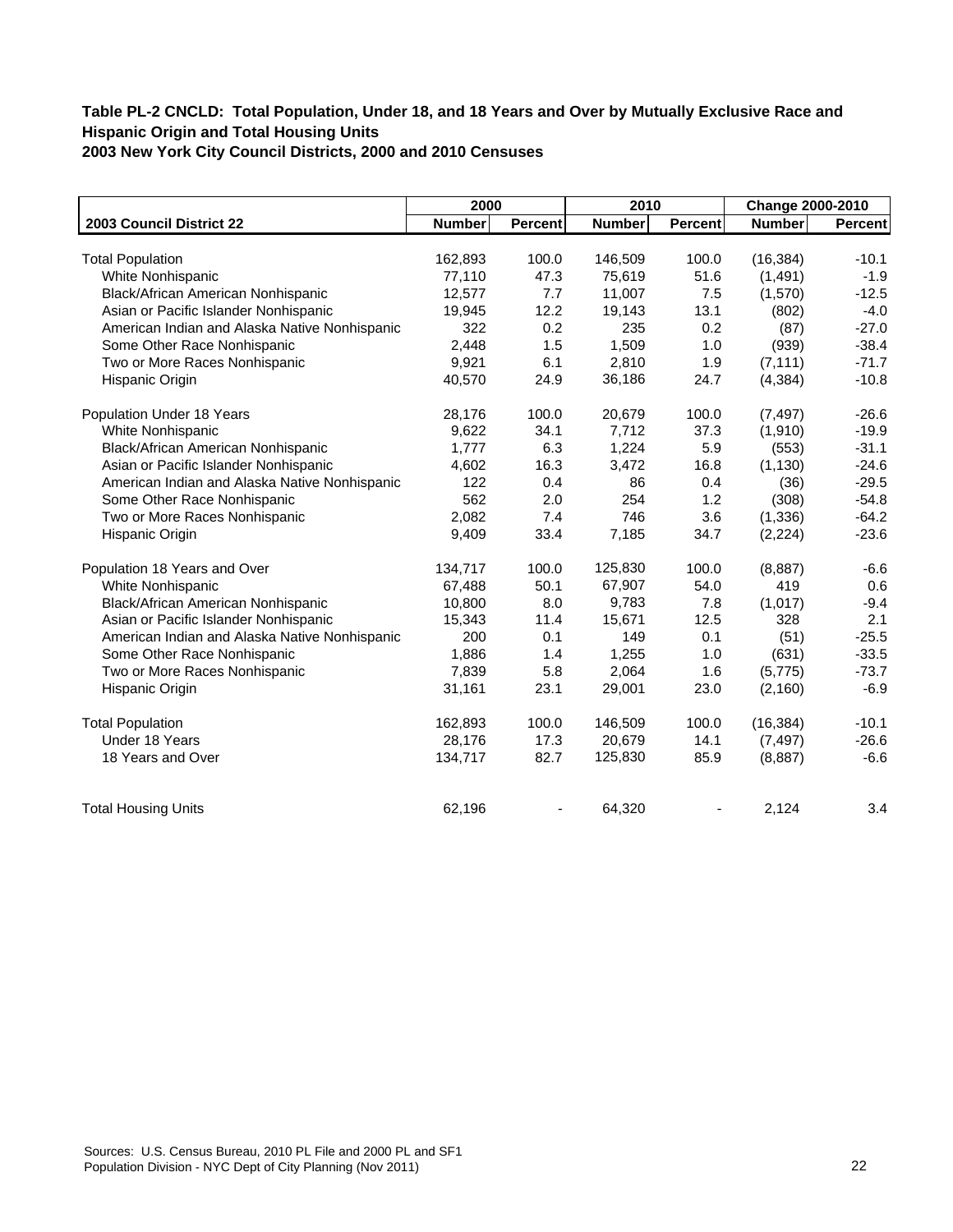**Table PL-2 CNCLD: Total Population, Under 18, and 18 Years and Over by Mutually Exclusive Race and Hispanic Origin and Total Housing Units**
**2003 New York City Council Districts, 2000 and 2010 Censuses**

| | 2000 | | 2010 | | Change 2000-2010 | |
|---|---|---|---|---|---|---|
| **2003 Council District 22** | **Number** | **Percent** | **Number** | **Percent** | **Number** | **Percent** |
| Total Population | 162,893 | 100.0 | 146,509 | 100.0 | (16,384) | -10.1 |
| White Nonhispanic | 77,110 | 47.3 | 75,619 | 51.6 | (1,491) | -1.9 |
| Black/African American Nonhispanic | 12,577 | 7.7 | 11,007 | 7.5 | (1,570) | -12.5 |
| Asian or Pacific Islander Nonhispanic | 19,945 | 12.2 | 19,143 | 13.1 | (802) | -4.0 |
| American Indian and Alaska Native Nonhispanic | 322 | 0.2 | 235 | 0.2 | (87) | -27.0 |
| Some Other Race Nonhispanic | 2,448 | 1.5 | 1,509 | 1.0 | (939) | -38.4 |
| Two or More Races Nonhispanic | 9,921 | 6.1 | 2,810 | 1.9 | (7,111) | -71.7 |
| Hispanic Origin | 40,570 | 24.9 | 36,186 | 24.7 | (4,384) | -10.8 |
| Population Under 18 Years | 28,176 | 100.0 | 20,679 | 100.0 | (7,497) | -26.6 |
| White Nonhispanic | 9,622 | 34.1 | 7,712 | 37.3 | (1,910) | -19.9 |
| Black/African American Nonhispanic | 1,777 | 6.3 | 1,224 | 5.9 | (553) | -31.1 |
| Asian or Pacific Islander Nonhispanic | 4,602 | 16.3 | 3,472 | 16.8 | (1,130) | -24.6 |
| American Indian and Alaska Native Nonhispanic | 122 | 0.4 | 86 | 0.4 | (36) | -29.5 |
| Some Other Race Nonhispanic | 562 | 2.0 | 254 | 1.2 | (308) | -54.8 |
| Two or More Races Nonhispanic | 2,082 | 7.4 | 746 | 3.6 | (1,336) | -64.2 |
| Hispanic Origin | 9,409 | 33.4 | 7,185 | 34.7 | (2,224) | -23.6 |
| Population 18 Years and Over | 134,717 | 100.0 | 125,830 | 100.0 | (8,887) | -6.6 |
| White Nonhispanic | 67,488 | 50.1 | 67,907 | 54.0 | 419 | 0.6 |
| Black/African American Nonhispanic | 10,800 | 8.0 | 9,783 | 7.8 | (1,017) | -9.4 |
| Asian or Pacific Islander Nonhispanic | 15,343 | 11.4 | 15,671 | 12.5 | 328 | 2.1 |
| American Indian and Alaska Native Nonhispanic | 200 | 0.1 | 149 | 0.1 | (51) | -25.5 |
| Some Other Race Nonhispanic | 1,886 | 1.4 | 1,255 | 1.0 | (631) | -33.5 |
| Two or More Races Nonhispanic | 7,839 | 5.8 | 2,064 | 1.6 | (5,775) | -73.7 |
| Hispanic Origin | 31,161 | 23.1 | 29,001 | 23.0 | (2,160) | -6.9 |
| Total Population | 162,893 | 100.0 | 146,509 | 100.0 | (16,384) | -10.1 |
| Under 18 Years | 28,176 | 17.3 | 20,679 | 14.1 | (7,497) | -26.6 |
| 18 Years and Over | 134,717 | 82.7 | 125,830 | 85.9 | (8,887) | -6.6 |
| Total Housing Units | 62,196 | - | 64,320 | - | 2,124 | 3.4 |

Sources: U.S. Census Bureau, 2010 PL File and 2000 PL and SF1
Population Division - NYC Dept of City Planning (Nov 2011)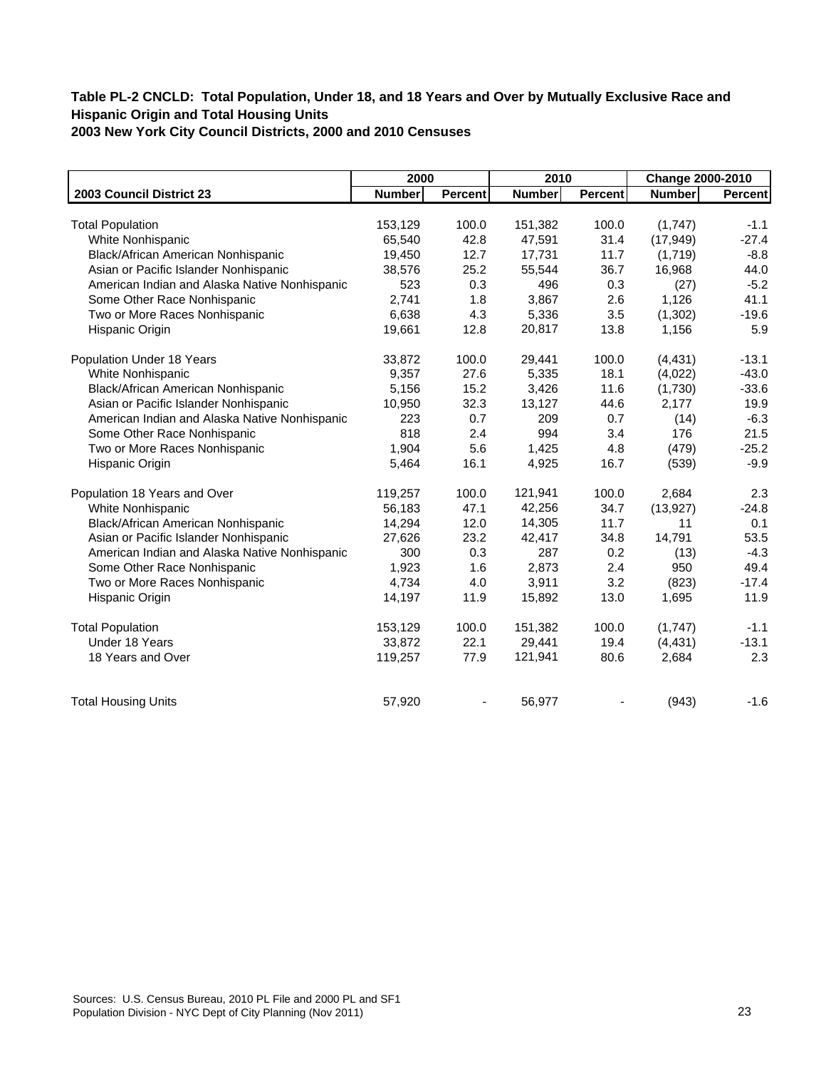**Table PL-2 CNCLD: Total Population, Under 18, and 18 Years and Over by Mutually Exclusive Race and Hispanic Origin and Total Housing Units**
**2003 New York City Council Districts, 2000 and 2010 Censuses**

| | 2000 | | 2010 | | Change 2000-2010 | |
|---|---|---|---|---|---|---|
| **2003 Council District 23** | **Number** | **Percent** | **Number** | **Percent** | **Number** | **Percent** |
| Total Population | 153,129 | 100.0 | 151,382 | 100.0 | (1,747) | -1.1 |
| White Nonhispanic | 65,540 | 42.8 | 47,591 | 31.4 | (17,949) | -27.4 |
| Black/African American Nonhispanic | 19,450 | 12.7 | 17,731 | 11.7 | (1,719) | -8.8 |
| Asian or Pacific Islander Nonhispanic | 38,576 | 25.2 | 55,544 | 36.7 | 16,968 | 44.0 |
| American Indian and Alaska Native Nonhispanic | 523 | 0.3 | 496 | 0.3 | (27) | -5.2 |
| Some Other Race Nonhispanic | 2,741 | 1.8 | 3,867 | 2.6 | 1,126 | 41.1 |
| Two or More Races Nonhispanic | 6,638 | 4.3 | 5,336 | 3.5 | (1,302) | -19.6 |
| Hispanic Origin | 19,661 | 12.8 | 20,817 | 13.8 | 1,156 | 5.9 |
| Population Under 18 Years | 33,872 | 100.0 | 29,441 | 100.0 | (4,431) | -13.1 |
| White Nonhispanic | 9,357 | 27.6 | 5,335 | 18.1 | (4,022) | -43.0 |
| Black/African American Nonhispanic | 5,156 | 15.2 | 3,426 | 11.6 | (1,730) | -33.6 |
| Asian or Pacific Islander Nonhispanic | 10,950 | 32.3 | 13,127 | 44.6 | 2,177 | 19.9 |
| American Indian and Alaska Native Nonhispanic | 223 | 0.7 | 209 | 0.7 | (14) | -6.3 |
| Some Other Race Nonhispanic | 818 | 2.4 | 994 | 3.4 | 176 | 21.5 |
| Two or More Races Nonhispanic | 1,904 | 5.6 | 1,425 | 4.8 | (479) | -25.2 |
| Hispanic Origin | 5,464 | 16.1 | 4,925 | 16.7 | (539) | -9.9 |
| Population 18 Years and Over | 119,257 | 100.0 | 121,941 | 100.0 | 2,684 | 2.3 |
| White Nonhispanic | 56,183 | 47.1 | 42,256 | 34.7 | (13,927) | -24.8 |
| Black/African American Nonhispanic | 14,294 | 12.0 | 14,305 | 11.7 | 11 | 0.1 |
| Asian or Pacific Islander Nonhispanic | 27,626 | 23.2 | 42,417 | 34.8 | 14,791 | 53.5 |
| American Indian and Alaska Native Nonhispanic | 300 | 0.3 | 287 | 0.2 | (13) | -4.3 |
| Some Other Race Nonhispanic | 1,923 | 1.6 | 2,873 | 2.4 | 950 | 49.4 |
| Two or More Races Nonhispanic | 4,734 | 4.0 | 3,911 | 3.2 | (823) | -17.4 |
| Hispanic Origin | 14,197 | 11.9 | 15,892 | 13.0 | 1,695 | 11.9 |
| Total Population | 153,129 | 100.0 | 151,382 | 100.0 | (1,747) | -1.1 |
| Under 18 Years | 33,872 | 22.1 | 29,441 | 19.4 | (4,431) | -13.1 |
| 18 Years and Over | 119,257 | 77.9 | 121,941 | 80.6 | 2,684 | 2.3 |
| Total Housing Units | 57,920 | - | 56,977 | - | (943) | -1.6 |

Sources: U.S. Census Bureau, 2010 PL File and 2000 PL and SF1
Population Division - NYC Dept of City Planning (Nov 2011)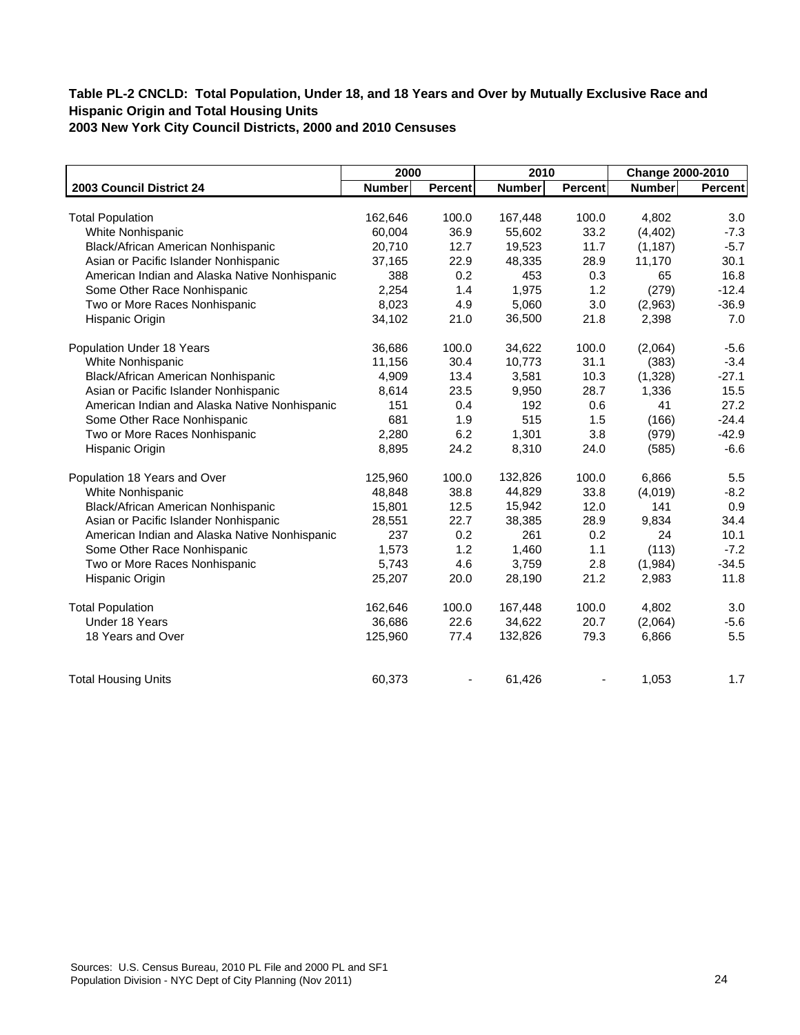**Table PL-2 CNCLD: Total Population, Under 18, and 18 Years and Over by Mutually Exclusive Race and Hispanic Origin and Total Housing Units**
**2003 New York City Council Districts, 2000 and 2010 Censuses**

| | 2000 | | 2010 | | Change 2000-2010 | |
|---|---|---|---|---|---|---|
| **2003 Council District 24** | **Number** | **Percent** | **Number** | **Percent** | **Number** | **Percent** |
| Total Population | 162,646 | 100.0 | 167,448 | 100.0 | 4,802 | 3.0 |
| White Nonhispanic | 60,004 | 36.9 | 55,602 | 33.2 | (4,402) | -7.3 |
| Black/African American Nonhispanic | 20,710 | 12.7 | 19,523 | 11.7 | (1,187) | -5.7 |
| Asian or Pacific Islander Nonhispanic | 37,165 | 22.9 | 48,335 | 28.9 | 11,170 | 30.1 |
| American Indian and Alaska Native Nonhispanic | 388 | 0.2 | 453 | 0.3 | 65 | 16.8 |
| Some Other Race Nonhispanic | 2,254 | 1.4 | 1,975 | 1.2 | (279) | -12.4 |
| Two or More Races Nonhispanic | 8,023 | 4.9 | 5,060 | 3.0 | (2,963) | -36.9 |
| Hispanic Origin | 34,102 | 21.0 | 36,500 | 21.8 | 2,398 | 7.0 |
| Population Under 18 Years | 36,686 | 100.0 | 34,622 | 100.0 | (2,064) | -5.6 |
| White Nonhispanic | 11,156 | 30.4 | 10,773 | 31.1 | (383) | -3.4 |
| Black/African American Nonhispanic | 4,909 | 13.4 | 3,581 | 10.3 | (1,328) | -27.1 |
| Asian or Pacific Islander Nonhispanic | 8,614 | 23.5 | 9,950 | 28.7 | 1,336 | 15.5 |
| American Indian and Alaska Native Nonhispanic | 151 | 0.4 | 192 | 0.6 | 41 | 27.2 |
| Some Other Race Nonhispanic | 681 | 1.9 | 515 | 1.5 | (166) | -24.4 |
| Two or More Races Nonhispanic | 2,280 | 6.2 | 1,301 | 3.8 | (979) | -42.9 |
| Hispanic Origin | 8,895 | 24.2 | 8,310 | 24.0 | (585) | -6.6 |
| Population 18 Years and Over | 125,960 | 100.0 | 132,826 | 100.0 | 6,866 | 5.5 |
| White Nonhispanic | 48,848 | 38.8 | 44,829 | 33.8 | (4,019) | -8.2 |
| Black/African American Nonhispanic | 15,801 | 12.5 | 15,942 | 12.0 | 141 | 0.9 |
| Asian or Pacific Islander Nonhispanic | 28,551 | 22.7 | 38,385 | 28.9 | 9,834 | 34.4 |
| American Indian and Alaska Native Nonhispanic | 237 | 0.2 | 261 | 0.2 | 24 | 10.1 |
| Some Other Race Nonhispanic | 1,573 | 1.2 | 1,460 | 1.1 | (113) | -7.2 |
| Two or More Races Nonhispanic | 5,743 | 4.6 | 3,759 | 2.8 | (1,984) | -34.5 |
| Hispanic Origin | 25,207 | 20.0 | 28,190 | 21.2 | 2,983 | 11.8 |
| Total Population | 162,646 | 100.0 | 167,448 | 100.0 | 4,802 | 3.0 |
| Under 18 Years | 36,686 | 22.6 | 34,622 | 20.7 | (2,064) | -5.6 |
| 18 Years and Over | 125,960 | 77.4 | 132,826 | 79.3 | 6,866 | 5.5 |
| Total Housing Units | 60,373 | - | 61,426 | - | 1,053 | 1.7 |

Sources: U.S. Census Bureau, 2010 PL File and 2000 PL and SF1
Population Division - NYC Dept of City Planning (Nov 2011)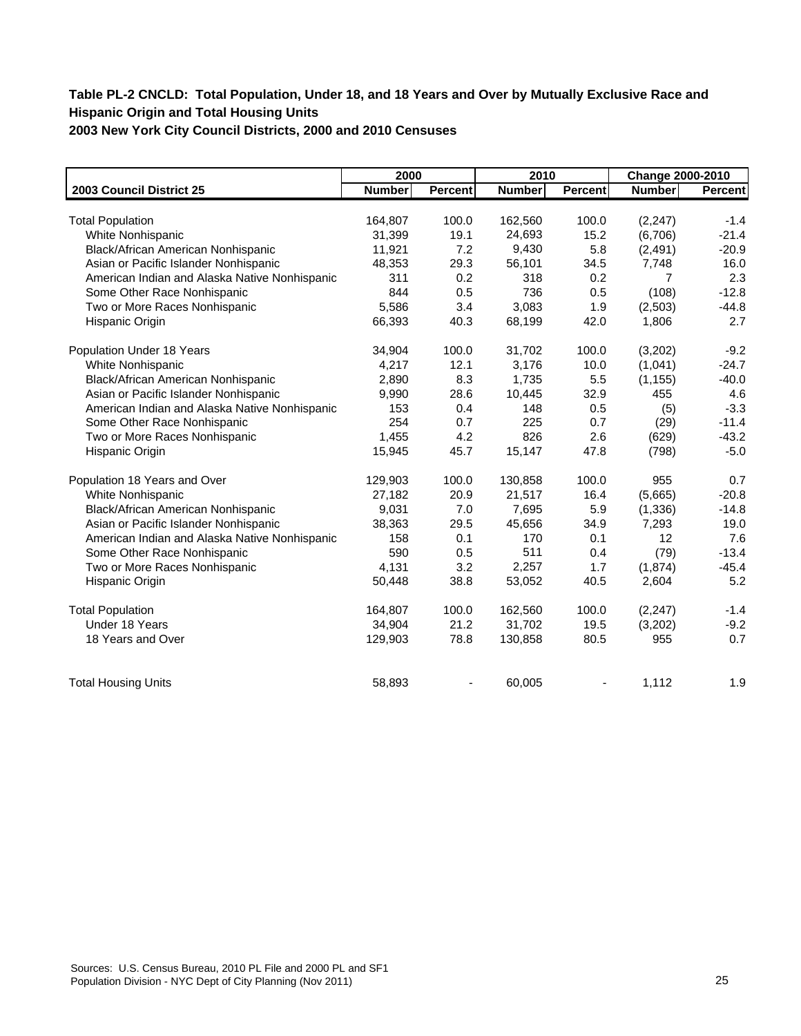**Table PL-2 CNCLD: Total Population, Under 18, and 18 Years and Over by Mutually Exclusive Race and Hispanic Origin and Total Housing Units**
**2003 New York City Council Districts, 2000 and 2010 Censuses**

| | 2000 | | 2010 | | Change 2000-2010 | |
|---|---|---|---|---|---|---|
| **2003 Council District 25** | **Number** | **Percent** | **Number** | **Percent** | **Number** | **Percent** |
| Total Population | 164,807 | 100.0 | 162,560 | 100.0 | (2,247) | -1.4 |
| White Nonhispanic | 31,399 | 19.1 | 24,693 | 15.2 | (6,706) | -21.4 |
| Black/African American Nonhispanic | 11,921 | 7.2 | 9,430 | 5.8 | (2,491) | -20.9 |
| Asian or Pacific Islander Nonhispanic | 48,353 | 29.3 | 56,101 | 34.5 | 7,748 | 16.0 |
| American Indian and Alaska Native Nonhispanic | 311 | 0.2 | 318 | 0.2 | 7 | 2.3 |
| Some Other Race Nonhispanic | 844 | 0.5 | 736 | 0.5 | (108) | -12.8 |
| Two or More Races Nonhispanic | 5,586 | 3.4 | 3,083 | 1.9 | (2,503) | -44.8 |
| Hispanic Origin | 66,393 | 40.3 | 68,199 | 42.0 | 1,806 | 2.7 |
| Population Under 18 Years | 34,904 | 100.0 | 31,702 | 100.0 | (3,202) | -9.2 |
| White Nonhispanic | 4,217 | 12.1 | 3,176 | 10.0 | (1,041) | -24.7 |
| Black/African American Nonhispanic | 2,890 | 8.3 | 1,735 | 5.5 | (1,155) | -40.0 |
| Asian or Pacific Islander Nonhispanic | 9,990 | 28.6 | 10,445 | 32.9 | 455 | 4.6 |
| American Indian and Alaska Native Nonhispanic | 153 | 0.4 | 148 | 0.5 | (5) | -3.3 |
| Some Other Race Nonhispanic | 254 | 0.7 | 225 | 0.7 | (29) | -11.4 |
| Two or More Races Nonhispanic | 1,455 | 4.2 | 826 | 2.6 | (629) | -43.2 |
| Hispanic Origin | 15,945 | 45.7 | 15,147 | 47.8 | (798) | -5.0 |
| Population 18 Years and Over | 129,903 | 100.0 | 130,858 | 100.0 | 955 | 0.7 |
| White Nonhispanic | 27,182 | 20.9 | 21,517 | 16.4 | (5,665) | -20.8 |
| Black/African American Nonhispanic | 9,031 | 7.0 | 7,695 | 5.9 | (1,336) | -14.8 |
| Asian or Pacific Islander Nonhispanic | 38,363 | 29.5 | 45,656 | 34.9 | 7,293 | 19.0 |
| American Indian and Alaska Native Nonhispanic | 158 | 0.1 | 170 | 0.1 | 12 | 7.6 |
| Some Other Race Nonhispanic | 590 | 0.5 | 511 | 0.4 | (79) | -13.4 |
| Two or More Races Nonhispanic | 4,131 | 3.2 | 2,257 | 1.7 | (1,874) | -45.4 |
| Hispanic Origin | 50,448 | 38.8 | 53,052 | 40.5 | 2,604 | 5.2 |
| Total Population | 164,807 | 100.0 | 162,560 | 100.0 | (2,247) | -1.4 |
| Under 18 Years | 34,904 | 21.2 | 31,702 | 19.5 | (3,202) | -9.2 |
| 18 Years and Over | 129,903 | 78.8 | 130,858 | 80.5 | 955 | 0.7 |
| Total Housing Units | 58,893 | - | 60,005 | - | 1,112 | 1.9 |

Sources: U.S. Census Bureau, 2010 PL File and 2000 PL and SF1
Population Division - NYC Dept of City Planning (Nov 2011)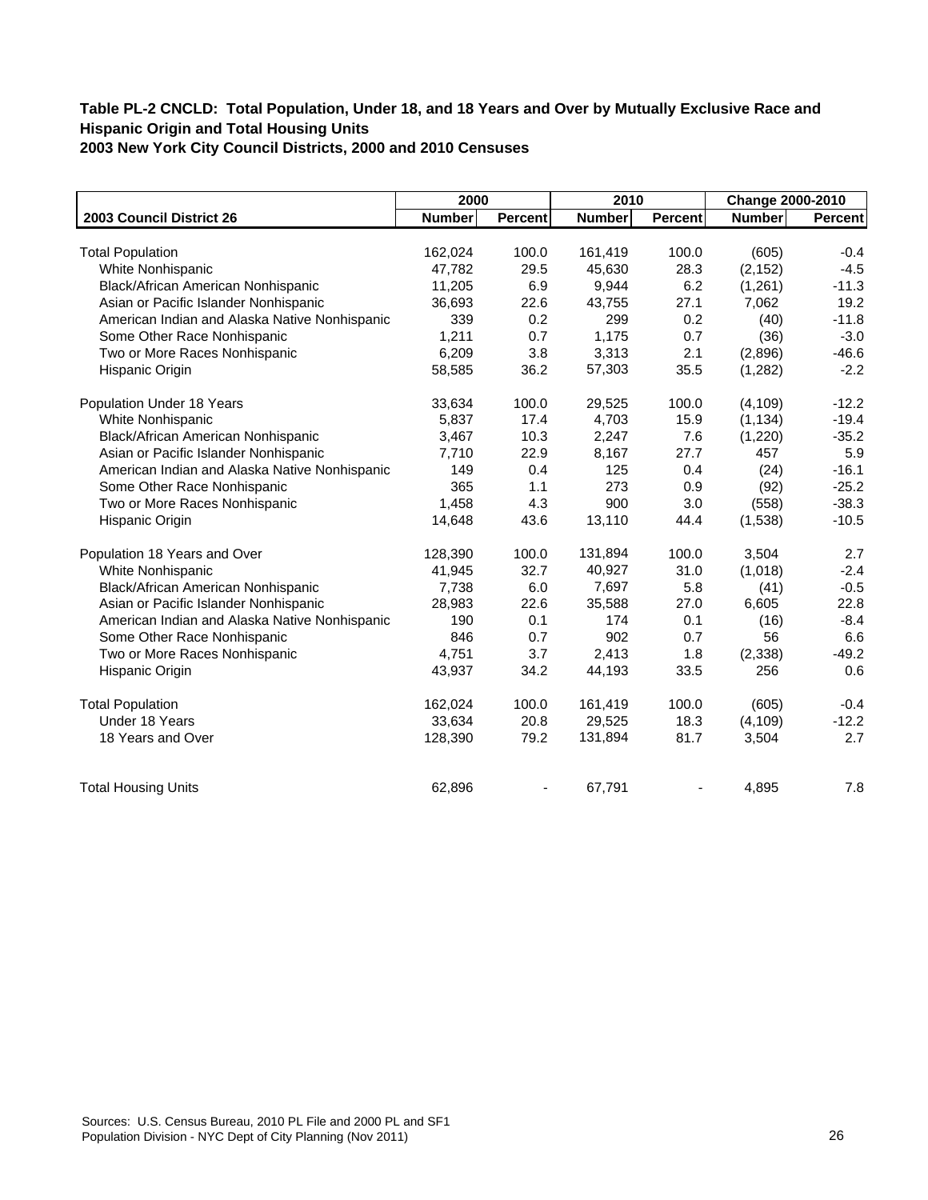**Table PL-2 CNCLD: Total Population, Under 18, and 18 Years and Over by Mutually Exclusive Race and Hispanic Origin and Total Housing Units**
**2003 New York City Council Districts, 2000 and 2010 Censuses**

| | 2000 | | 2010 | | Change 2000-2010 | |
|---|---|---|---|---|---|---|
| **2003 Council District 26** | **Number** | **Percent** | **Number** | **Percent** | **Number** | **Percent** |
| Total Population | 162,024 | 100.0 | 161,419 | 100.0 | (605) | -0.4 |
| White Nonhispanic | 47,782 | 29.5 | 45,630 | 28.3 | (2,152) | -4.5 |
| Black/African American Nonhispanic | 11,205 | 6.9 | 9,944 | 6.2 | (1,261) | -11.3 |
| Asian or Pacific Islander Nonhispanic | 36,693 | 22.6 | 43,755 | 27.1 | 7,062 | 19.2 |
| American Indian and Alaska Native Nonhispanic | 339 | 0.2 | 299 | 0.2 | (40) | -11.8 |
| Some Other Race Nonhispanic | 1,211 | 0.7 | 1,175 | 0.7 | (36) | -3.0 |
| Two or More Races Nonhispanic | 6,209 | 3.8 | 3,313 | 2.1 | (2,896) | -46.6 |
| Hispanic Origin | 58,585 | 36.2 | 57,303 | 35.5 | (1,282) | -2.2 |
| Population Under 18 Years | 33,634 | 100.0 | 29,525 | 100.0 | (4,109) | -12.2 |
| White Nonhispanic | 5,837 | 17.4 | 4,703 | 15.9 | (1,134) | -19.4 |
| Black/African American Nonhispanic | 3,467 | 10.3 | 2,247 | 7.6 | (1,220) | -35.2 |
| Asian or Pacific Islander Nonhispanic | 7,710 | 22.9 | 8,167 | 27.7 | 457 | 5.9 |
| American Indian and Alaska Native Nonhispanic | 149 | 0.4 | 125 | 0.4 | (24) | -16.1 |
| Some Other Race Nonhispanic | 365 | 1.1 | 273 | 0.9 | (92) | -25.2 |
| Two or More Races Nonhispanic | 1,458 | 4.3 | 900 | 3.0 | (558) | -38.3 |
| Hispanic Origin | 14,648 | 43.6 | 13,110 | 44.4 | (1,538) | -10.5 |
| Population 18 Years and Over | 128,390 | 100.0 | 131,894 | 100.0 | 3,504 | 2.7 |
| White Nonhispanic | 41,945 | 32.7 | 40,927 | 31.0 | (1,018) | -2.4 |
| Black/African American Nonhispanic | 7,738 | 6.0 | 7,697 | 5.8 | (41) | -0.5 |
| Asian or Pacific Islander Nonhispanic | 28,983 | 22.6 | 35,588 | 27.0 | 6,605 | 22.8 |
| American Indian and Alaska Native Nonhispanic | 190 | 0.1 | 174 | 0.1 | (16) | -8.4 |
| Some Other Race Nonhispanic | 846 | 0.7 | 902 | 0.7 | 56 | 6.6 |
| Two or More Races Nonhispanic | 4,751 | 3.7 | 2,413 | 1.8 | (2,338) | -49.2 |
| Hispanic Origin | 43,937 | 34.2 | 44,193 | 33.5 | 256 | 0.6 |
| Total Population | 162,024 | 100.0 | 161,419 | 100.0 | (605) | -0.4 |
| Under 18 Years | 33,634 | 20.8 | 29,525 | 18.3 | (4,109) | -12.2 |
| 18 Years and Over | 128,390 | 79.2 | 131,894 | 81.7 | 3,504 | 2.7 |
| Total Housing Units | 62,896 | - | 67,791 | - | 4,895 | 7.8 |

Sources: U.S. Census Bureau, 2010 PL File and 2000 PL and SF1
Population Division - NYC Dept of City Planning (Nov 2011)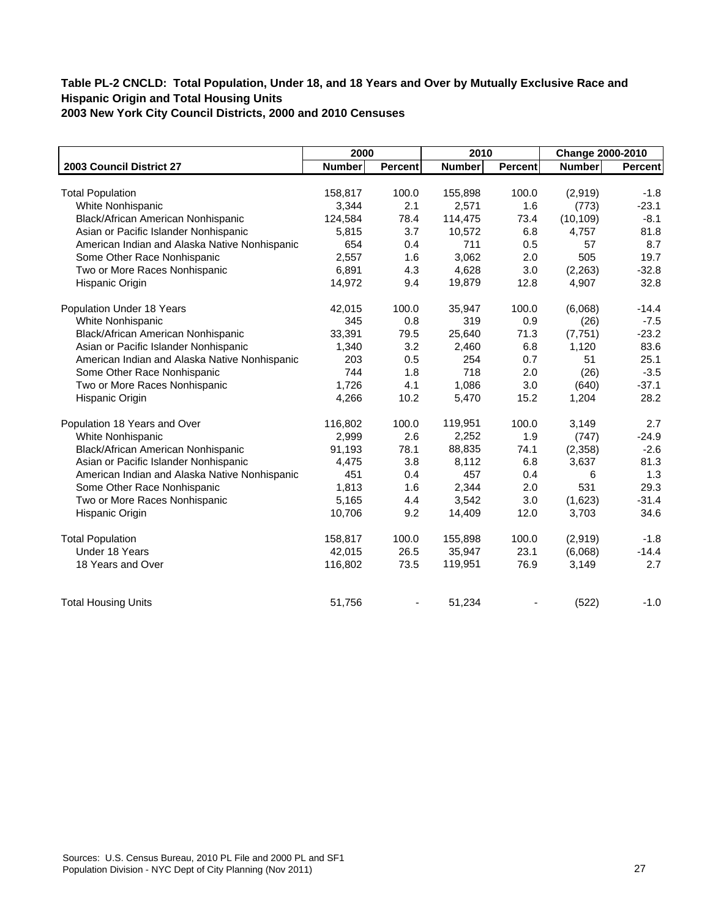**Table PL-2 CNCLD: Total Population, Under 18, and 18 Years and Over by Mutually Exclusive Race and Hispanic Origin and Total Housing Units**
**2003 New York City Council Districts, 2000 and 2010 Censuses**

| | 2000 | | 2010 | | Change 2000-2010 | |
|---|---|---|---|---|---|---|
| **2003 Council District 27** | **Number** | **Percent** | **Number** | **Percent** | **Number** | **Percent** |
| Total Population | 158,817 | 100.0 | 155,898 | 100.0 | (2,919) | -1.8 |
| White Nonhispanic | 3,344 | 2.1 | 2,571 | 1.6 | (773) | -23.1 |
| Black/African American Nonhispanic | 124,584 | 78.4 | 114,475 | 73.4 | (10,109) | -8.1 |
| Asian or Pacific Islander Nonhispanic | 5,815 | 3.7 | 10,572 | 6.8 | 4,757 | 81.8 |
| American Indian and Alaska Native Nonhispanic | 654 | 0.4 | 711 | 0.5 | 57 | 8.7 |
| Some Other Race Nonhispanic | 2,557 | 1.6 | 3,062 | 2.0 | 505 | 19.7 |
| Two or More Races Nonhispanic | 6,891 | 4.3 | 4,628 | 3.0 | (2,263) | -32.8 |
| Hispanic Origin | 14,972 | 9.4 | 19,879 | 12.8 | 4,907 | 32.8 |
| Population Under 18 Years | 42,015 | 100.0 | 35,947 | 100.0 | (6,068) | -14.4 |
| White Nonhispanic | 345 | 0.8 | 319 | 0.9 | (26) | -7.5 |
| Black/African American Nonhispanic | 33,391 | 79.5 | 25,640 | 71.3 | (7,751) | -23.2 |
| Asian or Pacific Islander Nonhispanic | 1,340 | 3.2 | 2,460 | 6.8 | 1,120 | 83.6 |
| American Indian and Alaska Native Nonhispanic | 203 | 0.5 | 254 | 0.7 | 51 | 25.1 |
| Some Other Race Nonhispanic | 744 | 1.8 | 718 | 2.0 | (26) | -3.5 |
| Two or More Races Nonhispanic | 1,726 | 4.1 | 1,086 | 3.0 | (640) | -37.1 |
| Hispanic Origin | 4,266 | 10.2 | 5,470 | 15.2 | 1,204 | 28.2 |
| Population 18 Years and Over | 116,802 | 100.0 | 119,951 | 100.0 | 3,149 | 2.7 |
| White Nonhispanic | 2,999 | 2.6 | 2,252 | 1.9 | (747) | -24.9 |
| Black/African American Nonhispanic | 91,193 | 78.1 | 88,835 | 74.1 | (2,358) | -2.6 |
| Asian or Pacific Islander Nonhispanic | 4,475 | 3.8 | 8,112 | 6.8 | 3,637 | 81.3 |
| American Indian and Alaska Native Nonhispanic | 451 | 0.4 | 457 | 0.4 | 6 | 1.3 |
| Some Other Race Nonhispanic | 1,813 | 1.6 | 2,344 | 2.0 | 531 | 29.3 |
| Two or More Races Nonhispanic | 5,165 | 4.4 | 3,542 | 3.0 | (1,623) | -31.4 |
| Hispanic Origin | 10,706 | 9.2 | 14,409 | 12.0 | 3,703 | 34.6 |
| Total Population | 158,817 | 100.0 | 155,898 | 100.0 | (2,919) | -1.8 |
| Under 18 Years | 42,015 | 26.5 | 35,947 | 23.1 | (6,068) | -14.4 |
| 18 Years and Over | 116,802 | 73.5 | 119,951 | 76.9 | 3,149 | 2.7 |
| Total Housing Units | 51,756 | - | 51,234 | - | (522) | -1.0 |

Sources: U.S. Census Bureau, 2010 PL File and 2000 PL and SF1
Population Division - NYC Dept of City Planning (Nov 2011)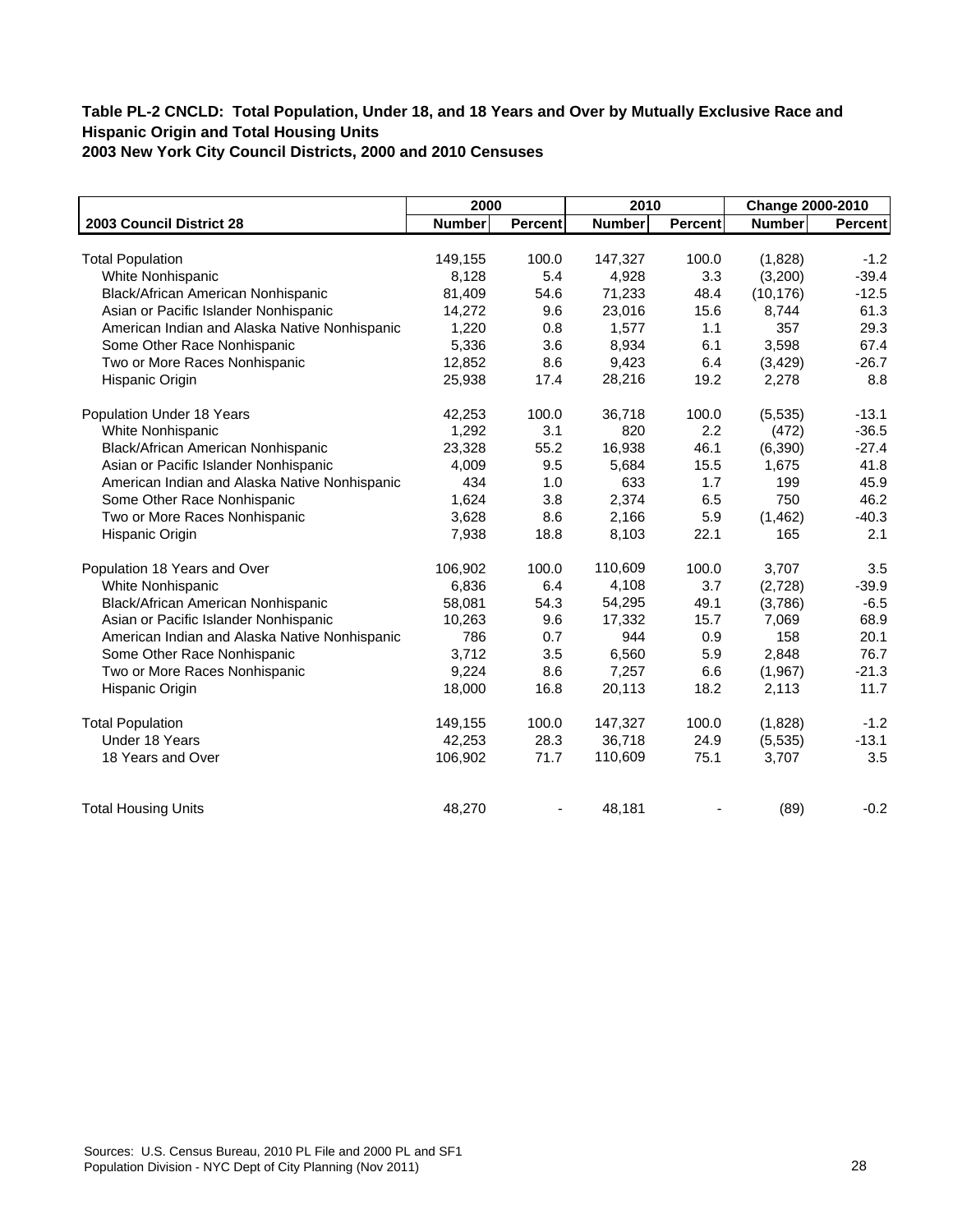**Table PL-2 CNCLD: Total Population, Under 18, and 18 Years and Over by Mutually Exclusive Race and Hispanic Origin and Total Housing Units**
**2003 New York City Council Districts, 2000 and 2010 Censuses**

| | 2000 | | 2010 | | Change 2000-2010 | |
|---|---|---|---|---|---|---|
| **2003 Council District 28** | **Number** | **Percent** | **Number** | **Percent** | **Number** | **Percent** |
| Total Population | 149,155 | 100.0 | 147,327 | 100.0 | (1,828) | -1.2 |
| White Nonhispanic | 8,128 | 5.4 | 4,928 | 3.3 | (3,200) | -39.4 |
| Black/African American Nonhispanic | 81,409 | 54.6 | 71,233 | 48.4 | (10,176) | -12.5 |
| Asian or Pacific Islander Nonhispanic | 14,272 | 9.6 | 23,016 | 15.6 | 8,744 | 61.3 |
| American Indian and Alaska Native Nonhispanic | 1,220 | 0.8 | 1,577 | 1.1 | 357 | 29.3 |
| Some Other Race Nonhispanic | 5,336 | 3.6 | 8,934 | 6.1 | 3,598 | 67.4 |
| Two or More Races Nonhispanic | 12,852 | 8.6 | 9,423 | 6.4 | (3,429) | -26.7 |
| Hispanic Origin | 25,938 | 17.4 | 28,216 | 19.2 | 2,278 | 8.8 |
| Population Under 18 Years | 42,253 | 100.0 | 36,718 | 100.0 | (5,535) | -13.1 |
| White Nonhispanic | 1,292 | 3.1 | 820 | 2.2 | (472) | -36.5 |
| Black/African American Nonhispanic | 23,328 | 55.2 | 16,938 | 46.1 | (6,390) | -27.4 |
| Asian or Pacific Islander Nonhispanic | 4,009 | 9.5 | 5,684 | 15.5 | 1,675 | 41.8 |
| American Indian and Alaska Native Nonhispanic | 434 | 1.0 | 633 | 1.7 | 199 | 45.9 |
| Some Other Race Nonhispanic | 1,624 | 3.8 | 2,374 | 6.5 | 750 | 46.2 |
| Two or More Races Nonhispanic | 3,628 | 8.6 | 2,166 | 5.9 | (1,462) | -40.3 |
| Hispanic Origin | 7,938 | 18.8 | 8,103 | 22.1 | 165 | 2.1 |
| Population 18 Years and Over | 106,902 | 100.0 | 110,609 | 100.0 | 3,707 | 3.5 |
| White Nonhispanic | 6,836 | 6.4 | 4,108 | 3.7 | (2,728) | -39.9 |
| Black/African American Nonhispanic | 58,081 | 54.3 | 54,295 | 49.1 | (3,786) | -6.5 |
| Asian or Pacific Islander Nonhispanic | 10,263 | 9.6 | 17,332 | 15.7 | 7,069 | 68.9 |
| American Indian and Alaska Native Nonhispanic | 786 | 0.7 | 944 | 0.9 | 158 | 20.1 |
| Some Other Race Nonhispanic | 3,712 | 3.5 | 6,560 | 5.9 | 2,848 | 76.7 |
| Two or More Races Nonhispanic | 9,224 | 8.6 | 7,257 | 6.6 | (1,967) | -21.3 |
| Hispanic Origin | 18,000 | 16.8 | 20,113 | 18.2 | 2,113 | 11.7 |
| Total Population | 149,155 | 100.0 | 147,327 | 100.0 | (1,828) | -1.2 |
| Under 18 Years | 42,253 | 28.3 | 36,718 | 24.9 | (5,535) | -13.1 |
| 18 Years and Over | 106,902 | 71.7 | 110,609 | 75.1 | 3,707 | 3.5 |
| Total Housing Units | 48,270 | - | 48,181 | - | (89) | -0.2 |

Sources: U.S. Census Bureau, 2010 PL File and 2000 PL and SF1
Population Division - NYC Dept of City Planning (Nov 2011)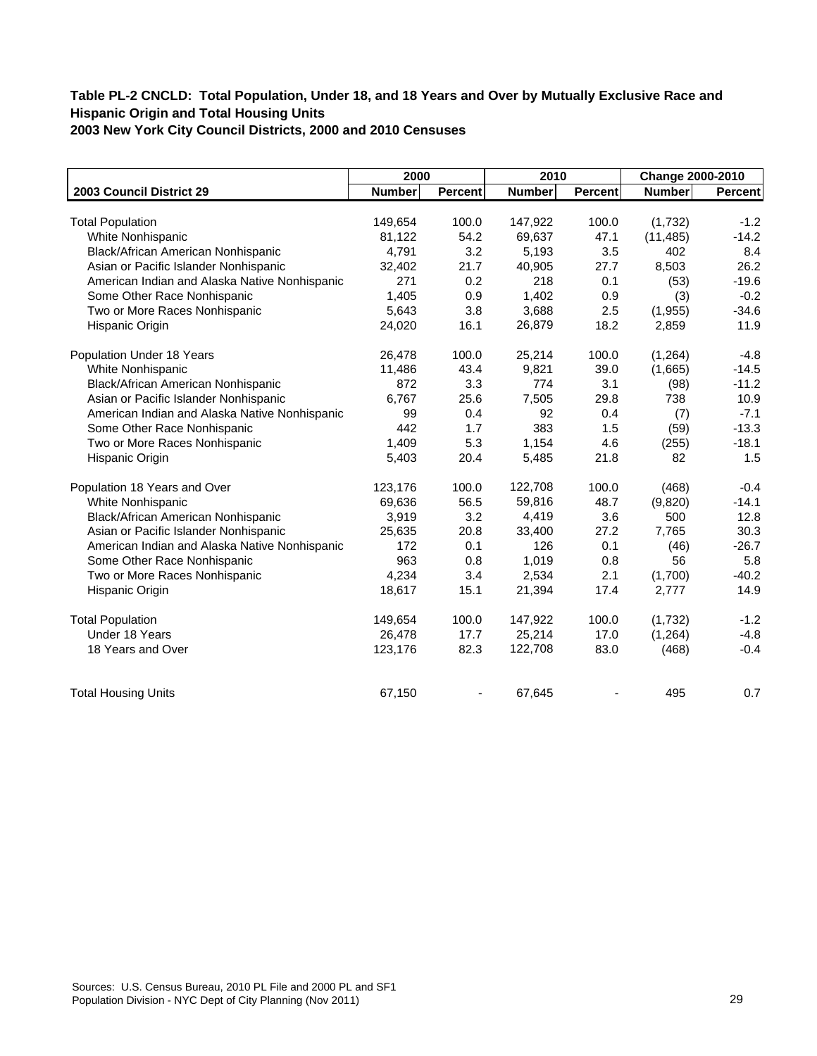**Table PL-2 CNCLD: Total Population, Under 18, and 18 Years and Over by Mutually Exclusive Race and Hispanic Origin and Total Housing Units**
**2003 New York City Council Districts, 2000 and 2010 Censuses**

| | 2000 | | 2010 | | Change 2000-2010 | |
|---|---|---|---|---|---|---|
| **2003 Council District 29** | **Number** | **Percent** | **Number** | **Percent** | **Number** | **Percent** |
| Total Population | 149,654 | 100.0 | 147,922 | 100.0 | (1,732) | -1.2 |
| White Nonhispanic | 81,122 | 54.2 | 69,637 | 47.1 | (11,485) | -14.2 |
| Black/African American Nonhispanic | 4,791 | 3.2 | 5,193 | 3.5 | 402 | 8.4 |
| Asian or Pacific Islander Nonhispanic | 32,402 | 21.7 | 40,905 | 27.7 | 8,503 | 26.2 |
| American Indian and Alaska Native Nonhispanic | 271 | 0.2 | 218 | 0.1 | (53) | -19.6 |
| Some Other Race Nonhispanic | 1,405 | 0.9 | 1,402 | 0.9 | (3) | -0.2 |
| Two or More Races Nonhispanic | 5,643 | 3.8 | 3,688 | 2.5 | (1,955) | -34.6 |
| Hispanic Origin | 24,020 | 16.1 | 26,879 | 18.2 | 2,859 | 11.9 |
| Population Under 18 Years | 26,478 | 100.0 | 25,214 | 100.0 | (1,264) | -4.8 |
| White Nonhispanic | 11,486 | 43.4 | 9,821 | 39.0 | (1,665) | -14.5 |
| Black/African American Nonhispanic | 872 | 3.3 | 774 | 3.1 | (98) | -11.2 |
| Asian or Pacific Islander Nonhispanic | 6,767 | 25.6 | 7,505 | 29.8 | 738 | 10.9 |
| American Indian and Alaska Native Nonhispanic | 99 | 0.4 | 92 | 0.4 | (7) | -7.1 |
| Some Other Race Nonhispanic | 442 | 1.7 | 383 | 1.5 | (59) | -13.3 |
| Two or More Races Nonhispanic | 1,409 | 5.3 | 1,154 | 4.6 | (255) | -18.1 |
| Hispanic Origin | 5,403 | 20.4 | 5,485 | 21.8 | 82 | 1.5 |
| Population 18 Years and Over | 123,176 | 100.0 | 122,708 | 100.0 | (468) | -0.4 |
| White Nonhispanic | 69,636 | 56.5 | 59,816 | 48.7 | (9,820) | -14.1 |
| Black/African American Nonhispanic | 3,919 | 3.2 | 4,419 | 3.6 | 500 | 12.8 |
| Asian or Pacific Islander Nonhispanic | 25,635 | 20.8 | 33,400 | 27.2 | 7,765 | 30.3 |
| American Indian and Alaska Native Nonhispanic | 172 | 0.1 | 126 | 0.1 | (46) | -26.7 |
| Some Other Race Nonhispanic | 963 | 0.8 | 1,019 | 0.8 | 56 | 5.8 |
| Two or More Races Nonhispanic | 4,234 | 3.4 | 2,534 | 2.1 | (1,700) | -40.2 |
| Hispanic Origin | 18,617 | 15.1 | 21,394 | 17.4 | 2,777 | 14.9 |
| Total Population | 149,654 | 100.0 | 147,922 | 100.0 | (1,732) | -1.2 |
| Under 18 Years | 26,478 | 17.7 | 25,214 | 17.0 | (1,264) | -4.8 |
| 18 Years and Over | 123,176 | 82.3 | 122,708 | 83.0 | (468) | -0.4 |
| Total Housing Units | 67,150 | - | 67,645 | - | 495 | 0.7 |

Sources: U.S. Census Bureau, 2010 PL File and 2000 PL and SF1
Population Division - NYC Dept of City Planning (Nov 2011)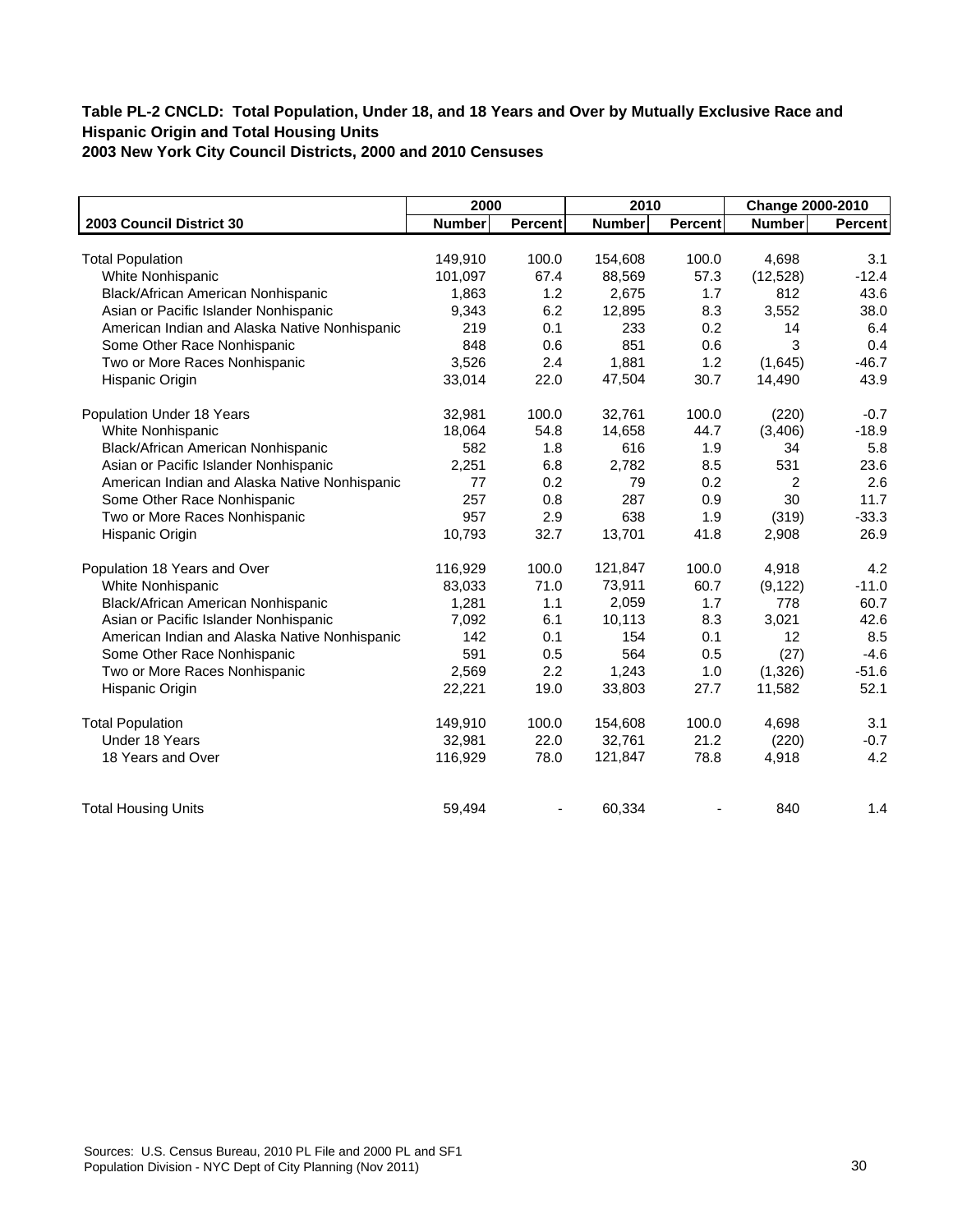### Table PL-2 CNCLD: Total Population, Under 18, and 18 Years and Over by Mutually Exclusive Race and Hispanic Origin and Total Housing Units
### 2003 New York City Council Districts, 2000 and 2010 Censuses

| | 2000 | | 2010 | | Change 2000-2010 | |
|---|---|---|---|---|---|---|
| **2003 Council District 30** | **Number** | **Percent** | **Number** | **Percent** | **Number** | **Percent** |
| Total Population | 149,910 | 100.0 | 154,608 | 100.0 | 4,698 | 3.1 |
| White Nonhispanic | 101,097 | 67.4 | 88,569 | 57.3 | (12,528) | -12.4 |
| Black/African American Nonhispanic | 1,863 | 1.2 | 2,675 | 1.7 | 812 | 43.6 |
| Asian or Pacific Islander Nonhispanic | 9,343 | 6.2 | 12,895 | 8.3 | 3,552 | 38.0 |
| American Indian and Alaska Native Nonhispanic | 219 | 0.1 | 233 | 0.2 | 14 | 6.4 |
| Some Other Race Nonhispanic | 848 | 0.6 | 851 | 0.6 | 3 | 0.4 |
| Two or More Races Nonhispanic | 3,526 | 2.4 | 1,881 | 1.2 | (1,645) | -46.7 |
| Hispanic Origin | 33,014 | 22.0 | 47,504 | 30.7 | 14,490 | 43.9 |
| Population Under 18 Years | 32,981 | 100.0 | 32,761 | 100.0 | (220) | -0.7 |
| White Nonhispanic | 18,064 | 54.8 | 14,658 | 44.7 | (3,406) | -18.9 |
| Black/African American Nonhispanic | 582 | 1.8 | 616 | 1.9 | 34 | 5.8 |
| Asian or Pacific Islander Nonhispanic | 2,251 | 6.8 | 2,782 | 8.5 | 531 | 23.6 |
| American Indian and Alaska Native Nonhispanic | 77 | 0.2 | 79 | 0.2 | 2 | 2.6 |
| Some Other Race Nonhispanic | 257 | 0.8 | 287 | 0.9 | 30 | 11.7 |
| Two or More Races Nonhispanic | 957 | 2.9 | 638 | 1.9 | (319) | -33.3 |
| Hispanic Origin | 10,793 | 32.7 | 13,701 | 41.8 | 2,908 | 26.9 |
| Population 18 Years and Over | 116,929 | 100.0 | 121,847 | 100.0 | 4,918 | 4.2 |
| White Nonhispanic | 83,033 | 71.0 | 73,911 | 60.7 | (9,122) | -11.0 |
| Black/African American Nonhispanic | 1,281 | 1.1 | 2,059 | 1.7 | 778 | 60.7 |
| Asian or Pacific Islander Nonhispanic | 7,092 | 6.1 | 10,113 | 8.3 | 3,021 | 42.6 |
| American Indian and Alaska Native Nonhispanic | 142 | 0.1 | 154 | 0.1 | 12 | 8.5 |
| Some Other Race Nonhispanic | 591 | 0.5 | 564 | 0.5 | (27) | -4.6 |
| Two or More Races Nonhispanic | 2,569 | 2.2 | 1,243 | 1.0 | (1,326) | -51.6 |
| Hispanic Origin | 22,221 | 19.0 | 33,803 | 27.7 | 11,582 | 52.1 |
| Total Population | 149,910 | 100.0 | 154,608 | 100.0 | 4,698 | 3.1 |
| Under 18 Years | 32,981 | 22.0 | 32,761 | 21.2 | (220) | -0.7 |
| 18 Years and Over | 116,929 | 78.0 | 121,847 | 78.8 | 4,918 | 4.2 |
| Total Housing Units | 59,494 | - | 60,334 | - | 840 | 1.4 |

Sources: U.S. Census Bureau, 2010 PL File and 2000 PL and SF1
Population Division - NYC Dept of City Planning (Nov 2011)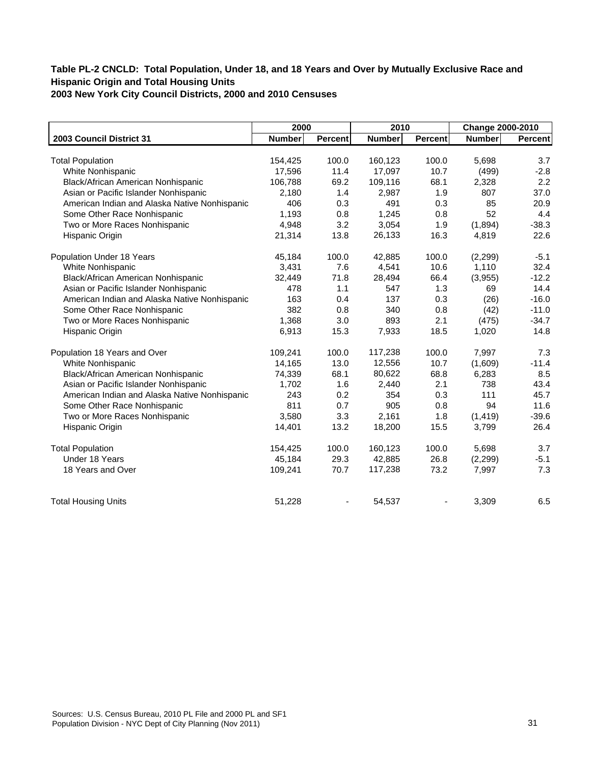### Table PL-2 CNCLD: Total Population, Under 18, and 18 Years and Over by Mutually Exclusive Race and Hispanic Origin and Total Housing Units

### 2003 New York City Council Districts, 2000 and 2010 Censuses

| | 2000 | | 2010 | | Change 2000-2010 | |
|---|---|---|---|---|---|---|
| **2003 Council District 31** | **Number** | **Percent** | **Number** | **Percent** | **Number** | **Percent** |
| Total Population | 154,425 | 100.0 | 160,123 | 100.0 | 5,698 | 3.7 |
| White Nonhispanic | 17,596 | 11.4 | 17,097 | 10.7 | (499) | -2.8 |
| Black/African American Nonhispanic | 106,788 | 69.2 | 109,116 | 68.1 | 2,328 | 2.2 |
| Asian or Pacific Islander Nonhispanic | 2,180 | 1.4 | 2,987 | 1.9 | 807 | 37.0 |
| American Indian and Alaska Native Nonhispanic | 406 | 0.3 | 491 | 0.3 | 85 | 20.9 |
| Some Other Race Nonhispanic | 1,193 | 0.8 | 1,245 | 0.8 | 52 | 4.4 |
| Two or More Races Nonhispanic | 4,948 | 3.2 | 3,054 | 1.9 | (1,894) | -38.3 |
| Hispanic Origin | 21,314 | 13.8 | 26,133 | 16.3 | 4,819 | 22.6 |
| Population Under 18 Years | 45,184 | 100.0 | 42,885 | 100.0 | (2,299) | -5.1 |
| White Nonhispanic | 3,431 | 7.6 | 4,541 | 10.6 | 1,110 | 32.4 |
| Black/African American Nonhispanic | 32,449 | 71.8 | 28,494 | 66.4 | (3,955) | -12.2 |
| Asian or Pacific Islander Nonhispanic | 478 | 1.1 | 547 | 1.3 | 69 | 14.4 |
| American Indian and Alaska Native Nonhispanic | 163 | 0.4 | 137 | 0.3 | (26) | -16.0 |
| Some Other Race Nonhispanic | 382 | 0.8 | 340 | 0.8 | (42) | -11.0 |
| Two or More Races Nonhispanic | 1,368 | 3.0 | 893 | 2.1 | (475) | -34.7 |
| Hispanic Origin | 6,913 | 15.3 | 7,933 | 18.5 | 1,020 | 14.8 |
| Population 18 Years and Over | 109,241 | 100.0 | 117,238 | 100.0 | 7,997 | 7.3 |
| White Nonhispanic | 14,165 | 13.0 | 12,556 | 10.7 | (1,609) | -11.4 |
| Black/African American Nonhispanic | 74,339 | 68.1 | 80,622 | 68.8 | 6,283 | 8.5 |
| Asian or Pacific Islander Nonhispanic | 1,702 | 1.6 | 2,440 | 2.1 | 738 | 43.4 |
| American Indian and Alaska Native Nonhispanic | 243 | 0.2 | 354 | 0.3 | 111 | 45.7 |
| Some Other Race Nonhispanic | 811 | 0.7 | 905 | 0.8 | 94 | 11.6 |
| Two or More Races Nonhispanic | 3,580 | 3.3 | 2,161 | 1.8 | (1,419) | -39.6 |
| Hispanic Origin | 14,401 | 13.2 | 18,200 | 15.5 | 3,799 | 26.4 |
| Total Population | 154,425 | 100.0 | 160,123 | 100.0 | 5,698 | 3.7 |
| Under 18 Years | 45,184 | 29.3 | 42,885 | 26.8 | (2,299) | -5.1 |
| 18 Years and Over | 109,241 | 70.7 | 117,238 | 73.2 | 7,997 | 7.3 |
| Total Housing Units | 51,228 | - | 54,537 | - | 3,309 | 6.5 |

Sources: U.S. Census Bureau, 2010 PL File and 2000 PL and SF1
Population Division - NYC Dept of City Planning (Nov 2011)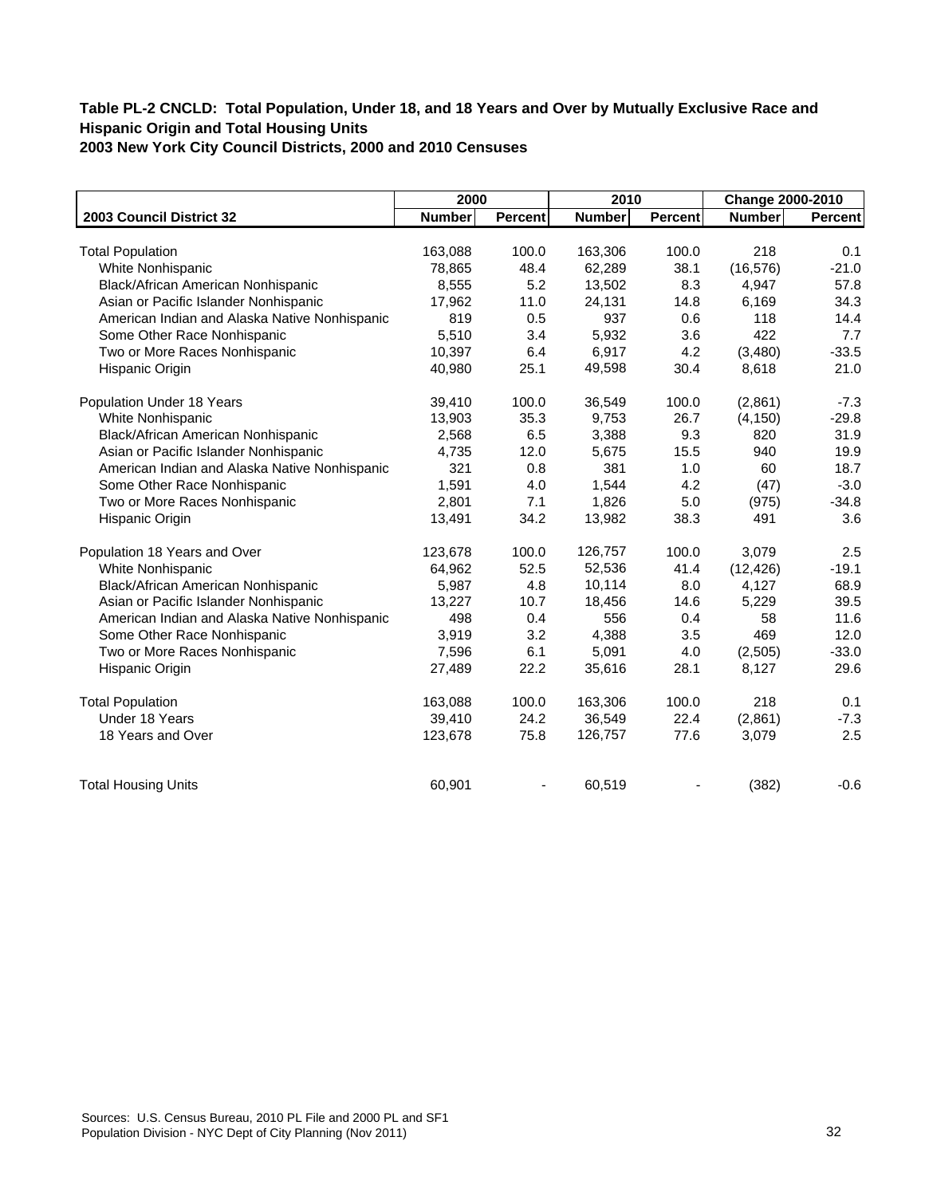**Table PL-2 CNCLD: Total Population, Under 18, and 18 Years and Over by Mutually Exclusive Race and Hispanic Origin and Total Housing Units**
**2003 New York City Council Districts, 2000 and 2010 Censuses**

| | 2000 | | 2010 | | Change 2000-2010 | |
|---|---|---|---|---|---|---|
| **2003 Council District 32** | **Number** | **Percent** | **Number** | **Percent** | **Number** | **Percent** |
| Total Population | 163,088 | 100.0 | 163,306 | 100.0 | 218 | 0.1 |
| White Nonhispanic | 78,865 | 48.4 | 62,289 | 38.1 | (16,576) | -21.0 |
| Black/African American Nonhispanic | 8,555 | 5.2 | 13,502 | 8.3 | 4,947 | 57.8 |
| Asian or Pacific Islander Nonhispanic | 17,962 | 11.0 | 24,131 | 14.8 | 6,169 | 34.3 |
| American Indian and Alaska Native Nonhispanic | 819 | 0.5 | 937 | 0.6 | 118 | 14.4 |
| Some Other Race Nonhispanic | 5,510 | 3.4 | 5,932 | 3.6 | 422 | 7.7 |
| Two or More Races Nonhispanic | 10,397 | 6.4 | 6,917 | 4.2 | (3,480) | -33.5 |
| Hispanic Origin | 40,980 | 25.1 | 49,598 | 30.4 | 8,618 | 21.0 |
| Population Under 18 Years | 39,410 | 100.0 | 36,549 | 100.0 | (2,861) | -7.3 |
| White Nonhispanic | 13,903 | 35.3 | 9,753 | 26.7 | (4,150) | -29.8 |
| Black/African American Nonhispanic | 2,568 | 6.5 | 3,388 | 9.3 | 820 | 31.9 |
| Asian or Pacific Islander Nonhispanic | 4,735 | 12.0 | 5,675 | 15.5 | 940 | 19.9 |
| American Indian and Alaska Native Nonhispanic | 321 | 0.8 | 381 | 1.0 | 60 | 18.7 |
| Some Other Race Nonhispanic | 1,591 | 4.0 | 1,544 | 4.2 | (47) | -3.0 |
| Two or More Races Nonhispanic | 2,801 | 7.1 | 1,826 | 5.0 | (975) | -34.8 |
| Hispanic Origin | 13,491 | 34.2 | 13,982 | 38.3 | 491 | 3.6 |
| Population 18 Years and Over | 123,678 | 100.0 | 126,757 | 100.0 | 3,079 | 2.5 |
| White Nonhispanic | 64,962 | 52.5 | 52,536 | 41.4 | (12,426) | -19.1 |
| Black/African American Nonhispanic | 5,987 | 4.8 | 10,114 | 8.0 | 4,127 | 68.9 |
| Asian or Pacific Islander Nonhispanic | 13,227 | 10.7 | 18,456 | 14.6 | 5,229 | 39.5 |
| American Indian and Alaska Native Nonhispanic | 498 | 0.4 | 556 | 0.4 | 58 | 11.6 |
| Some Other Race Nonhispanic | 3,919 | 3.2 | 4,388 | 3.5 | 469 | 12.0 |
| Two or More Races Nonhispanic | 7,596 | 6.1 | 5,091 | 4.0 | (2,505) | -33.0 |
| Hispanic Origin | 27,489 | 22.2 | 35,616 | 28.1 | 8,127 | 29.6 |
| Total Population | 163,088 | 100.0 | 163,306 | 100.0 | 218 | 0.1 |
| Under 18 Years | 39,410 | 24.2 | 36,549 | 22.4 | (2,861) | -7.3 |
| 18 Years and Over | 123,678 | 75.8 | 126,757 | 77.6 | 3,079 | 2.5 |
| Total Housing Units | 60,901 | - | 60,519 | - | (382) | -0.6 |

Sources: U.S. Census Bureau, 2010 PL File and 2000 PL and SF1
Population Division - NYC Dept of City Planning (Nov 2011)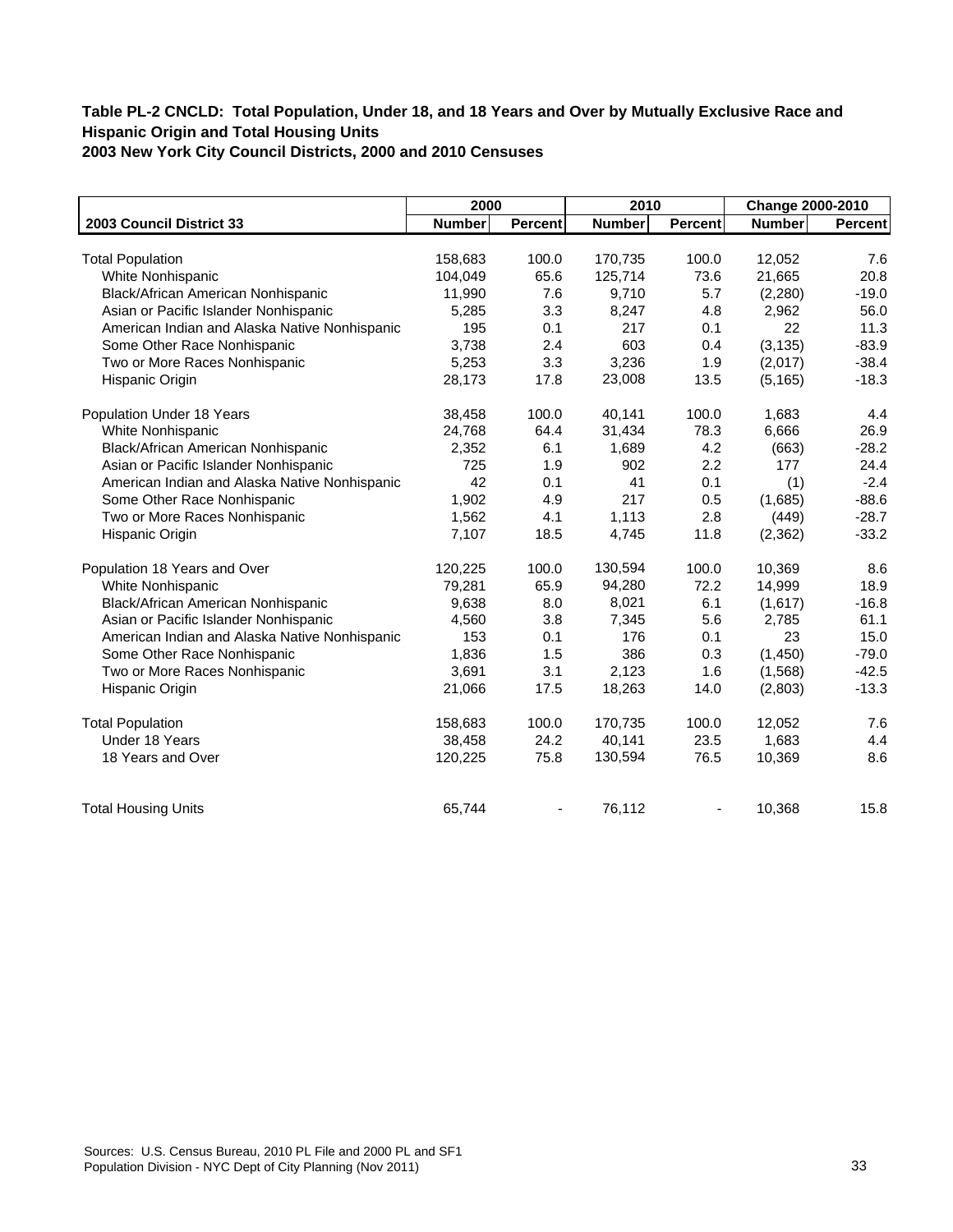## Table PL-2 CNCLD: Total Population, Under 18, and 18 Years and Over by Mutually Exclusive Race and Hispanic Origin and Total Housing Units

## 2003 New York City Council Districts, 2000 and 2010 Censuses

| | 2000 | | 2010 | | Change 2000-2010 | |
|---|---|---|---|---|---|---|
| **2003 Council District 33** | **Number** | **Percent** | **Number** | **Percent** | **Number** | **Percent** |
| Total Population | 158,683 | 100.0 | 170,735 | 100.0 | 12,052 | 7.6 |
| White Nonhispanic | 104,049 | 65.6 | 125,714 | 73.6 | 21,665 | 20.8 |
| Black/African American Nonhispanic | 11,990 | 7.6 | 9,710 | 5.7 | (2,280) | -19.0 |
| Asian or Pacific Islander Nonhispanic | 5,285 | 3.3 | 8,247 | 4.8 | 2,962 | 56.0 |
| American Indian and Alaska Native Nonhispanic | 195 | 0.1 | 217 | 0.1 | 22 | 11.3 |
| Some Other Race Nonhispanic | 3,738 | 2.4 | 603 | 0.4 | (3,135) | -83.9 |
| Two or More Races Nonhispanic | 5,253 | 3.3 | 3,236 | 1.9 | (2,017) | -38.4 |
| Hispanic Origin | 28,173 | 17.8 | 23,008 | 13.5 | (5,165) | -18.3 |
| Population Under 18 Years | 38,458 | 100.0 | 40,141 | 100.0 | 1,683 | 4.4 |
| White Nonhispanic | 24,768 | 64.4 | 31,434 | 78.3 | 6,666 | 26.9 |
| Black/African American Nonhispanic | 2,352 | 6.1 | 1,689 | 4.2 | (663) | -28.2 |
| Asian or Pacific Islander Nonhispanic | 725 | 1.9 | 902 | 2.2 | 177 | 24.4 |
| American Indian and Alaska Native Nonhispanic | 42 | 0.1 | 41 | 0.1 | (1) | -2.4 |
| Some Other Race Nonhispanic | 1,902 | 4.9 | 217 | 0.5 | (1,685) | -88.6 |
| Two or More Races Nonhispanic | 1,562 | 4.1 | 1,113 | 2.8 | (449) | -28.7 |
| Hispanic Origin | 7,107 | 18.5 | 4,745 | 11.8 | (2,362) | -33.2 |
| Population 18 Years and Over | 120,225 | 100.0 | 130,594 | 100.0 | 10,369 | 8.6 |
| White Nonhispanic | 79,281 | 65.9 | 94,280 | 72.2 | 14,999 | 18.9 |
| Black/African American Nonhispanic | 9,638 | 8.0 | 8,021 | 6.1 | (1,617) | -16.8 |
| Asian or Pacific Islander Nonhispanic | 4,560 | 3.8 | 7,345 | 5.6 | 2,785 | 61.1 |
| American Indian and Alaska Native Nonhispanic | 153 | 0.1 | 176 | 0.1 | 23 | 15.0 |
| Some Other Race Nonhispanic | 1,836 | 1.5 | 386 | 0.3 | (1,450) | -79.0 |
| Two or More Races Nonhispanic | 3,691 | 3.1 | 2,123 | 1.6 | (1,568) | -42.5 |
| Hispanic Origin | 21,066 | 17.5 | 18,263 | 14.0 | (2,803) | -13.3 |
| Total Population | 158,683 | 100.0 | 170,735 | 100.0 | 12,052 | 7.6 |
| Under 18 Years | 38,458 | 24.2 | 40,141 | 23.5 | 1,683 | 4.4 |
| 18 Years and Over | 120,225 | 75.8 | 130,594 | 76.5 | 10,369 | 8.6 |
| Total Housing Units | 65,744 | - | 76,112 | - | 10,368 | 15.8 |

Sources: U.S. Census Bureau, 2010 PL File and 2000 PL and SF1
Population Division - NYC Dept of City Planning (Nov 2011)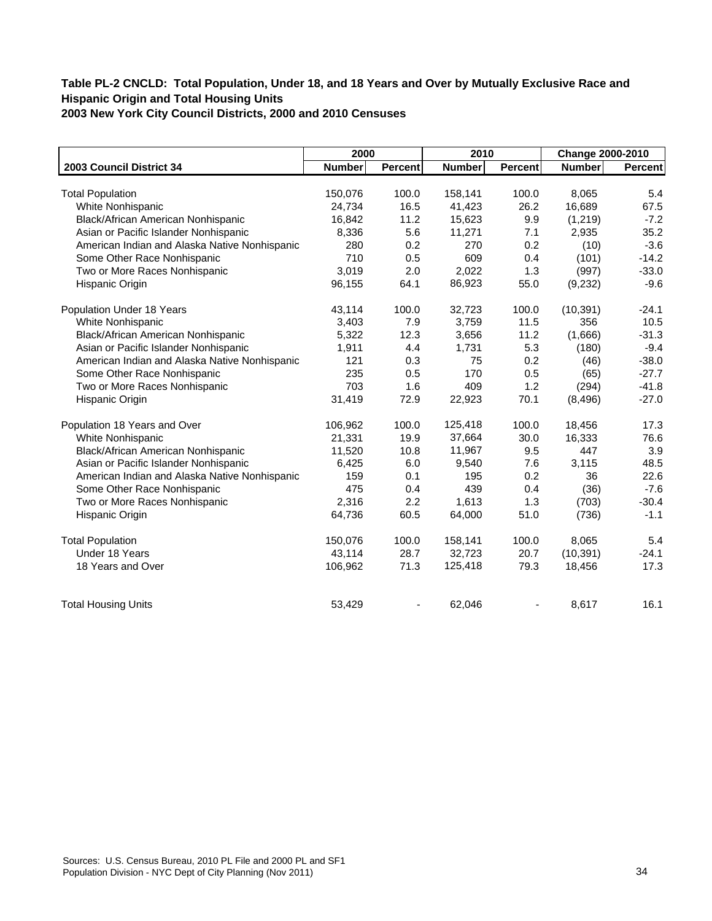**Table PL-2 CNCLD: Total Population, Under 18, and 18 Years and Over by Mutually Exclusive Race and Hispanic Origin and Total Housing Units**
**2003 New York City Council Districts, 2000 and 2010 Censuses**

| | 2000 | | 2010 | | Change 2000-2010 | |
|---|---|---|---|---|---|---|
| **2003 Council District 34** | **Number** | **Percent** | **Number** | **Percent** | **Number** | **Percent** |
| Total Population | 150,076 | 100.0 | 158,141 | 100.0 | 8,065 | 5.4 |
| White Nonhispanic | 24,734 | 16.5 | 41,423 | 26.2 | 16,689 | 67.5 |
| Black/African American Nonhispanic | 16,842 | 11.2 | 15,623 | 9.9 | (1,219) | -7.2 |
| Asian or Pacific Islander Nonhispanic | 8,336 | 5.6 | 11,271 | 7.1 | 2,935 | 35.2 |
| American Indian and Alaska Native Nonhispanic | 280 | 0.2 | 270 | 0.2 | (10) | -3.6 |
| Some Other Race Nonhispanic | 710 | 0.5 | 609 | 0.4 | (101) | -14.2 |
| Two or More Races Nonhispanic | 3,019 | 2.0 | 2,022 | 1.3 | (997) | -33.0 |
| Hispanic Origin | 96,155 | 64.1 | 86,923 | 55.0 | (9,232) | -9.6 |
| Population Under 18 Years | 43,114 | 100.0 | 32,723 | 100.0 | (10,391) | -24.1 |
| White Nonhispanic | 3,403 | 7.9 | 3,759 | 11.5 | 356 | 10.5 |
| Black/African American Nonhispanic | 5,322 | 12.3 | 3,656 | 11.2 | (1,666) | -31.3 |
| Asian or Pacific Islander Nonhispanic | 1,911 | 4.4 | 1,731 | 5.3 | (180) | -9.4 |
| American Indian and Alaska Native Nonhispanic | 121 | 0.3 | 75 | 0.2 | (46) | -38.0 |
| Some Other Race Nonhispanic | 235 | 0.5 | 170 | 0.5 | (65) | -27.7 |
| Two or More Races Nonhispanic | 703 | 1.6 | 409 | 1.2 | (294) | -41.8 |
| Hispanic Origin | 31,419 | 72.9 | 22,923 | 70.1 | (8,496) | -27.0 |
| Population 18 Years and Over | 106,962 | 100.0 | 125,418 | 100.0 | 18,456 | 17.3 |
| White Nonhispanic | 21,331 | 19.9 | 37,664 | 30.0 | 16,333 | 76.6 |
| Black/African American Nonhispanic | 11,520 | 10.8 | 11,967 | 9.5 | 447 | 3.9 |
| Asian or Pacific Islander Nonhispanic | 6,425 | 6.0 | 9,540 | 7.6 | 3,115 | 48.5 |
| American Indian and Alaska Native Nonhispanic | 159 | 0.1 | 195 | 0.2 | 36 | 22.6 |
| Some Other Race Nonhispanic | 475 | 0.4 | 439 | 0.4 | (36) | -7.6 |
| Two or More Races Nonhispanic | 2,316 | 2.2 | 1,613 | 1.3 | (703) | -30.4 |
| Hispanic Origin | 64,736 | 60.5 | 64,000 | 51.0 | (736) | -1.1 |
| Total Population | 150,076 | 100.0 | 158,141 | 100.0 | 8,065 | 5.4 |
| Under 18 Years | 43,114 | 28.7 | 32,723 | 20.7 | (10,391) | -24.1 |
| 18 Years and Over | 106,962 | 71.3 | 125,418 | 79.3 | 18,456 | 17.3 |
| Total Housing Units | 53,429 | - | 62,046 | - | 8,617 | 16.1 |

Sources: U.S. Census Bureau, 2010 PL File and 2000 PL and SF1
Population Division - NYC Dept of City Planning (Nov 2011)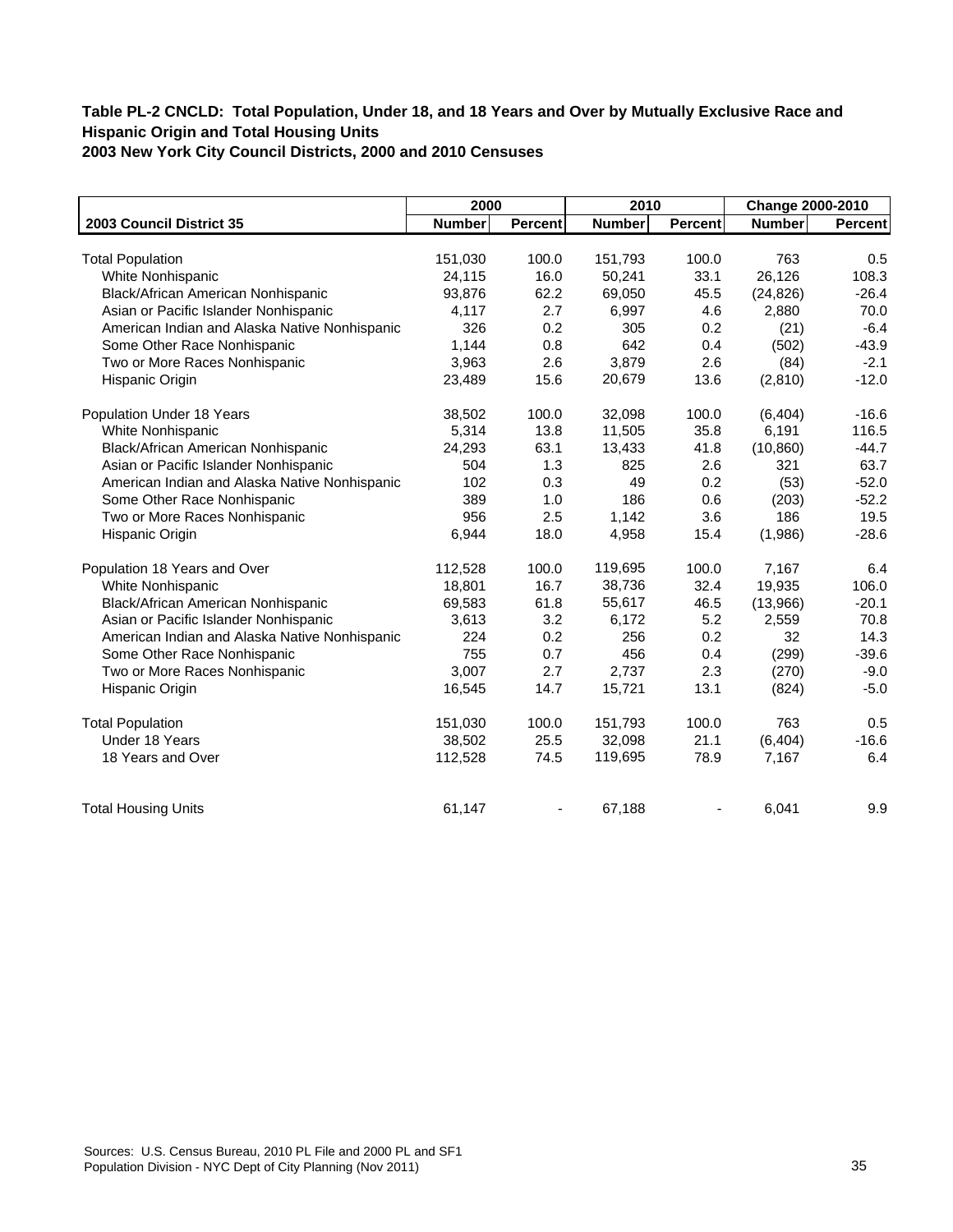**Table PL-2 CNCLD: Total Population, Under 18, and 18 Years and Over by Mutually Exclusive Race and Hispanic Origin and Total Housing Units**
**2003 New York City Council Districts, 2000 and 2010 Censuses**

| | 2000 | | 2010 | | Change 2000-2010 | |
|---|---|---|---|---|---|---|
| **2003 Council District 35** | **Number** | **Percent** | **Number** | **Percent** | **Number** | **Percent** |
| Total Population | 151,030 | 100.0 | 151,793 | 100.0 | 763 | 0.5 |
| White Nonhispanic | 24,115 | 16.0 | 50,241 | 33.1 | 26,126 | 108.3 |
| Black/African American Nonhispanic | 93,876 | 62.2 | 69,050 | 45.5 | (24,826) | -26.4 |
| Asian or Pacific Islander Nonhispanic | 4,117 | 2.7 | 6,997 | 4.6 | 2,880 | 70.0 |
| American Indian and Alaska Native Nonhispanic | 326 | 0.2 | 305 | 0.2 | (21) | -6.4 |
| Some Other Race Nonhispanic | 1,144 | 0.8 | 642 | 0.4 | (502) | -43.9 |
| Two or More Races Nonhispanic | 3,963 | 2.6 | 3,879 | 2.6 | (84) | -2.1 |
| Hispanic Origin | 23,489 | 15.6 | 20,679 | 13.6 | (2,810) | -12.0 |
| Population Under 18 Years | 38,502 | 100.0 | 32,098 | 100.0 | (6,404) | -16.6 |
| White Nonhispanic | 5,314 | 13.8 | 11,505 | 35.8 | 6,191 | 116.5 |
| Black/African American Nonhispanic | 24,293 | 63.1 | 13,433 | 41.8 | (10,860) | -44.7 |
| Asian or Pacific Islander Nonhispanic | 504 | 1.3 | 825 | 2.6 | 321 | 63.7 |
| American Indian and Alaska Native Nonhispanic | 102 | 0.3 | 49 | 0.2 | (53) | -52.0 |
| Some Other Race Nonhispanic | 389 | 1.0 | 186 | 0.6 | (203) | -52.2 |
| Two or More Races Nonhispanic | 956 | 2.5 | 1,142 | 3.6 | 186 | 19.5 |
| Hispanic Origin | 6,944 | 18.0 | 4,958 | 15.4 | (1,986) | -28.6 |
| Population 18 Years and Over | 112,528 | 100.0 | 119,695 | 100.0 | 7,167 | 6.4 |
| White Nonhispanic | 18,801 | 16.7 | 38,736 | 32.4 | 19,935 | 106.0 |
| Black/African American Nonhispanic | 69,583 | 61.8 | 55,617 | 46.5 | (13,966) | -20.1 |
| Asian or Pacific Islander Nonhispanic | 3,613 | 3.2 | 6,172 | 5.2 | 2,559 | 70.8 |
| American Indian and Alaska Native Nonhispanic | 224 | 0.2 | 256 | 0.2 | 32 | 14.3 |
| Some Other Race Nonhispanic | 755 | 0.7 | 456 | 0.4 | (299) | -39.6 |
| Two or More Races Nonhispanic | 3,007 | 2.7 | 2,737 | 2.3 | (270) | -9.0 |
| Hispanic Origin | 16,545 | 14.7 | 15,721 | 13.1 | (824) | -5.0 |
| Total Population | 151,030 | 100.0 | 151,793 | 100.0 | 763 | 0.5 |
| Under 18 Years | 38,502 | 25.5 | 32,098 | 21.1 | (6,404) | -16.6 |
| 18 Years and Over | 112,528 | 74.5 | 119,695 | 78.9 | 7,167 | 6.4 |
| Total Housing Units | 61,147 | - | 67,188 | - | 6,041 | 9.9 |

Sources: U.S. Census Bureau, 2010 PL File and 2000 PL and SF1
Population Division - NYC Dept of City Planning (Nov 2011)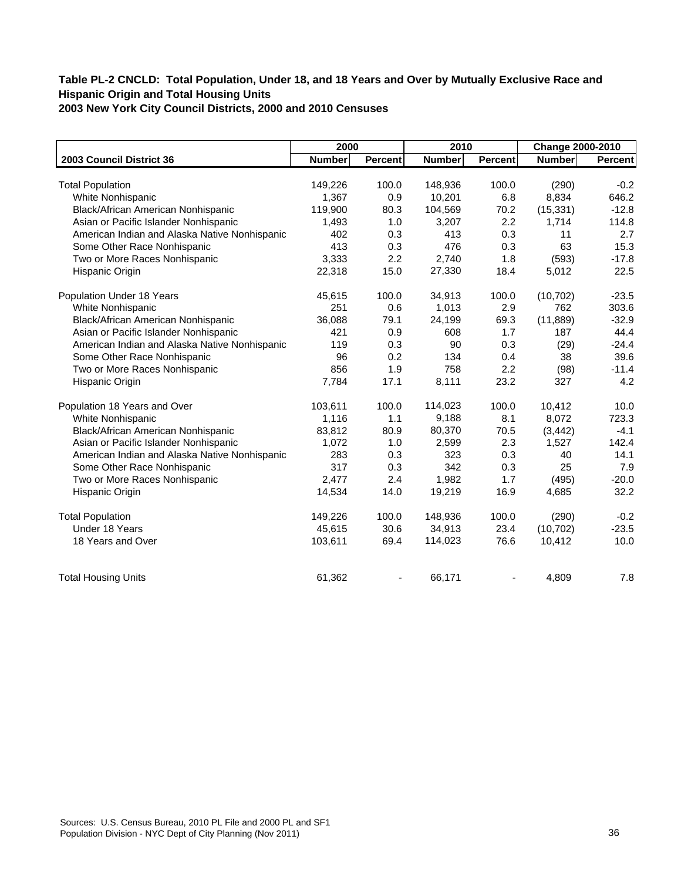**Table PL-2 CNCLD: Total Population, Under 18, and 18 Years and Over by Mutually Exclusive Race and Hispanic Origin and Total Housing Units**
**2003 New York City Council Districts, 2000 and 2010 Censuses**

| | 2000 | | 2010 | | Change 2000-2010 | |
|---|---|---|---|---|---|---|
| **2003 Council District 36** | **Number** | **Percent** | **Number** | **Percent** | **Number** | **Percent** |
| Total Population | 149,226 | 100.0 | 148,936 | 100.0 | (290) | -0.2 |
| White Nonhispanic | 1,367 | 0.9 | 10,201 | 6.8 | 8,834 | 646.2 |
| Black/African American Nonhispanic | 119,900 | 80.3 | 104,569 | 70.2 | (15,331) | -12.8 |
| Asian or Pacific Islander Nonhispanic | 1,493 | 1.0 | 3,207 | 2.2 | 1,714 | 114.8 |
| American Indian and Alaska Native Nonhispanic | 402 | 0.3 | 413 | 0.3 | 11 | 2.7 |
| Some Other Race Nonhispanic | 413 | 0.3 | 476 | 0.3 | 63 | 15.3 |
| Two or More Races Nonhispanic | 3,333 | 2.2 | 2,740 | 1.8 | (593) | -17.8 |
| Hispanic Origin | 22,318 | 15.0 | 27,330 | 18.4 | 5,012 | 22.5 |
| Population Under 18 Years | 45,615 | 100.0 | 34,913 | 100.0 | (10,702) | -23.5 |
| White Nonhispanic | 251 | 0.6 | 1,013 | 2.9 | 762 | 303.6 |
| Black/African American Nonhispanic | 36,088 | 79.1 | 24,199 | 69.3 | (11,889) | -32.9 |
| Asian or Pacific Islander Nonhispanic | 421 | 0.9 | 608 | 1.7 | 187 | 44.4 |
| American Indian and Alaska Native Nonhispanic | 119 | 0.3 | 90 | 0.3 | (29) | -24.4 |
| Some Other Race Nonhispanic | 96 | 0.2 | 134 | 0.4 | 38 | 39.6 |
| Two or More Races Nonhispanic | 856 | 1.9 | 758 | 2.2 | (98) | -11.4 |
| Hispanic Origin | 7,784 | 17.1 | 8,111 | 23.2 | 327 | 4.2 |
| Population 18 Years and Over | 103,611 | 100.0 | 114,023 | 100.0 | 10,412 | 10.0 |
| White Nonhispanic | 1,116 | 1.1 | 9,188 | 8.1 | 8,072 | 723.3 |
| Black/African American Nonhispanic | 83,812 | 80.9 | 80,370 | 70.5 | (3,442) | -4.1 |
| Asian or Pacific Islander Nonhispanic | 1,072 | 1.0 | 2,599 | 2.3 | 1,527 | 142.4 |
| American Indian and Alaska Native Nonhispanic | 283 | 0.3 | 323 | 0.3 | 40 | 14.1 |
| Some Other Race Nonhispanic | 317 | 0.3 | 342 | 0.3 | 25 | 7.9 |
| Two or More Races Nonhispanic | 2,477 | 2.4 | 1,982 | 1.7 | (495) | -20.0 |
| Hispanic Origin | 14,534 | 14.0 | 19,219 | 16.9 | 4,685 | 32.2 |
| Total Population | 149,226 | 100.0 | 148,936 | 100.0 | (290) | -0.2 |
| Under 18 Years | 45,615 | 30.6 | 34,913 | 23.4 | (10,702) | -23.5 |
| 18 Years and Over | 103,611 | 69.4 | 114,023 | 76.6 | 10,412 | 10.0 |
| Total Housing Units | 61,362 | - | 66,171 | - | 4,809 | 7.8 |

Sources: U.S. Census Bureau, 2010 PL File and 2000 PL and SF1
Population Division - NYC Dept of City Planning (Nov 2011)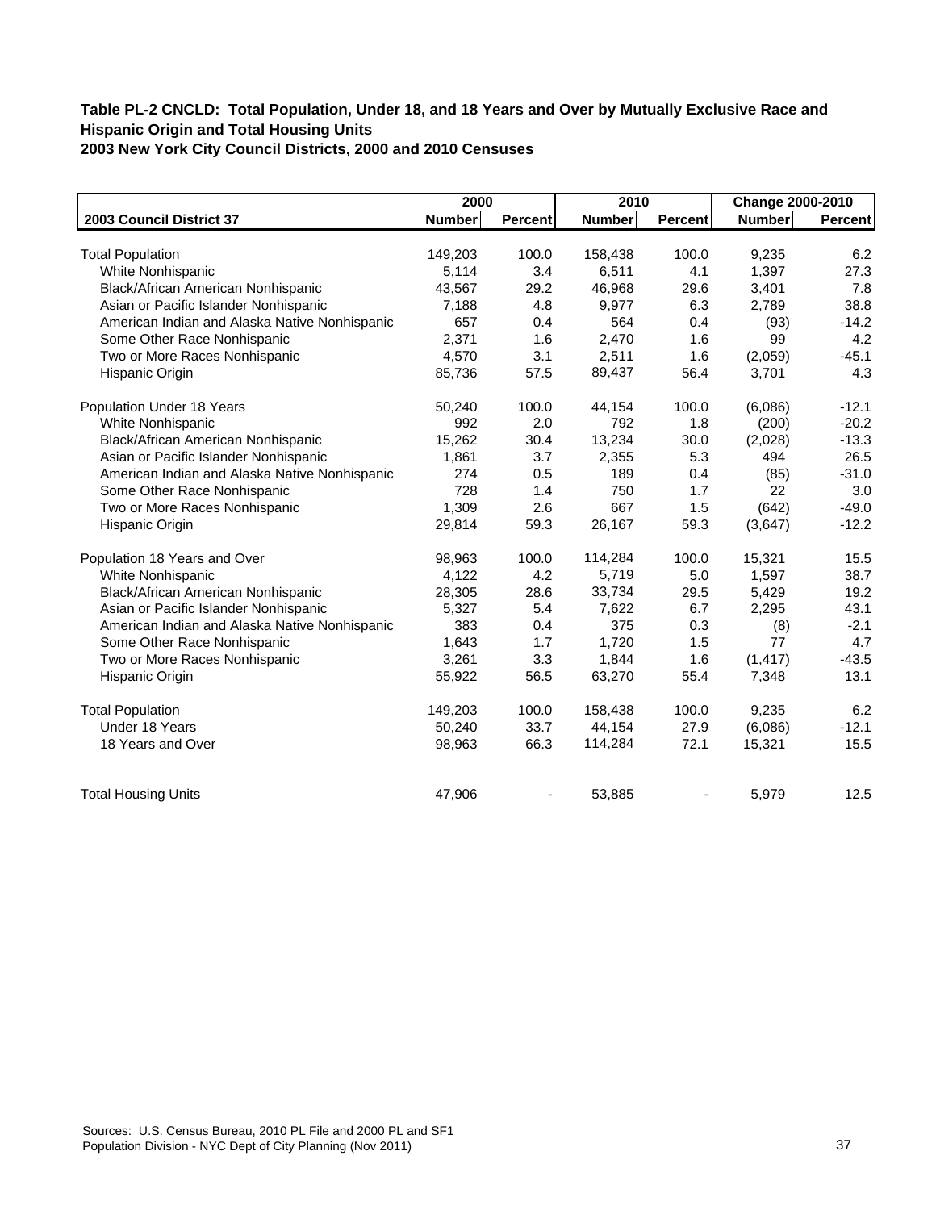**Table PL-2 CNCLD: Total Population, Under 18, and 18 Years and Over by Mutually Exclusive Race and Hispanic Origin and Total Housing Units**
**2003 New York City Council Districts, 2000 and 2010 Censuses**

| | 2000 | | 2010 | | Change 2000-2010 | |
|---|---|---|---|---|---|---|
| **2003 Council District 37** | **Number** | **Percent** | **Number** | **Percent** | **Number** | **Percent** |
| Total Population | 149,203 | 100.0 | 158,438 | 100.0 | 9,235 | 6.2 |
| White Nonhispanic | 5,114 | 3.4 | 6,511 | 4.1 | 1,397 | 27.3 |
| Black/African American Nonhispanic | 43,567 | 29.2 | 46,968 | 29.6 | 3,401 | 7.8 |
| Asian or Pacific Islander Nonhispanic | 7,188 | 4.8 | 9,977 | 6.3 | 2,789 | 38.8 |
| American Indian and Alaska Native Nonhispanic | 657 | 0.4 | 564 | 0.4 | (93) | -14.2 |
| Some Other Race Nonhispanic | 2,371 | 1.6 | 2,470 | 1.6 | 99 | 4.2 |
| Two or More Races Nonhispanic | 4,570 | 3.1 | 2,511 | 1.6 | (2,059) | -45.1 |
| Hispanic Origin | 85,736 | 57.5 | 89,437 | 56.4 | 3,701 | 4.3 |
| Population Under 18 Years | 50,240 | 100.0 | 44,154 | 100.0 | (6,086) | -12.1 |
| White Nonhispanic | 992 | 2.0 | 792 | 1.8 | (200) | -20.2 |
| Black/African American Nonhispanic | 15,262 | 30.4 | 13,234 | 30.0 | (2,028) | -13.3 |
| Asian or Pacific Islander Nonhispanic | 1,861 | 3.7 | 2,355 | 5.3 | 494 | 26.5 |
| American Indian and Alaska Native Nonhispanic | 274 | 0.5 | 189 | 0.4 | (85) | -31.0 |
| Some Other Race Nonhispanic | 728 | 1.4 | 750 | 1.7 | 22 | 3.0 |
| Two or More Races Nonhispanic | 1,309 | 2.6 | 667 | 1.5 | (642) | -49.0 |
| Hispanic Origin | 29,814 | 59.3 | 26,167 | 59.3 | (3,647) | -12.2 |
| Population 18 Years and Over | 98,963 | 100.0 | 114,284 | 100.0 | 15,321 | 15.5 |
| White Nonhispanic | 4,122 | 4.2 | 5,719 | 5.0 | 1,597 | 38.7 |
| Black/African American Nonhispanic | 28,305 | 28.6 | 33,734 | 29.5 | 5,429 | 19.2 |
| Asian or Pacific Islander Nonhispanic | 5,327 | 5.4 | 7,622 | 6.7 | 2,295 | 43.1 |
| American Indian and Alaska Native Nonhispanic | 383 | 0.4 | 375 | 0.3 | (8) | -2.1 |
| Some Other Race Nonhispanic | 1,643 | 1.7 | 1,720 | 1.5 | 77 | 4.7 |
| Two or More Races Nonhispanic | 3,261 | 3.3 | 1,844 | 1.6 | (1,417) | -43.5 |
| Hispanic Origin | 55,922 | 56.5 | 63,270 | 55.4 | 7,348 | 13.1 |
| Total Population | 149,203 | 100.0 | 158,438 | 100.0 | 9,235 | 6.2 |
| Under 18 Years | 50,240 | 33.7 | 44,154 | 27.9 | (6,086) | -12.1 |
| 18 Years and Over | 98,963 | 66.3 | 114,284 | 72.1 | 15,321 | 15.5 |
| Total Housing Units | 47,906 | - | 53,885 | - | 5,979 | 12.5 |

Sources: U.S. Census Bureau, 2010 PL File and 2000 PL and SF1
Population Division - NYC Dept of City Planning (Nov 2011)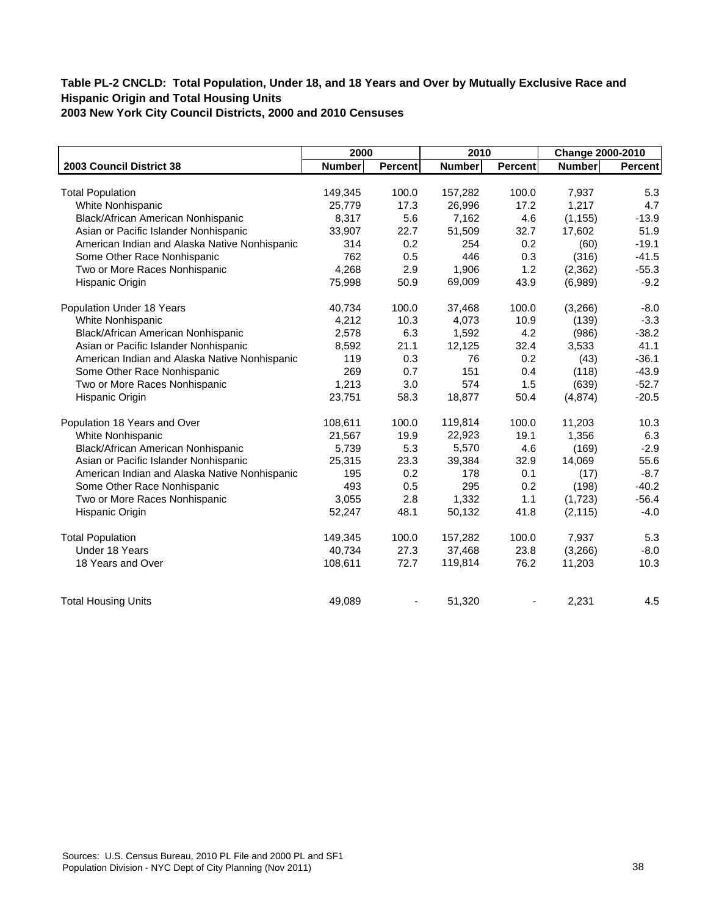**Table PL-2 CNCLD: Total Population, Under 18, and 18 Years and Over by Mutually Exclusive Race and Hispanic Origin and Total Housing Units**
**2003 New York City Council Districts, 2000 and 2010 Censuses**

| | 2000 | | 2010 | | Change 2000-2010 | |
|---|---|---|---|---|---|---|
| **2003 Council District 38** | **Number** | **Percent** | **Number** | **Percent** | **Number** | **Percent** |
| Total Population | 149,345 | 100.0 | 157,282 | 100.0 | 7,937 | 5.3 |
| White Nonhispanic | 25,779 | 17.3 | 26,996 | 17.2 | 1,217 | 4.7 |
| Black/African American Nonhispanic | 8,317 | 5.6 | 7,162 | 4.6 | (1,155) | -13.9 |
| Asian or Pacific Islander Nonhispanic | 33,907 | 22.7 | 51,509 | 32.7 | 17,602 | 51.9 |
| American Indian and Alaska Native Nonhispanic | 314 | 0.2 | 254 | 0.2 | (60) | -19.1 |
| Some Other Race Nonhispanic | 762 | 0.5 | 446 | 0.3 | (316) | -41.5 |
| Two or More Races Nonhispanic | 4,268 | 2.9 | 1,906 | 1.2 | (2,362) | -55.3 |
| Hispanic Origin | 75,998 | 50.9 | 69,009 | 43.9 | (6,989) | -9.2 |
| Population Under 18 Years | 40,734 | 100.0 | 37,468 | 100.0 | (3,266) | -8.0 |
| White Nonhispanic | 4,212 | 10.3 | 4,073 | 10.9 | (139) | -3.3 |
| Black/African American Nonhispanic | 2,578 | 6.3 | 1,592 | 4.2 | (986) | -38.2 |
| Asian or Pacific Islander Nonhispanic | 8,592 | 21.1 | 12,125 | 32.4 | 3,533 | 41.1 |
| American Indian and Alaska Native Nonhispanic | 119 | 0.3 | 76 | 0.2 | (43) | -36.1 |
| Some Other Race Nonhispanic | 269 | 0.7 | 151 | 0.4 | (118) | -43.9 |
| Two or More Races Nonhispanic | 1,213 | 3.0 | 574 | 1.5 | (639) | -52.7 |
| Hispanic Origin | 23,751 | 58.3 | 18,877 | 50.4 | (4,874) | -20.5 |
| Population 18 Years and Over | 108,611 | 100.0 | 119,814 | 100.0 | 11,203 | 10.3 |
| White Nonhispanic | 21,567 | 19.9 | 22,923 | 19.1 | 1,356 | 6.3 |
| Black/African American Nonhispanic | 5,739 | 5.3 | 5,570 | 4.6 | (169) | -2.9 |
| Asian or Pacific Islander Nonhispanic | 25,315 | 23.3 | 39,384 | 32.9 | 14,069 | 55.6 |
| American Indian and Alaska Native Nonhispanic | 195 | 0.2 | 178 | 0.1 | (17) | -8.7 |
| Some Other Race Nonhispanic | 493 | 0.5 | 295 | 0.2 | (198) | -40.2 |
| Two or More Races Nonhispanic | 3,055 | 2.8 | 1,332 | 1.1 | (1,723) | -56.4 |
| Hispanic Origin | 52,247 | 48.1 | 50,132 | 41.8 | (2,115) | -4.0 |
| Total Population | 149,345 | 100.0 | 157,282 | 100.0 | 7,937 | 5.3 |
| Under 18 Years | 40,734 | 27.3 | 37,468 | 23.8 | (3,266) | -8.0 |
| 18 Years and Over | 108,611 | 72.7 | 119,814 | 76.2 | 11,203 | 10.3 |
| Total Housing Units | 49,089 | - | 51,320 | - | 2,231 | 4.5 |

Sources: U.S. Census Bureau, 2010 PL File and 2000 PL and SF1
Population Division - NYC Dept of City Planning (Nov 2011)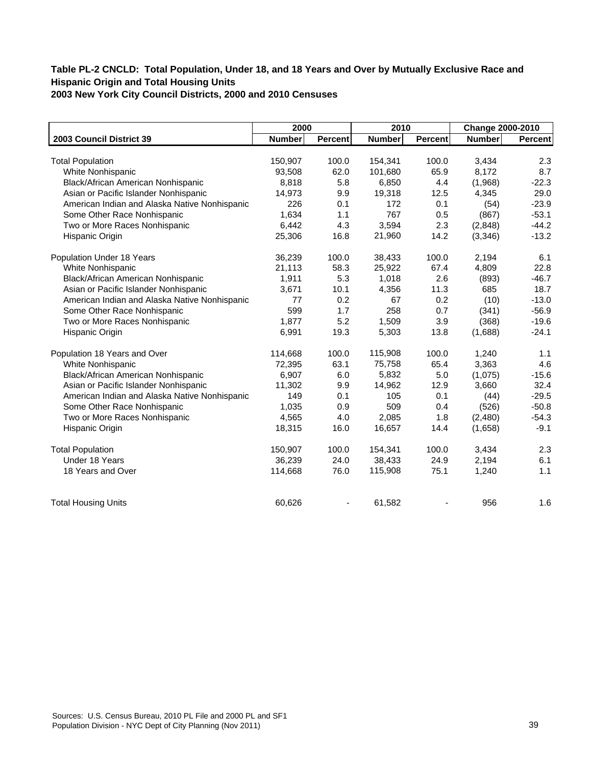### Table PL-2 CNCLD: Total Population, Under 18, and 18 Years and Over by Mutually Exclusive Race and Hispanic Origin and Total Housing Units
### 2003 New York City Council Districts, 2000 and 2010 Censuses

| | 2000 | | 2010 | | Change 2000-2010 | |
|---|---|---|---|---|---|---|
| **2003 Council District 39** | **Number** | **Percent** | **Number** | **Percent** | **Number** | **Percent** |
| Total Population | 150,907 | 100.0 | 154,341 | 100.0 | 3,434 | 2.3 |
| White Nonhispanic | 93,508 | 62.0 | 101,680 | 65.9 | 8,172 | 8.7 |
| Black/African American Nonhispanic | 8,818 | 5.8 | 6,850 | 4.4 | (1,968) | -22.3 |
| Asian or Pacific Islander Nonhispanic | 14,973 | 9.9 | 19,318 | 12.5 | 4,345 | 29.0 |
| American Indian and Alaska Native Nonhispanic | 226 | 0.1 | 172 | 0.1 | (54) | -23.9 |
| Some Other Race Nonhispanic | 1,634 | 1.1 | 767 | 0.5 | (867) | -53.1 |
| Two or More Races Nonhispanic | 6,442 | 4.3 | 3,594 | 2.3 | (2,848) | -44.2 |
| Hispanic Origin | 25,306 | 16.8 | 21,960 | 14.2 | (3,346) | -13.2 |
| Population Under 18 Years | 36,239 | 100.0 | 38,433 | 100.0 | 2,194 | 6.1 |
| White Nonhispanic | 21,113 | 58.3 | 25,922 | 67.4 | 4,809 | 22.8 |
| Black/African American Nonhispanic | 1,911 | 5.3 | 1,018 | 2.6 | (893) | -46.7 |
| Asian or Pacific Islander Nonhispanic | 3,671 | 10.1 | 4,356 | 11.3 | 685 | 18.7 |
| American Indian and Alaska Native Nonhispanic | 77 | 0.2 | 67 | 0.2 | (10) | -13.0 |
| Some Other Race Nonhispanic | 599 | 1.7 | 258 | 0.7 | (341) | -56.9 |
| Two or More Races Nonhispanic | 1,877 | 5.2 | 1,509 | 3.9 | (368) | -19.6 |
| Hispanic Origin | 6,991 | 19.3 | 5,303 | 13.8 | (1,688) | -24.1 |
| Population 18 Years and Over | 114,668 | 100.0 | 115,908 | 100.0 | 1,240 | 1.1 |
| White Nonhispanic | 72,395 | 63.1 | 75,758 | 65.4 | 3,363 | 4.6 |
| Black/African American Nonhispanic | 6,907 | 6.0 | 5,832 | 5.0 | (1,075) | -15.6 |
| Asian or Pacific Islander Nonhispanic | 11,302 | 9.9 | 14,962 | 12.9 | 3,660 | 32.4 |
| American Indian and Alaska Native Nonhispanic | 149 | 0.1 | 105 | 0.1 | (44) | -29.5 |
| Some Other Race Nonhispanic | 1,035 | 0.9 | 509 | 0.4 | (526) | -50.8 |
| Two or More Races Nonhispanic | 4,565 | 4.0 | 2,085 | 1.8 | (2,480) | -54.3 |
| Hispanic Origin | 18,315 | 16.0 | 16,657 | 14.4 | (1,658) | -9.1 |
| Total Population | 150,907 | 100.0 | 154,341 | 100.0 | 3,434 | 2.3 |
| Under 18 Years | 36,239 | 24.0 | 38,433 | 24.9 | 2,194 | 6.1 |
| 18 Years and Over | 114,668 | 76.0 | 115,908 | 75.1 | 1,240 | 1.1 |
| Total Housing Units | 60,626 | - | 61,582 | - | 956 | 1.6 |

Sources: U.S. Census Bureau, 2010 PL File and 2000 PL and SF1
Population Division - NYC Dept of City Planning (Nov 2011)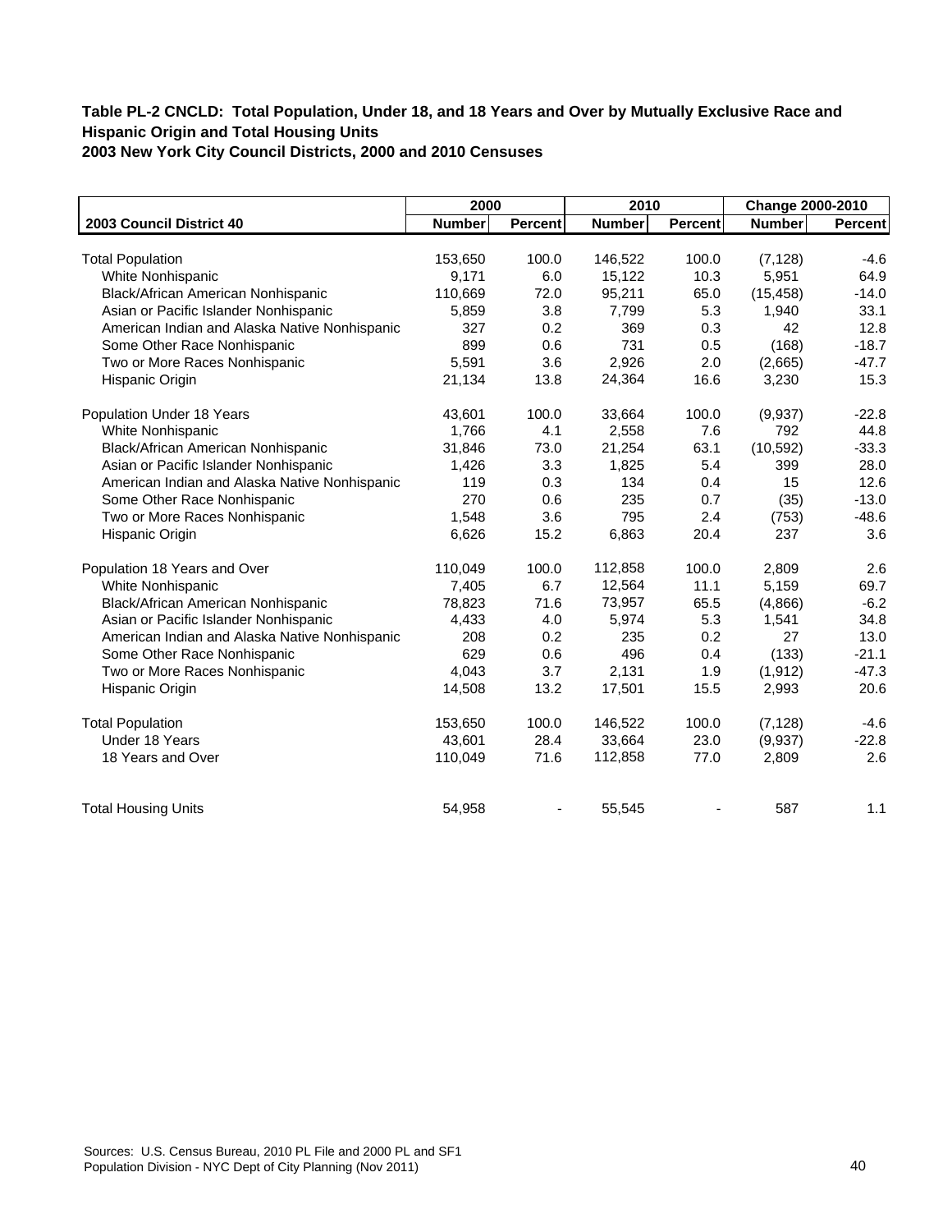**Table PL-2 CNCLD: Total Population, Under 18, and 18 Years and Over by Mutually Exclusive Race and Hispanic Origin and Total Housing Units**
**2003 New York City Council Districts, 2000 and 2010 Censuses**

| | 2000 | | 2010 | | Change 2000-2010 | |
|---|---|---|---|---|---|---|
| **2003 Council District 40** | **Number** | **Percent** | **Number** | **Percent** | **Number** | **Percent** |
| Total Population | 153,650 | 100.0 | 146,522 | 100.0 | (7,128) | -4.6 |
| White Nonhispanic | 9,171 | 6.0 | 15,122 | 10.3 | 5,951 | 64.9 |
| Black/African American Nonhispanic | 110,669 | 72.0 | 95,211 | 65.0 | (15,458) | -14.0 |
| Asian or Pacific Islander Nonhispanic | 5,859 | 3.8 | 7,799 | 5.3 | 1,940 | 33.1 |
| American Indian and Alaska Native Nonhispanic | 327 | 0.2 | 369 | 0.3 | 42 | 12.8 |
| Some Other Race Nonhispanic | 899 | 0.6 | 731 | 0.5 | (168) | -18.7 |
| Two or More Races Nonhispanic | 5,591 | 3.6 | 2,926 | 2.0 | (2,665) | -47.7 |
| Hispanic Origin | 21,134 | 13.8 | 24,364 | 16.6 | 3,230 | 15.3 |
| Population Under 18 Years | 43,601 | 100.0 | 33,664 | 100.0 | (9,937) | -22.8 |
| White Nonhispanic | 1,766 | 4.1 | 2,558 | 7.6 | 792 | 44.8 |
| Black/African American Nonhispanic | 31,846 | 73.0 | 21,254 | 63.1 | (10,592) | -33.3 |
| Asian or Pacific Islander Nonhispanic | 1,426 | 3.3 | 1,825 | 5.4 | 399 | 28.0 |
| American Indian and Alaska Native Nonhispanic | 119 | 0.3 | 134 | 0.4 | 15 | 12.6 |
| Some Other Race Nonhispanic | 270 | 0.6 | 235 | 0.7 | (35) | -13.0 |
| Two or More Races Nonhispanic | 1,548 | 3.6 | 795 | 2.4 | (753) | -48.6 |
| Hispanic Origin | 6,626 | 15.2 | 6,863 | 20.4 | 237 | 3.6 |
| Population 18 Years and Over | 110,049 | 100.0 | 112,858 | 100.0 | 2,809 | 2.6 |
| White Nonhispanic | 7,405 | 6.7 | 12,564 | 11.1 | 5,159 | 69.7 |
| Black/African American Nonhispanic | 78,823 | 71.6 | 73,957 | 65.5 | (4,866) | -6.2 |
| Asian or Pacific Islander Nonhispanic | 4,433 | 4.0 | 5,974 | 5.3 | 1,541 | 34.8 |
| American Indian and Alaska Native Nonhispanic | 208 | 0.2 | 235 | 0.2 | 27 | 13.0 |
| Some Other Race Nonhispanic | 629 | 0.6 | 496 | 0.4 | (133) | -21.1 |
| Two or More Races Nonhispanic | 4,043 | 3.7 | 2,131 | 1.9 | (1,912) | -47.3 |
| Hispanic Origin | 14,508 | 13.2 | 17,501 | 15.5 | 2,993 | 20.6 |
| Total Population | 153,650 | 100.0 | 146,522 | 100.0 | (7,128) | -4.6 |
| Under 18 Years | 43,601 | 28.4 | 33,664 | 23.0 | (9,937) | -22.8 |
| 18 Years and Over | 110,049 | 71.6 | 112,858 | 77.0 | 2,809 | 2.6 |
| Total Housing Units | 54,958 | - | 55,545 | - | 587 | 1.1 |

Sources: U.S. Census Bureau, 2010 PL File and 2000 PL and SF1
Population Division - NYC Dept of City Planning (Nov 2011)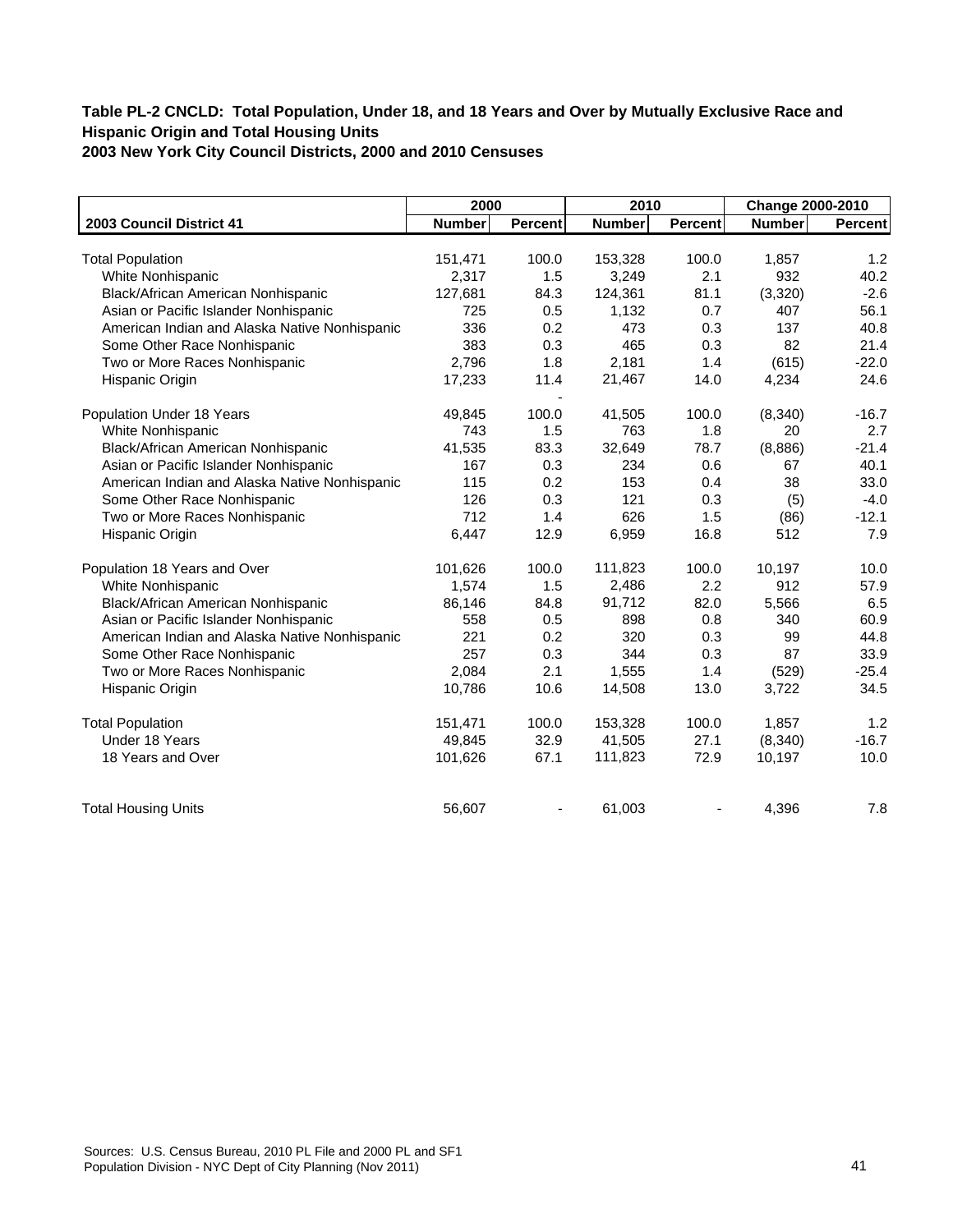**Table PL-2 CNCLD: Total Population, Under 18, and 18 Years and Over by Mutually Exclusive Race and Hispanic Origin and Total Housing Units**
**2003 New York City Council Districts, 2000 and 2010 Censuses**

| | 2000 | | 2010 | | Change 2000-2010 | |
|---|---|---|---|---|---|---|
| **2003 Council District 41** | **Number** | **Percent** | **Number** | **Percent** | **Number** | **Percent** |
| Total Population | 151,471 | 100.0 | 153,328 | 100.0 | 1,857 | 1.2 |
| White Nonhispanic | 2,317 | 1.5 | 3,249 | 2.1 | 932 | 40.2 |
| Black/African American Nonhispanic | 127,681 | 84.3 | 124,361 | 81.1 | (3,320) | -2.6 |
| Asian or Pacific Islander Nonhispanic | 725 | 0.5 | 1,132 | 0.7 | 407 | 56.1 |
| American Indian and Alaska Native Nonhispanic | 336 | 0.2 | 473 | 0.3 | 137 | 40.8 |
| Some Other Race Nonhispanic | 383 | 0.3 | 465 | 0.3 | 82 | 21.4 |
| Two or More Races Nonhispanic | 2,796 | 1.8 | 2,181 | 1.4 | (615) | -22.0 |
| Hispanic Origin | 17,233 | 11.4 | 21,467 | 14.0 | 4,234 | 24.6 |
| | | - | | | | |
| Population Under 18 Years | 49,845 | 100.0 | 41,505 | 100.0 | (8,340) | -16.7 |
| White Nonhispanic | 743 | 1.5 | 763 | 1.8 | 20 | 2.7 |
| Black/African American Nonhispanic | 41,535 | 83.3 | 32,649 | 78.7 | (8,886) | -21.4 |
| Asian or Pacific Islander Nonhispanic | 167 | 0.3 | 234 | 0.6 | 67 | 40.1 |
| American Indian and Alaska Native Nonhispanic | 115 | 0.2 | 153 | 0.4 | 38 | 33.0 |
| Some Other Race Nonhispanic | 126 | 0.3 | 121 | 0.3 | (5) | -4.0 |
| Two or More Races Nonhispanic | 712 | 1.4 | 626 | 1.5 | (86) | -12.1 |
| Hispanic Origin | 6,447 | 12.9 | 6,959 | 16.8 | 512 | 7.9 |
| Population 18 Years and Over | 101,626 | 100.0 | 111,823 | 100.0 | 10,197 | 10.0 |
| White Nonhispanic | 1,574 | 1.5 | 2,486 | 2.2 | 912 | 57.9 |
| Black/African American Nonhispanic | 86,146 | 84.8 | 91,712 | 82.0 | 5,566 | 6.5 |
| Asian or Pacific Islander Nonhispanic | 558 | 0.5 | 898 | 0.8 | 340 | 60.9 |
| American Indian and Alaska Native Nonhispanic | 221 | 0.2 | 320 | 0.3 | 99 | 44.8 |
| Some Other Race Nonhispanic | 257 | 0.3 | 344 | 0.3 | 87 | 33.9 |
| Two or More Races Nonhispanic | 2,084 | 2.1 | 1,555 | 1.4 | (529) | -25.4 |
| Hispanic Origin | 10,786 | 10.6 | 14,508 | 13.0 | 3,722 | 34.5 |
| Total Population | 151,471 | 100.0 | 153,328 | 100.0 | 1,857 | 1.2 |
| Under 18 Years | 49,845 | 32.9 | 41,505 | 27.1 | (8,340) | -16.7 |
| 18 Years and Over | 101,626 | 67.1 | 111,823 | 72.9 | 10,197 | 10.0 |
| Total Housing Units | 56,607 | - | 61,003 | - | 4,396 | 7.8 |

Sources: U.S. Census Bureau, 2010 PL File and 2000 PL and SF1
Population Division - NYC Dept of City Planning (Nov 2011)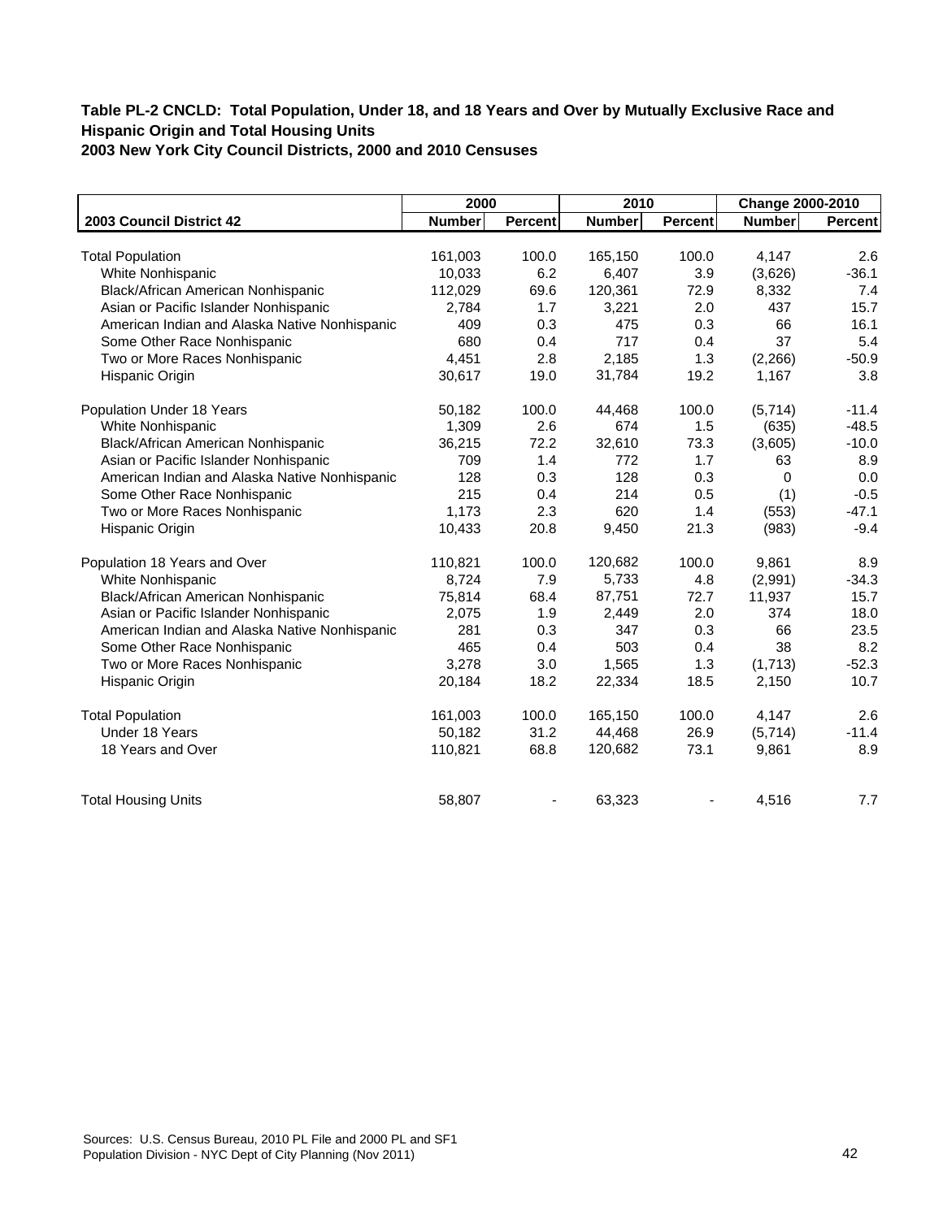**Table PL-2 CNCLD: Total Population, Under 18, and 18 Years and Over by Mutually Exclusive Race and Hispanic Origin and Total Housing Units**
**2003 New York City Council Districts, 2000 and 2010 Censuses**

| | 2000 | | 2010 | | Change 2000-2010 | |
|---|---|---|---|---|---|---|
| **2003 Council District 42** | **Number** | **Percent** | **Number** | **Percent** | **Number** | **Percent** |
| Total Population | 161,003 | 100.0 | 165,150 | 100.0 | 4,147 | 2.6 |
| White Nonhispanic | 10,033 | 6.2 | 6,407 | 3.9 | (3,626) | -36.1 |
| Black/African American Nonhispanic | 112,029 | 69.6 | 120,361 | 72.9 | 8,332 | 7.4 |
| Asian or Pacific Islander Nonhispanic | 2,784 | 1.7 | 3,221 | 2.0 | 437 | 15.7 |
| American Indian and Alaska Native Nonhispanic | 409 | 0.3 | 475 | 0.3 | 66 | 16.1 |
| Some Other Race Nonhispanic | 680 | 0.4 | 717 | 0.4 | 37 | 5.4 |
| Two or More Races Nonhispanic | 4,451 | 2.8 | 2,185 | 1.3 | (2,266) | -50.9 |
| Hispanic Origin | 30,617 | 19.0 | 31,784 | 19.2 | 1,167 | 3.8 |
| Population Under 18 Years | 50,182 | 100.0 | 44,468 | 100.0 | (5,714) | -11.4 |
| White Nonhispanic | 1,309 | 2.6 | 674 | 1.5 | (635) | -48.5 |
| Black/African American Nonhispanic | 36,215 | 72.2 | 32,610 | 73.3 | (3,605) | -10.0 |
| Asian or Pacific Islander Nonhispanic | 709 | 1.4 | 772 | 1.7 | 63 | 8.9 |
| American Indian and Alaska Native Nonhispanic | 128 | 0.3 | 128 | 0.3 | 0 | 0.0 |
| Some Other Race Nonhispanic | 215 | 0.4 | 214 | 0.5 | (1) | -0.5 |
| Two or More Races Nonhispanic | 1,173 | 2.3 | 620 | 1.4 | (553) | -47.1 |
| Hispanic Origin | 10,433 | 20.8 | 9,450 | 21.3 | (983) | -9.4 |
| Population 18 Years and Over | 110,821 | 100.0 | 120,682 | 100.0 | 9,861 | 8.9 |
| White Nonhispanic | 8,724 | 7.9 | 5,733 | 4.8 | (2,991) | -34.3 |
| Black/African American Nonhispanic | 75,814 | 68.4 | 87,751 | 72.7 | 11,937 | 15.7 |
| Asian or Pacific Islander Nonhispanic | 2,075 | 1.9 | 2,449 | 2.0 | 374 | 18.0 |
| American Indian and Alaska Native Nonhispanic | 281 | 0.3 | 347 | 0.3 | 66 | 23.5 |
| Some Other Race Nonhispanic | 465 | 0.4 | 503 | 0.4 | 38 | 8.2 |
| Two or More Races Nonhispanic | 3,278 | 3.0 | 1,565 | 1.3 | (1,713) | -52.3 |
| Hispanic Origin | 20,184 | 18.2 | 22,334 | 18.5 | 2,150 | 10.7 |
| Total Population | 161,003 | 100.0 | 165,150 | 100.0 | 4,147 | 2.6 |
| Under 18 Years | 50,182 | 31.2 | 44,468 | 26.9 | (5,714) | -11.4 |
| 18 Years and Over | 110,821 | 68.8 | 120,682 | 73.1 | 9,861 | 8.9 |
| Total Housing Units | 58,807 | - | 63,323 | - | 4,516 | 7.7 |

Sources: U.S. Census Bureau, 2010 PL File and 2000 PL and SF1
Population Division - NYC Dept of City Planning (Nov 2011)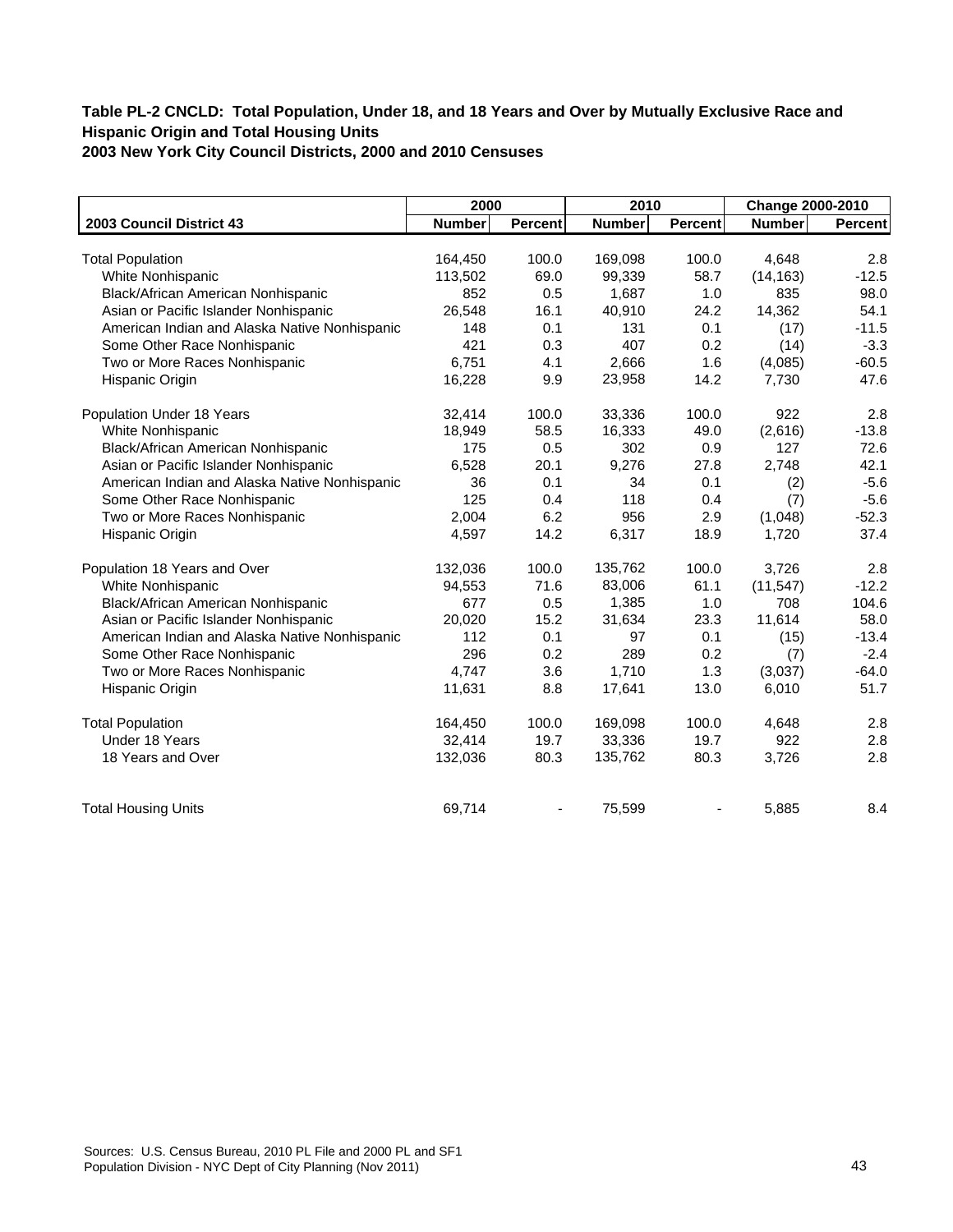**Table PL-2 CNCLD: Total Population, Under 18, and 18 Years and Over by Mutually Exclusive Race and Hispanic Origin and Total Housing Units**
**2003 New York City Council Districts, 2000 and 2010 Censuses**

| | 2000 | | 2010 | | Change 2000-2010 | |
|---|---|---|---|---|---|---|
| **2003 Council District 43** | **Number** | **Percent** | **Number** | **Percent** | **Number** | **Percent** |
| Total Population | 164,450 | 100.0 | 169,098 | 100.0 | 4,648 | 2.8 |
| White Nonhispanic | 113,502 | 69.0 | 99,339 | 58.7 | (14,163) | -12.5 |
| Black/African American Nonhispanic | 852 | 0.5 | 1,687 | 1.0 | 835 | 98.0 |
| Asian or Pacific Islander Nonhispanic | 26,548 | 16.1 | 40,910 | 24.2 | 14,362 | 54.1 |
| American Indian and Alaska Native Nonhispanic | 148 | 0.1 | 131 | 0.1 | (17) | -11.5 |
| Some Other Race Nonhispanic | 421 | 0.3 | 407 | 0.2 | (14) | -3.3 |
| Two or More Races Nonhispanic | 6,751 | 4.1 | 2,666 | 1.6 | (4,085) | -60.5 |
| Hispanic Origin | 16,228 | 9.9 | 23,958 | 14.2 | 7,730 | 47.6 |
| Population Under 18 Years | 32,414 | 100.0 | 33,336 | 100.0 | 922 | 2.8 |
| White Nonhispanic | 18,949 | 58.5 | 16,333 | 49.0 | (2,616) | -13.8 |
| Black/African American Nonhispanic | 175 | 0.5 | 302 | 0.9 | 127 | 72.6 |
| Asian or Pacific Islander Nonhispanic | 6,528 | 20.1 | 9,276 | 27.8 | 2,748 | 42.1 |
| American Indian and Alaska Native Nonhispanic | 36 | 0.1 | 34 | 0.1 | (2) | -5.6 |
| Some Other Race Nonhispanic | 125 | 0.4 | 118 | 0.4 | (7) | -5.6 |
| Two or More Races Nonhispanic | 2,004 | 6.2 | 956 | 2.9 | (1,048) | -52.3 |
| Hispanic Origin | 4,597 | 14.2 | 6,317 | 18.9 | 1,720 | 37.4 |
| Population 18 Years and Over | 132,036 | 100.0 | 135,762 | 100.0 | 3,726 | 2.8 |
| White Nonhispanic | 94,553 | 71.6 | 83,006 | 61.1 | (11,547) | -12.2 |
| Black/African American Nonhispanic | 677 | 0.5 | 1,385 | 1.0 | 708 | 104.6 |
| Asian or Pacific Islander Nonhispanic | 20,020 | 15.2 | 31,634 | 23.3 | 11,614 | 58.0 |
| American Indian and Alaska Native Nonhispanic | 112 | 0.1 | 97 | 0.1 | (15) | -13.4 |
| Some Other Race Nonhispanic | 296 | 0.2 | 289 | 0.2 | (7) | -2.4 |
| Two or More Races Nonhispanic | 4,747 | 3.6 | 1,710 | 1.3 | (3,037) | -64.0 |
| Hispanic Origin | 11,631 | 8.8 | 17,641 | 13.0 | 6,010 | 51.7 |
| Total Population | 164,450 | 100.0 | 169,098 | 100.0 | 4,648 | 2.8 |
| Under 18 Years | 32,414 | 19.7 | 33,336 | 19.7 | 922 | 2.8 |
| 18 Years and Over | 132,036 | 80.3 | 135,762 | 80.3 | 3,726 | 2.8 |
| Total Housing Units | 69,714 | - | 75,599 | - | 5,885 | 8.4 |

Sources: U.S. Census Bureau, 2010 PL File and 2000 PL and SF1
Population Division - NYC Dept of City Planning (Nov 2011)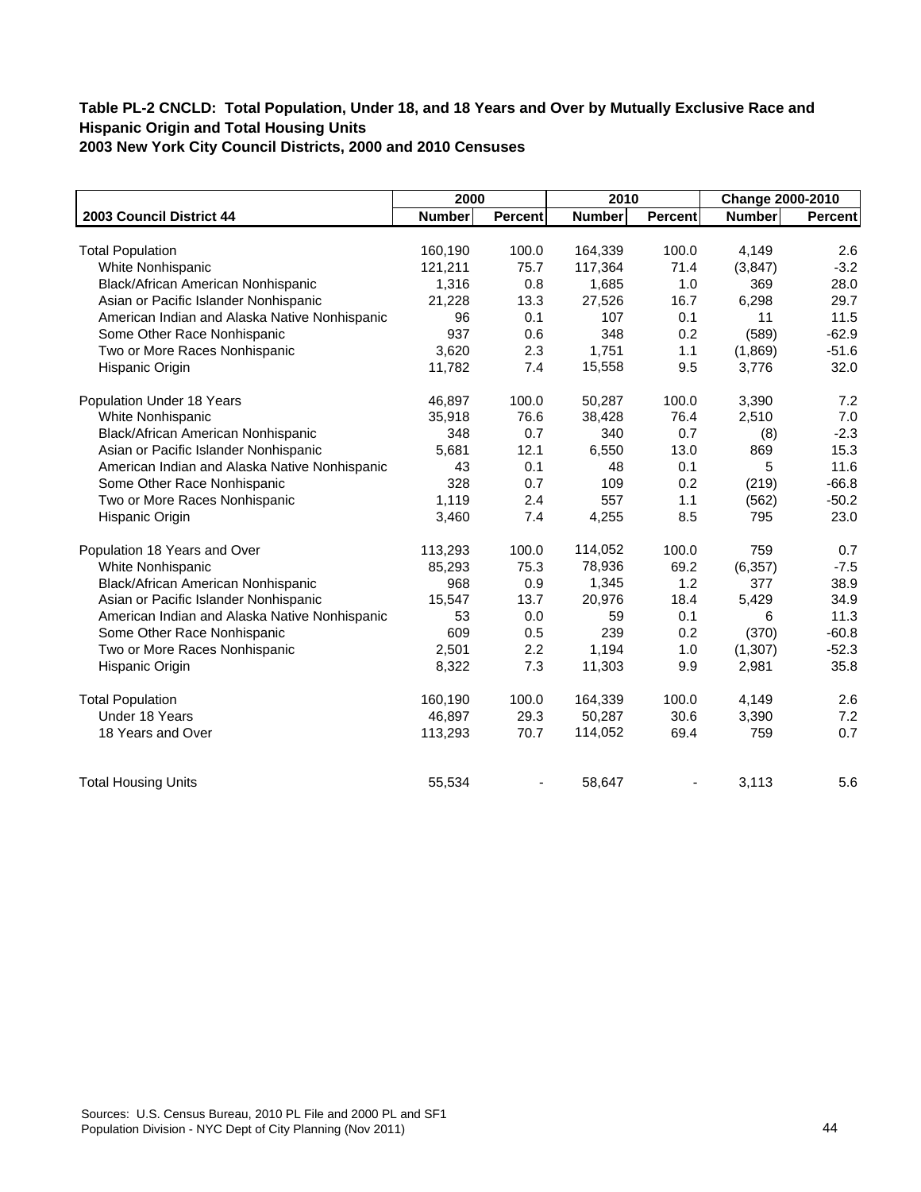**Table PL-2 CNCLD: Total Population, Under 18, and 18 Years and Over by Mutually Exclusive Race and Hispanic Origin and Total Housing Units**
**2003 New York City Council Districts, 2000 and 2010 Censuses**

| | 2000 | | 2010 | | Change 2000-2010 | |
|---|---|---|---|---|---|---|
| **2003 Council District 44** | **Number** | **Percent** | **Number** | **Percent** | **Number** | **Percent** |
| Total Population | 160,190 | 100.0 | 164,339 | 100.0 | 4,149 | 2.6 |
| White Nonhispanic | 121,211 | 75.7 | 117,364 | 71.4 | (3,847) | -3.2 |
| Black/African American Nonhispanic | 1,316 | 0.8 | 1,685 | 1.0 | 369 | 28.0 |
| Asian or Pacific Islander Nonhispanic | 21,228 | 13.3 | 27,526 | 16.7 | 6,298 | 29.7 |
| American Indian and Alaska Native Nonhispanic | 96 | 0.1 | 107 | 0.1 | 11 | 11.5 |
| Some Other Race Nonhispanic | 937 | 0.6 | 348 | 0.2 | (589) | -62.9 |
| Two or More Races Nonhispanic | 3,620 | 2.3 | 1,751 | 1.1 | (1,869) | -51.6 |
| Hispanic Origin | 11,782 | 7.4 | 15,558 | 9.5 | 3,776 | 32.0 |
| Population Under 18 Years | 46,897 | 100.0 | 50,287 | 100.0 | 3,390 | 7.2 |
| White Nonhispanic | 35,918 | 76.6 | 38,428 | 76.4 | 2,510 | 7.0 |
| Black/African American Nonhispanic | 348 | 0.7 | 340 | 0.7 | (8) | -2.3 |
| Asian or Pacific Islander Nonhispanic | 5,681 | 12.1 | 6,550 | 13.0 | 869 | 15.3 |
| American Indian and Alaska Native Nonhispanic | 43 | 0.1 | 48 | 0.1 | 5 | 11.6 |
| Some Other Race Nonhispanic | 328 | 0.7 | 109 | 0.2 | (219) | -66.8 |
| Two or More Races Nonhispanic | 1,119 | 2.4 | 557 | 1.1 | (562) | -50.2 |
| Hispanic Origin | 3,460 | 7.4 | 4,255 | 8.5 | 795 | 23.0 |
| Population 18 Years and Over | 113,293 | 100.0 | 114,052 | 100.0 | 759 | 0.7 |
| White Nonhispanic | 85,293 | 75.3 | 78,936 | 69.2 | (6,357) | -7.5 |
| Black/African American Nonhispanic | 968 | 0.9 | 1,345 | 1.2 | 377 | 38.9 |
| Asian or Pacific Islander Nonhispanic | 15,547 | 13.7 | 20,976 | 18.4 | 5,429 | 34.9 |
| American Indian and Alaska Native Nonhispanic | 53 | 0.0 | 59 | 0.1 | 6 | 11.3 |
| Some Other Race Nonhispanic | 609 | 0.5 | 239 | 0.2 | (370) | -60.8 |
| Two or More Races Nonhispanic | 2,501 | 2.2 | 1,194 | 1.0 | (1,307) | -52.3 |
| Hispanic Origin | 8,322 | 7.3 | 11,303 | 9.9 | 2,981 | 35.8 |
| Total Population | 160,190 | 100.0 | 164,339 | 100.0 | 4,149 | 2.6 |
| Under 18 Years | 46,897 | 29.3 | 50,287 | 30.6 | 3,390 | 7.2 |
| 18 Years and Over | 113,293 | 70.7 | 114,052 | 69.4 | 759 | 0.7 |
| Total Housing Units | 55,534 | - | 58,647 | - | 3,113 | 5.6 |

Sources: U.S. Census Bureau, 2010 PL File and 2000 PL and SF1
Population Division - NYC Dept of City Planning (Nov 2011)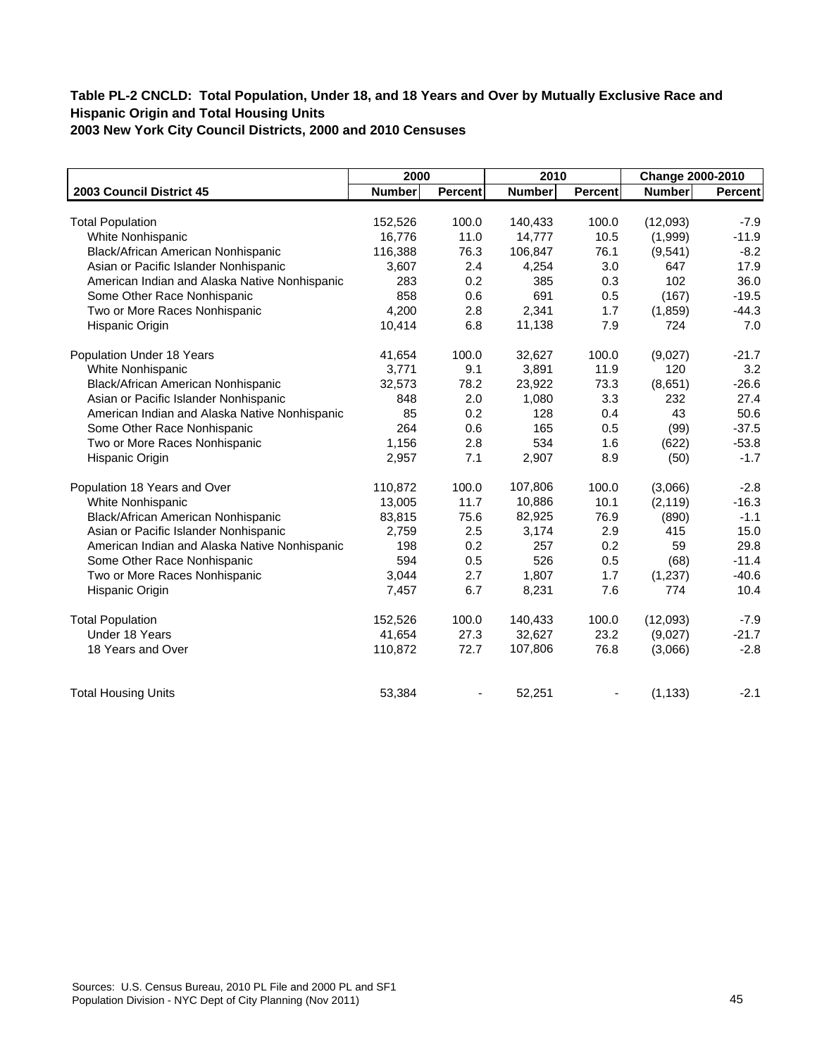**Table PL-2 CNCLD: Total Population, Under 18, and 18 Years and Over by Mutually Exclusive Race and Hispanic Origin and Total Housing Units**
**2003 New York City Council Districts, 2000 and 2010 Censuses**

| | 2000 | | 2010 | | Change 2000-2010 | |
|---|---|---|---|---|---|---|
| **2003 Council District 45** | **Number** | **Percent** | **Number** | **Percent** | **Number** | **Percent** |
| Total Population | 152,526 | 100.0 | 140,433 | 100.0 | (12,093) | -7.9 |
| White Nonhispanic | 16,776 | 11.0 | 14,777 | 10.5 | (1,999) | -11.9 |
| Black/African American Nonhispanic | 116,388 | 76.3 | 106,847 | 76.1 | (9,541) | -8.2 |
| Asian or Pacific Islander Nonhispanic | 3,607 | 2.4 | 4,254 | 3.0 | 647 | 17.9 |
| American Indian and Alaska Native Nonhispanic | 283 | 0.2 | 385 | 0.3 | 102 | 36.0 |
| Some Other Race Nonhispanic | 858 | 0.6 | 691 | 0.5 | (167) | -19.5 |
| Two or More Races Nonhispanic | 4,200 | 2.8 | 2,341 | 1.7 | (1,859) | -44.3 |
| Hispanic Origin | 10,414 | 6.8 | 11,138 | 7.9 | 724 | 7.0 |
| Population Under 18 Years | 41,654 | 100.0 | 32,627 | 100.0 | (9,027) | -21.7 |
| White Nonhispanic | 3,771 | 9.1 | 3,891 | 11.9 | 120 | 3.2 |
| Black/African American Nonhispanic | 32,573 | 78.2 | 23,922 | 73.3 | (8,651) | -26.6 |
| Asian or Pacific Islander Nonhispanic | 848 | 2.0 | 1,080 | 3.3 | 232 | 27.4 |
| American Indian and Alaska Native Nonhispanic | 85 | 0.2 | 128 | 0.4 | 43 | 50.6 |
| Some Other Race Nonhispanic | 264 | 0.6 | 165 | 0.5 | (99) | -37.5 |
| Two or More Races Nonhispanic | 1,156 | 2.8 | 534 | 1.6 | (622) | -53.8 |
| Hispanic Origin | 2,957 | 7.1 | 2,907 | 8.9 | (50) | -1.7 |
| Population 18 Years and Over | 110,872 | 100.0 | 107,806 | 100.0 | (3,066) | -2.8 |
| White Nonhispanic | 13,005 | 11.7 | 10,886 | 10.1 | (2,119) | -16.3 |
| Black/African American Nonhispanic | 83,815 | 75.6 | 82,925 | 76.9 | (890) | -1.1 |
| Asian or Pacific Islander Nonhispanic | 2,759 | 2.5 | 3,174 | 2.9 | 415 | 15.0 |
| American Indian and Alaska Native Nonhispanic | 198 | 0.2 | 257 | 0.2 | 59 | 29.8 |
| Some Other Race Nonhispanic | 594 | 0.5 | 526 | 0.5 | (68) | -11.4 |
| Two or More Races Nonhispanic | 3,044 | 2.7 | 1,807 | 1.7 | (1,237) | -40.6 |
| Hispanic Origin | 7,457 | 6.7 | 8,231 | 7.6 | 774 | 10.4 |
| Total Population | 152,526 | 100.0 | 140,433 | 100.0 | (12,093) | -7.9 |
| Under 18 Years | 41,654 | 27.3 | 32,627 | 23.2 | (9,027) | -21.7 |
| 18 Years and Over | 110,872 | 72.7 | 107,806 | 76.8 | (3,066) | -2.8 |
| Total Housing Units | 53,384 | - | 52,251 | - | (1,133) | -2.1 |

Sources: U.S. Census Bureau, 2010 PL File and 2000 PL and SF1
Population Division - NYC Dept of City Planning (Nov 2011)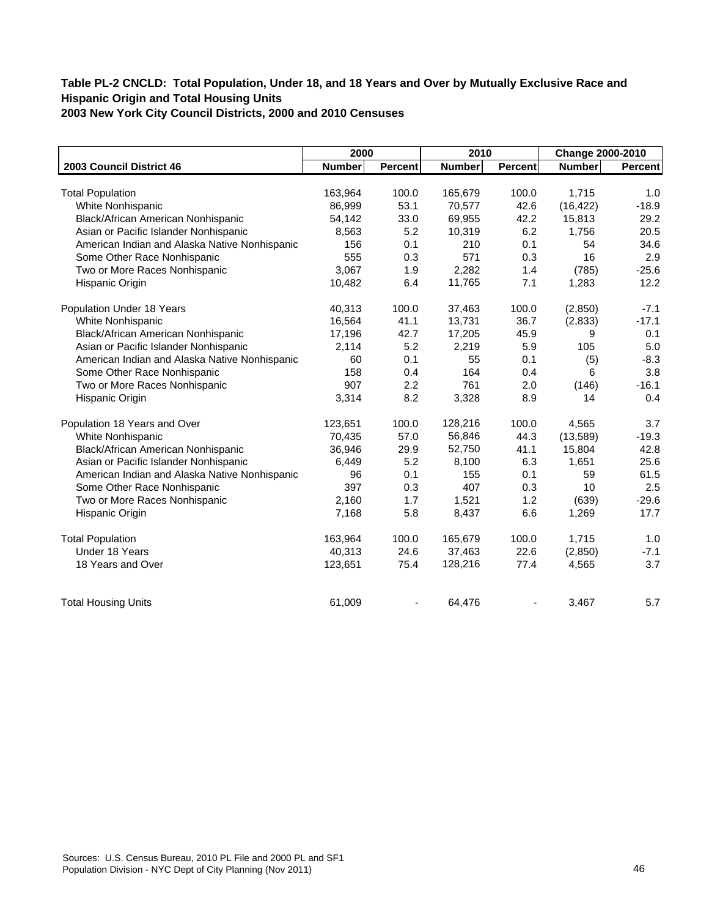**Table PL-2 CNCLD: Total Population, Under 18, and 18 Years and Over by Mutually Exclusive Race and Hispanic Origin and Total Housing Units**
**2003 New York City Council Districts, 2000 and 2010 Censuses**

| | 2000 | | 2010 | | Change 2000-2010 | |
|---|---|---|---|---|---|---|
| **2003 Council District 46** | **Number** | **Percent** | **Number** | **Percent** | **Number** | **Percent** |
| Total Population | 163,964 | 100.0 | 165,679 | 100.0 | 1,715 | 1.0 |
| White Nonhispanic | 86,999 | 53.1 | 70,577 | 42.6 | (16,422) | -18.9 |
| Black/African American Nonhispanic | 54,142 | 33.0 | 69,955 | 42.2 | 15,813 | 29.2 |
| Asian or Pacific Islander Nonhispanic | 8,563 | 5.2 | 10,319 | 6.2 | 1,756 | 20.5 |
| American Indian and Alaska Native Nonhispanic | 156 | 0.1 | 210 | 0.1 | 54 | 34.6 |
| Some Other Race Nonhispanic | 555 | 0.3 | 571 | 0.3 | 16 | 2.9 |
| Two or More Races Nonhispanic | 3,067 | 1.9 | 2,282 | 1.4 | (785) | -25.6 |
| Hispanic Origin | 10,482 | 6.4 | 11,765 | 7.1 | 1,283 | 12.2 |
| Population Under 18 Years | 40,313 | 100.0 | 37,463 | 100.0 | (2,850) | -7.1 |
| White Nonhispanic | 16,564 | 41.1 | 13,731 | 36.7 | (2,833) | -17.1 |
| Black/African American Nonhispanic | 17,196 | 42.7 | 17,205 | 45.9 | 9 | 0.1 |
| Asian or Pacific Islander Nonhispanic | 2,114 | 5.2 | 2,219 | 5.9 | 105 | 5.0 |
| American Indian and Alaska Native Nonhispanic | 60 | 0.1 | 55 | 0.1 | (5) | -8.3 |
| Some Other Race Nonhispanic | 158 | 0.4 | 164 | 0.4 | 6 | 3.8 |
| Two or More Races Nonhispanic | 907 | 2.2 | 761 | 2.0 | (146) | -16.1 |
| Hispanic Origin | 3,314 | 8.2 | 3,328 | 8.9 | 14 | 0.4 |
| Population 18 Years and Over | 123,651 | 100.0 | 128,216 | 100.0 | 4,565 | 3.7 |
| White Nonhispanic | 70,435 | 57.0 | 56,846 | 44.3 | (13,589) | -19.3 |
| Black/African American Nonhispanic | 36,946 | 29.9 | 52,750 | 41.1 | 15,804 | 42.8 |
| Asian or Pacific Islander Nonhispanic | 6,449 | 5.2 | 8,100 | 6.3 | 1,651 | 25.6 |
| American Indian and Alaska Native Nonhispanic | 96 | 0.1 | 155 | 0.1 | 59 | 61.5 |
| Some Other Race Nonhispanic | 397 | 0.3 | 407 | 0.3 | 10 | 2.5 |
| Two or More Races Nonhispanic | 2,160 | 1.7 | 1,521 | 1.2 | (639) | -29.6 |
| Hispanic Origin | 7,168 | 5.8 | 8,437 | 6.6 | 1,269 | 17.7 |
| Total Population | 163,964 | 100.0 | 165,679 | 100.0 | 1,715 | 1.0 |
| Under 18 Years | 40,313 | 24.6 | 37,463 | 22.6 | (2,850) | -7.1 |
| 18 Years and Over | 123,651 | 75.4 | 128,216 | 77.4 | 4,565 | 3.7 |
| Total Housing Units | 61,009 | - | 64,476 | - | 3,467 | 5.7 |

Sources: U.S. Census Bureau, 2010 PL File and 2000 PL and SF1
Population Division - NYC Dept of City Planning (Nov 2011)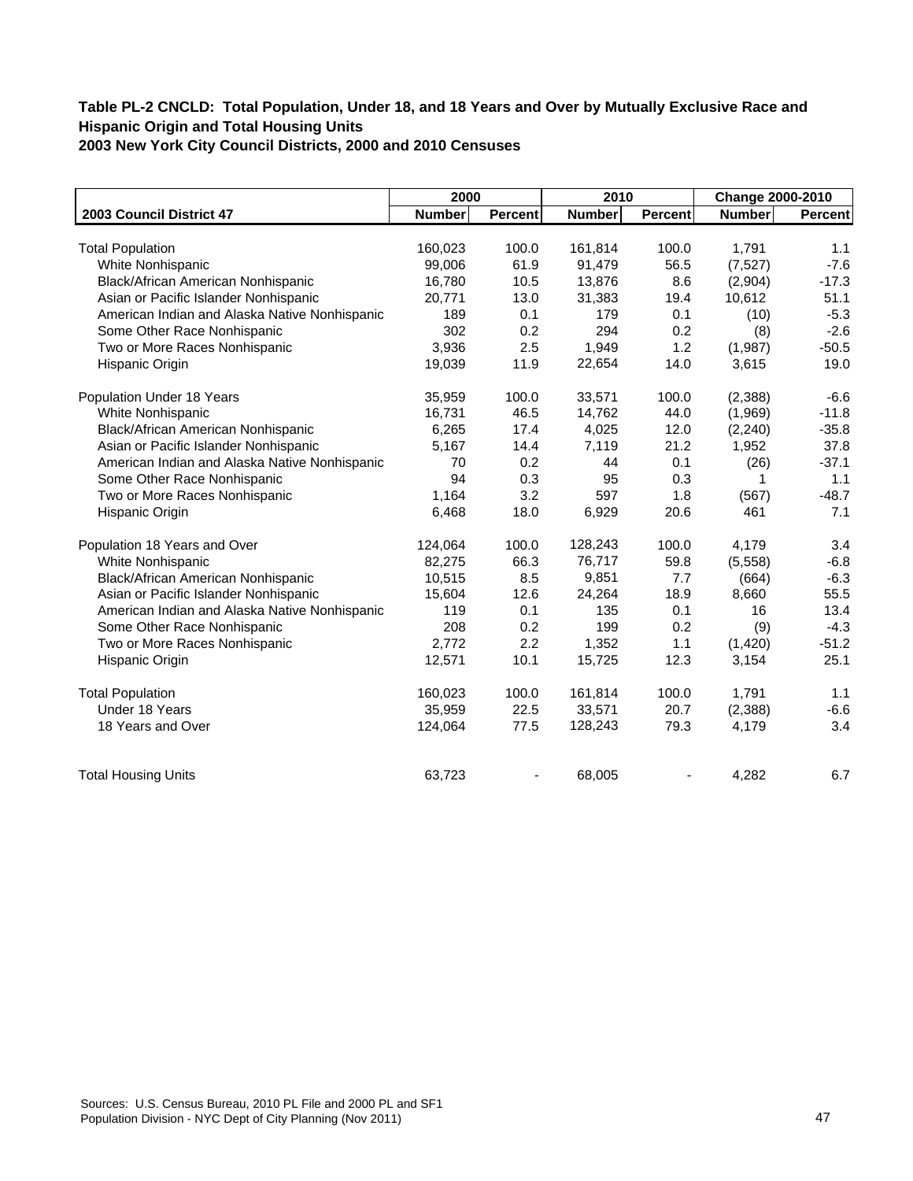**Table PL-2 CNCLD: Total Population, Under 18, and 18 Years and Over by Mutually Exclusive Race and Hispanic Origin and Total Housing Units**
**2003 New York City Council Districts, 2000 and 2010 Censuses**

| | 2000 | | 2010 | | Change 2000-2010 | |
|---|---|---|---|---|---|---|
| **2003 Council District 47** | **Number** | **Percent** | **Number** | **Percent** | **Number** | **Percent** |
| Total Population | 160,023 | 100.0 | 161,814 | 100.0 | 1,791 | 1.1 |
| White Nonhispanic | 99,006 | 61.9 | 91,479 | 56.5 | (7,527) | -7.6 |
| Black/African American Nonhispanic | 16,780 | 10.5 | 13,876 | 8.6 | (2,904) | -17.3 |
| Asian or Pacific Islander Nonhispanic | 20,771 | 13.0 | 31,383 | 19.4 | 10,612 | 51.1 |
| American Indian and Alaska Native Nonhispanic | 189 | 0.1 | 179 | 0.1 | (10) | -5.3 |
| Some Other Race Nonhispanic | 302 | 0.2 | 294 | 0.2 | (8) | -2.6 |
| Two or More Races Nonhispanic | 3,936 | 2.5 | 1,949 | 1.2 | (1,987) | -50.5 |
| Hispanic Origin | 19,039 | 11.9 | 22,654 | 14.0 | 3,615 | 19.0 |
| Population Under 18 Years | 35,959 | 100.0 | 33,571 | 100.0 | (2,388) | -6.6 |
| White Nonhispanic | 16,731 | 46.5 | 14,762 | 44.0 | (1,969) | -11.8 |
| Black/African American Nonhispanic | 6,265 | 17.4 | 4,025 | 12.0 | (2,240) | -35.8 |
| Asian or Pacific Islander Nonhispanic | 5,167 | 14.4 | 7,119 | 21.2 | 1,952 | 37.8 |
| American Indian and Alaska Native Nonhispanic | 70 | 0.2 | 44 | 0.1 | (26) | -37.1 |
| Some Other Race Nonhispanic | 94 | 0.3 | 95 | 0.3 | 1 | 1.1 |
| Two or More Races Nonhispanic | 1,164 | 3.2 | 597 | 1.8 | (567) | -48.7 |
| Hispanic Origin | 6,468 | 18.0 | 6,929 | 20.6 | 461 | 7.1 |
| Population 18 Years and Over | 124,064 | 100.0 | 128,243 | 100.0 | 4,179 | 3.4 |
| White Nonhispanic | 82,275 | 66.3 | 76,717 | 59.8 | (5,558) | -6.8 |
| Black/African American Nonhispanic | 10,515 | 8.5 | 9,851 | 7.7 | (664) | -6.3 |
| Asian or Pacific Islander Nonhispanic | 15,604 | 12.6 | 24,264 | 18.9 | 8,660 | 55.5 |
| American Indian and Alaska Native Nonhispanic | 119 | 0.1 | 135 | 0.1 | 16 | 13.4 |
| Some Other Race Nonhispanic | 208 | 0.2 | 199 | 0.2 | (9) | -4.3 |
| Two or More Races Nonhispanic | 2,772 | 2.2 | 1,352 | 1.1 | (1,420) | -51.2 |
| Hispanic Origin | 12,571 | 10.1 | 15,725 | 12.3 | 3,154 | 25.1 |
| Total Population | 160,023 | 100.0 | 161,814 | 100.0 | 1,791 | 1.1 |
| Under 18 Years | 35,959 | 22.5 | 33,571 | 20.7 | (2,388) | -6.6 |
| 18 Years and Over | 124,064 | 77.5 | 128,243 | 79.3 | 4,179 | 3.4 |
| Total Housing Units | 63,723 | - | 68,005 | - | 4,282 | 6.7 |

Sources: U.S. Census Bureau, 2010 PL File and 2000 PL and SF1
Population Division - NYC Dept of City Planning (Nov 2011)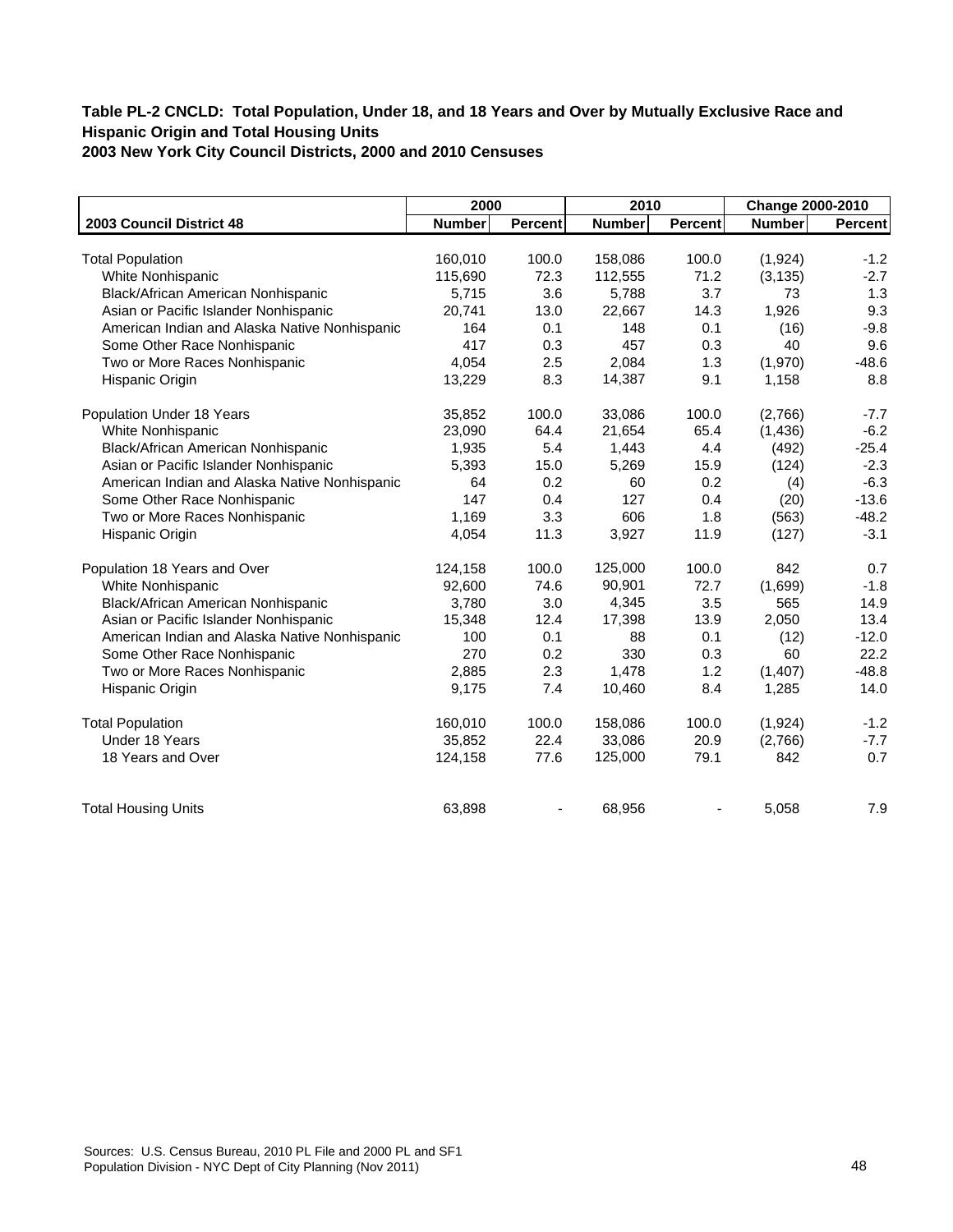**Table PL-2 CNCLD: Total Population, Under 18, and 18 Years and Over by Mutually Exclusive Race and Hispanic Origin and Total Housing Units**
**2003 New York City Council Districts, 2000 and 2010 Censuses**

| | 2000 | | 2010 | | Change 2000-2010 | |
|---|---|---|---|---|---|---|
| **2003 Council District 48** | **Number** | **Percent** | **Number** | **Percent** | **Number** | **Percent** |
| Total Population | 160,010 | 100.0 | 158,086 | 100.0 | (1,924) | -1.2 |
| White Nonhispanic | 115,690 | 72.3 | 112,555 | 71.2 | (3,135) | -2.7 |
| Black/African American Nonhispanic | 5,715 | 3.6 | 5,788 | 3.7 | 73 | 1.3 |
| Asian or Pacific Islander Nonhispanic | 20,741 | 13.0 | 22,667 | 14.3 | 1,926 | 9.3 |
| American Indian and Alaska Native Nonhispanic | 164 | 0.1 | 148 | 0.1 | (16) | -9.8 |
| Some Other Race Nonhispanic | 417 | 0.3 | 457 | 0.3 | 40 | 9.6 |
| Two or More Races Nonhispanic | 4,054 | 2.5 | 2,084 | 1.3 | (1,970) | -48.6 |
| Hispanic Origin | 13,229 | 8.3 | 14,387 | 9.1 | 1,158 | 8.8 |
| Population Under 18 Years | 35,852 | 100.0 | 33,086 | 100.0 | (2,766) | -7.7 |
| White Nonhispanic | 23,090 | 64.4 | 21,654 | 65.4 | (1,436) | -6.2 |
| Black/African American Nonhispanic | 1,935 | 5.4 | 1,443 | 4.4 | (492) | -25.4 |
| Asian or Pacific Islander Nonhispanic | 5,393 | 15.0 | 5,269 | 15.9 | (124) | -2.3 |
| American Indian and Alaska Native Nonhispanic | 64 | 0.2 | 60 | 0.2 | (4) | -6.3 |
| Some Other Race Nonhispanic | 147 | 0.4 | 127 | 0.4 | (20) | -13.6 |
| Two or More Races Nonhispanic | 1,169 | 3.3 | 606 | 1.8 | (563) | -48.2 |
| Hispanic Origin | 4,054 | 11.3 | 3,927 | 11.9 | (127) | -3.1 |
| Population 18 Years and Over | 124,158 | 100.0 | 125,000 | 100.0 | 842 | 0.7 |
| White Nonhispanic | 92,600 | 74.6 | 90,901 | 72.7 | (1,699) | -1.8 |
| Black/African American Nonhispanic | 3,780 | 3.0 | 4,345 | 3.5 | 565 | 14.9 |
| Asian or Pacific Islander Nonhispanic | 15,348 | 12.4 | 17,398 | 13.9 | 2,050 | 13.4 |
| American Indian and Alaska Native Nonhispanic | 100 | 0.1 | 88 | 0.1 | (12) | -12.0 |
| Some Other Race Nonhispanic | 270 | 0.2 | 330 | 0.3 | 60 | 22.2 |
| Two or More Races Nonhispanic | 2,885 | 2.3 | 1,478 | 1.2 | (1,407) | -48.8 |
| Hispanic Origin | 9,175 | 7.4 | 10,460 | 8.4 | 1,285 | 14.0 |
| Total Population | 160,010 | 100.0 | 158,086 | 100.0 | (1,924) | -1.2 |
| Under 18 Years | 35,852 | 22.4 | 33,086 | 20.9 | (2,766) | -7.7 |
| 18 Years and Over | 124,158 | 77.6 | 125,000 | 79.1 | 842 | 0.7 |
| Total Housing Units | 63,898 | - | 68,956 | - | 5,058 | 7.9 |

Sources: U.S. Census Bureau, 2010 PL File and 2000 PL and SF1
Population Division - NYC Dept of City Planning (Nov 2011)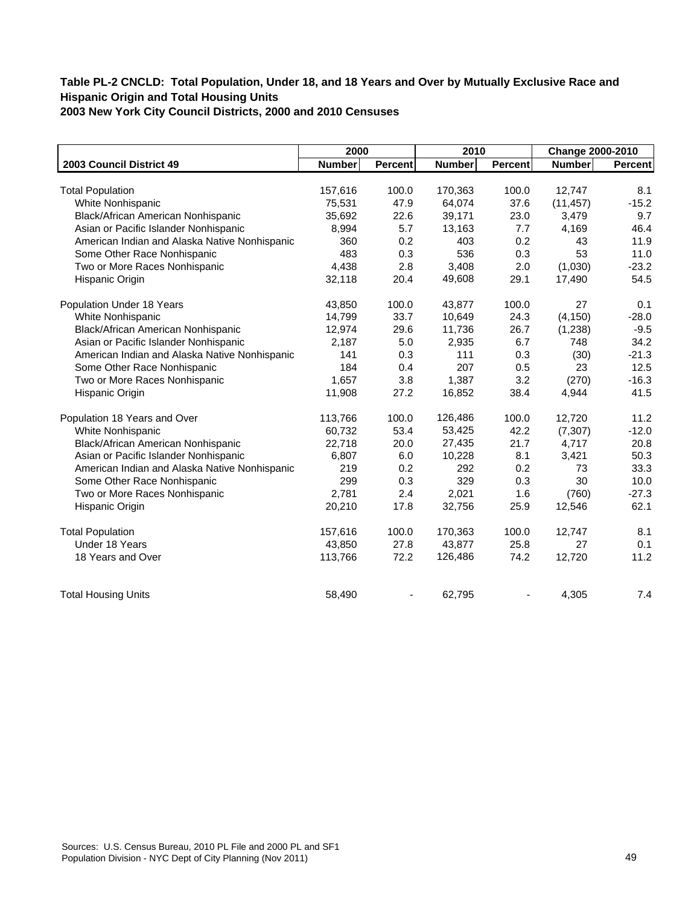**Table PL-2 CNCLD: Total Population, Under 18, and 18 Years and Over by Mutually Exclusive Race and Hispanic Origin and Total Housing Units**
**2003 New York City Council Districts, 2000 and 2010 Censuses**

| | 2000 | | 2010 | | Change 2000-2010 | |
|---|---|---|---|---|---|---|
| **2003 Council District 49** | **Number** | **Percent** | **Number** | **Percent** | **Number** | **Percent** |
| Total Population | 157,616 | 100.0 | 170,363 | 100.0 | 12,747 | 8.1 |
| White Nonhispanic | 75,531 | 47.9 | 64,074 | 37.6 | (11,457) | -15.2 |
| Black/African American Nonhispanic | 35,692 | 22.6 | 39,171 | 23.0 | 3,479 | 9.7 |
| Asian or Pacific Islander Nonhispanic | 8,994 | 5.7 | 13,163 | 7.7 | 4,169 | 46.4 |
| American Indian and Alaska Native Nonhispanic | 360 | 0.2 | 403 | 0.2 | 43 | 11.9 |
| Some Other Race Nonhispanic | 483 | 0.3 | 536 | 0.3 | 53 | 11.0 |
| Two or More Races Nonhispanic | 4,438 | 2.8 | 3,408 | 2.0 | (1,030) | -23.2 |
| Hispanic Origin | 32,118 | 20.4 | 49,608 | 29.1 | 17,490 | 54.5 |
| Population Under 18 Years | 43,850 | 100.0 | 43,877 | 100.0 | 27 | 0.1 |
| White Nonhispanic | 14,799 | 33.7 | 10,649 | 24.3 | (4,150) | -28.0 |
| Black/African American Nonhispanic | 12,974 | 29.6 | 11,736 | 26.7 | (1,238) | -9.5 |
| Asian or Pacific Islander Nonhispanic | 2,187 | 5.0 | 2,935 | 6.7 | 748 | 34.2 |
| American Indian and Alaska Native Nonhispanic | 141 | 0.3 | 111 | 0.3 | (30) | -21.3 |
| Some Other Race Nonhispanic | 184 | 0.4 | 207 | 0.5 | 23 | 12.5 |
| Two or More Races Nonhispanic | 1,657 | 3.8 | 1,387 | 3.2 | (270) | -16.3 |
| Hispanic Origin | 11,908 | 27.2 | 16,852 | 38.4 | 4,944 | 41.5 |
| Population 18 Years and Over | 113,766 | 100.0 | 126,486 | 100.0 | 12,720 | 11.2 |
| White Nonhispanic | 60,732 | 53.4 | 53,425 | 42.2 | (7,307) | -12.0 |
| Black/African American Nonhispanic | 22,718 | 20.0 | 27,435 | 21.7 | 4,717 | 20.8 |
| Asian or Pacific Islander Nonhispanic | 6,807 | 6.0 | 10,228 | 8.1 | 3,421 | 50.3 |
| American Indian and Alaska Native Nonhispanic | 219 | 0.2 | 292 | 0.2 | 73 | 33.3 |
| Some Other Race Nonhispanic | 299 | 0.3 | 329 | 0.3 | 30 | 10.0 |
| Two or More Races Nonhispanic | 2,781 | 2.4 | 2,021 | 1.6 | (760) | -27.3 |
| Hispanic Origin | 20,210 | 17.8 | 32,756 | 25.9 | 12,546 | 62.1 |
| Total Population | 157,616 | 100.0 | 170,363 | 100.0 | 12,747 | 8.1 |
| Under 18 Years | 43,850 | 27.8 | 43,877 | 25.8 | 27 | 0.1 |
| 18 Years and Over | 113,766 | 72.2 | 126,486 | 74.2 | 12,720 | 11.2 |
| Total Housing Units | 58,490 | - | 62,795 | - | 4,305 | 7.4 |

Sources: U.S. Census Bureau, 2010 PL File and 2000 PL and SF1
Population Division - NYC Dept of City Planning (Nov 2011)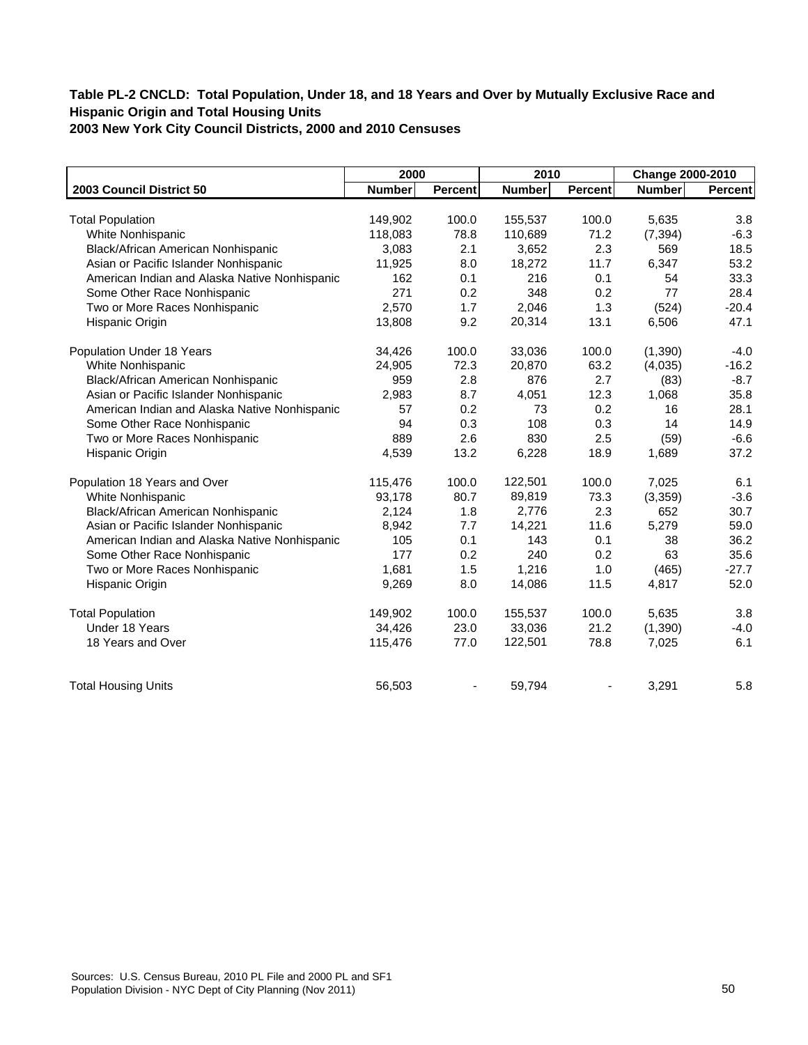### Table PL-2 CNCLD: Total Population, Under 18, and 18 Years and Over by Mutually Exclusive Race and Hispanic Origin and Total Housing Units
### 2003 New York City Council Districts, 2000 and 2010 Censuses

| | 2000 | | 2010 | | Change 2000-2010 | |
|---|---|---|---|---|---|---|
| **2003 Council District 50** | **Number** | **Percent** | **Number** | **Percent** | **Number** | **Percent** |
| Total Population | 149,902 | 100.0 | 155,537 | 100.0 | 5,635 | 3.8 |
| White Nonhispanic | 118,083 | 78.8 | 110,689 | 71.2 | (7,394) | -6.3 |
| Black/African American Nonhispanic | 3,083 | 2.1 | 3,652 | 2.3 | 569 | 18.5 |
| Asian or Pacific Islander Nonhispanic | 11,925 | 8.0 | 18,272 | 11.7 | 6,347 | 53.2 |
| American Indian and Alaska Native Nonhispanic | 162 | 0.1 | 216 | 0.1 | 54 | 33.3 |
| Some Other Race Nonhispanic | 271 | 0.2 | 348 | 0.2 | 77 | 28.4 |
| Two or More Races Nonhispanic | 2,570 | 1.7 | 2,046 | 1.3 | (524) | -20.4 |
| Hispanic Origin | 13,808 | 9.2 | 20,314 | 13.1 | 6,506 | 47.1 |
| Population Under 18 Years | 34,426 | 100.0 | 33,036 | 100.0 | (1,390) | -4.0 |
| White Nonhispanic | 24,905 | 72.3 | 20,870 | 63.2 | (4,035) | -16.2 |
| Black/African American Nonhispanic | 959 | 2.8 | 876 | 2.7 | (83) | -8.7 |
| Asian or Pacific Islander Nonhispanic | 2,983 | 8.7 | 4,051 | 12.3 | 1,068 | 35.8 |
| American Indian and Alaska Native Nonhispanic | 57 | 0.2 | 73 | 0.2 | 16 | 28.1 |
| Some Other Race Nonhispanic | 94 | 0.3 | 108 | 0.3 | 14 | 14.9 |
| Two or More Races Nonhispanic | 889 | 2.6 | 830 | 2.5 | (59) | -6.6 |
| Hispanic Origin | 4,539 | 13.2 | 6,228 | 18.9 | 1,689 | 37.2 |
| Population 18 Years and Over | 115,476 | 100.0 | 122,501 | 100.0 | 7,025 | 6.1 |
| White Nonhispanic | 93,178 | 80.7 | 89,819 | 73.3 | (3,359) | -3.6 |
| Black/African American Nonhispanic | 2,124 | 1.8 | 2,776 | 2.3 | 652 | 30.7 |
| Asian or Pacific Islander Nonhispanic | 8,942 | 7.7 | 14,221 | 11.6 | 5,279 | 59.0 |
| American Indian and Alaska Native Nonhispanic | 105 | 0.1 | 143 | 0.1 | 38 | 36.2 |
| Some Other Race Nonhispanic | 177 | 0.2 | 240 | 0.2 | 63 | 35.6 |
| Two or More Races Nonhispanic | 1,681 | 1.5 | 1,216 | 1.0 | (465) | -27.7 |
| Hispanic Origin | 9,269 | 8.0 | 14,086 | 11.5 | 4,817 | 52.0 |
| Total Population | 149,902 | 100.0 | 155,537 | 100.0 | 5,635 | 3.8 |
| Under 18 Years | 34,426 | 23.0 | 33,036 | 21.2 | (1,390) | -4.0 |
| 18 Years and Over | 115,476 | 77.0 | 122,501 | 78.8 | 7,025 | 6.1 |
| Total Housing Units | 56,503 | - | 59,794 | - | 3,291 | 5.8 |

Sources: U.S. Census Bureau, 2010 PL File and 2000 PL and SF1
Population Division - NYC Dept of City Planning (Nov 2011)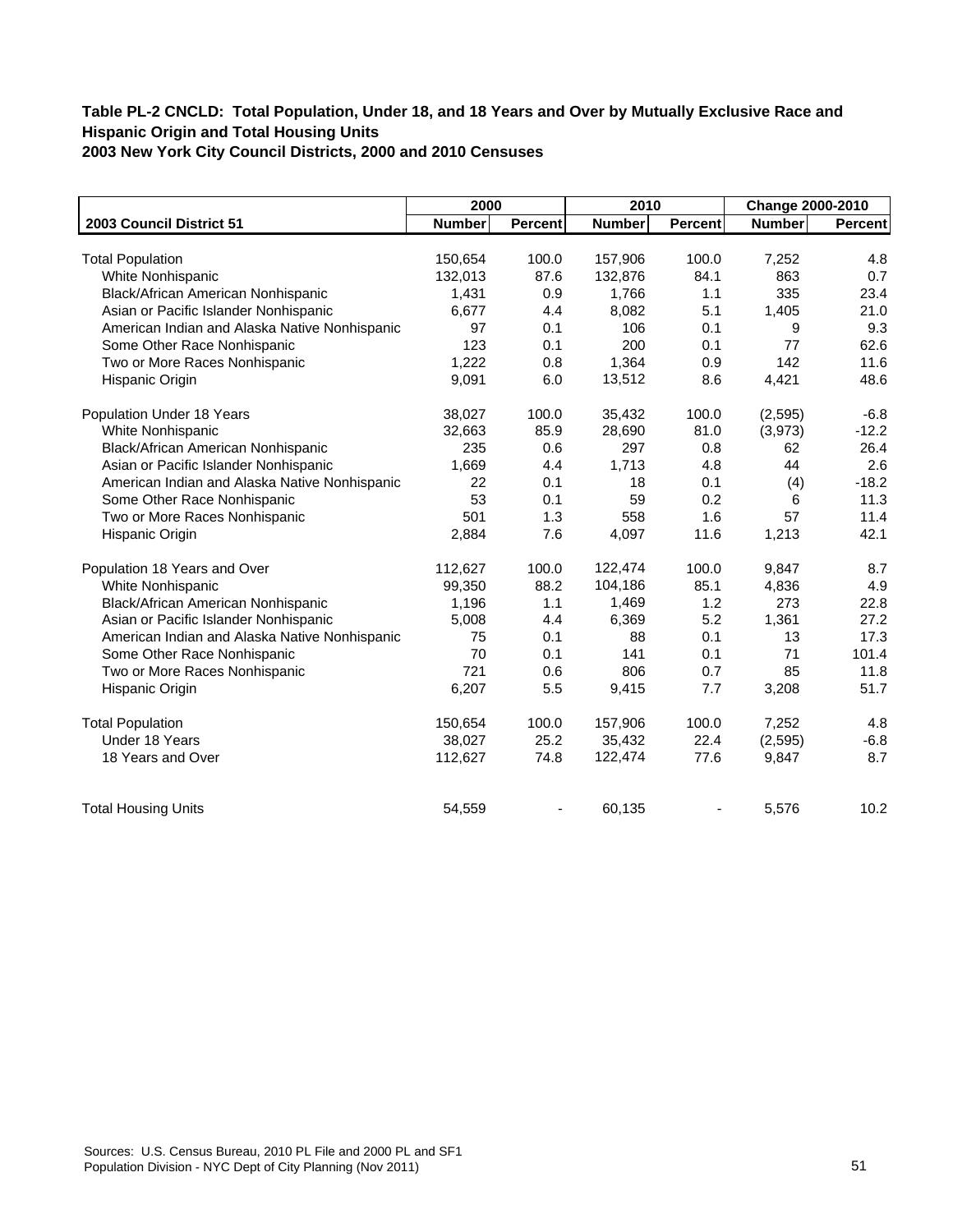**Table PL-2 CNCLD: Total Population, Under 18, and 18 Years and Over by Mutually Exclusive Race and Hispanic Origin and Total Housing Units**
**2003 New York City Council Districts, 2000 and 2010 Censuses**

| | 2000 | | 2010 | | Change 2000-2010 | |
|---|---|---|---|---|---|---|
| **2003 Council District 51** | **Number** | **Percent** | **Number** | **Percent** | **Number** | **Percent** |
| Total Population | 150,654 | 100.0 | 157,906 | 100.0 | 7,252 | 4.8 |
| White Nonhispanic | 132,013 | 87.6 | 132,876 | 84.1 | 863 | 0.7 |
| Black/African American Nonhispanic | 1,431 | 0.9 | 1,766 | 1.1 | 335 | 23.4 |
| Asian or Pacific Islander Nonhispanic | 6,677 | 4.4 | 8,082 | 5.1 | 1,405 | 21.0 |
| American Indian and Alaska Native Nonhispanic | 97 | 0.1 | 106 | 0.1 | 9 | 9.3 |
| Some Other Race Nonhispanic | 123 | 0.1 | 200 | 0.1 | 77 | 62.6 |
| Two or More Races Nonhispanic | 1,222 | 0.8 | 1,364 | 0.9 | 142 | 11.6 |
| Hispanic Origin | 9,091 | 6.0 | 13,512 | 8.6 | 4,421 | 48.6 |
| Population Under 18 Years | 38,027 | 100.0 | 35,432 | 100.0 | (2,595) | -6.8 |
| White Nonhispanic | 32,663 | 85.9 | 28,690 | 81.0 | (3,973) | -12.2 |
| Black/African American Nonhispanic | 235 | 0.6 | 297 | 0.8 | 62 | 26.4 |
| Asian or Pacific Islander Nonhispanic | 1,669 | 4.4 | 1,713 | 4.8 | 44 | 2.6 |
| American Indian and Alaska Native Nonhispanic | 22 | 0.1 | 18 | 0.1 | (4) | -18.2 |
| Some Other Race Nonhispanic | 53 | 0.1 | 59 | 0.2 | 6 | 11.3 |
| Two or More Races Nonhispanic | 501 | 1.3 | 558 | 1.6 | 57 | 11.4 |
| Hispanic Origin | 2,884 | 7.6 | 4,097 | 11.6 | 1,213 | 42.1 |
| Population 18 Years and Over | 112,627 | 100.0 | 122,474 | 100.0 | 9,847 | 8.7 |
| White Nonhispanic | 99,350 | 88.2 | 104,186 | 85.1 | 4,836 | 4.9 |
| Black/African American Nonhispanic | 1,196 | 1.1 | 1,469 | 1.2 | 273 | 22.8 |
| Asian or Pacific Islander Nonhispanic | 5,008 | 4.4 | 6,369 | 5.2 | 1,361 | 27.2 |
| American Indian and Alaska Native Nonhispanic | 75 | 0.1 | 88 | 0.1 | 13 | 17.3 |
| Some Other Race Nonhispanic | 70 | 0.1 | 141 | 0.1 | 71 | 101.4 |
| Two or More Races Nonhispanic | 721 | 0.6 | 806 | 0.7 | 85 | 11.8 |
| Hispanic Origin | 6,207 | 5.5 | 9,415 | 7.7 | 3,208 | 51.7 |
| Total Population | 150,654 | 100.0 | 157,906 | 100.0 | 7,252 | 4.8 |
| Under 18 Years | 38,027 | 25.2 | 35,432 | 22.4 | (2,595) | -6.8 |
| 18 Years and Over | 112,627 | 74.8 | 122,474 | 77.6 | 9,847 | 8.7 |
| Total Housing Units | 54,559 | - | 60,135 | - | 5,576 | 10.2 |

Sources: U.S. Census Bureau, 2010 PL File and 2000 PL and SF1
Population Division - NYC Dept of City Planning (Nov 2011)